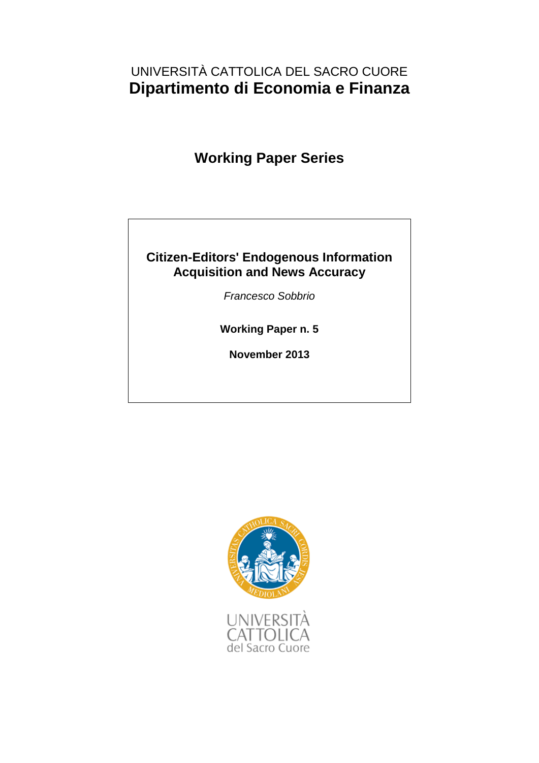UNIVERSITÀ CATTOLICA DEL SACRO CUORE

# Dipartimento di Economia e Finanza

## Working Paper Series

**Citizen-Editors' Endogenous Information Acquisition and News Accuracy**

*Francesco Sobbrio*

**Working Paper n. 5**

**November 2013**

UNIVERSITÀ CATTOLICA del Sacro Cuore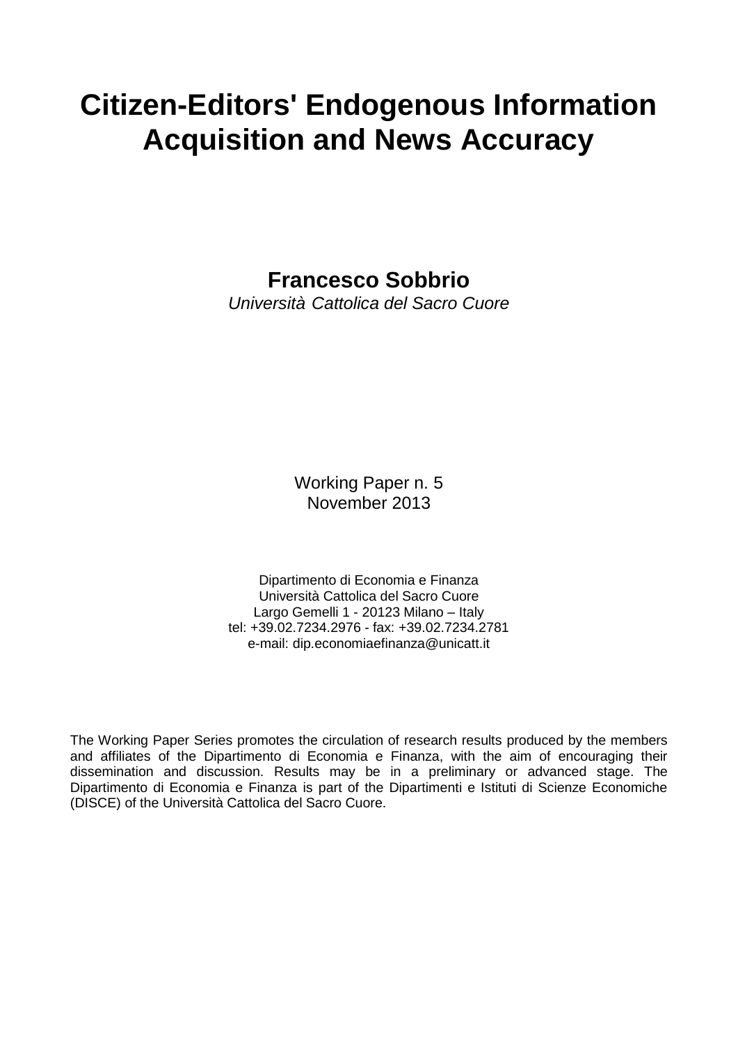# Citizen-Editors' Endogenous Information Acquisition and News Accuracy

**Francesco Sobbrio**

*Università Cattolica del Sacro Cuore*

Working Paper n. 5
November 2013

Dipartimento di Economia e Finanza
Università Cattolica del Sacro Cuore
Largo Gemelli 1 - 20123 Milano – Italy
tel: +39.02.7234.2976 - fax: +39.02.7234.2781
e-mail: dip.economiaefinanza@unicatt.it

The Working Paper Series promotes the circulation of research results produced by the members and affiliates of the Dipartimento di Economia e Finanza, with the aim of encouraging their dissemination and discussion. Results may be in a preliminary or advanced stage. The Dipartimento di Economia e Finanza is part of the Dipartimenti e Istituti di Scienze Economiche (DISCE) of the Università Cattolica del Sacro Cuore.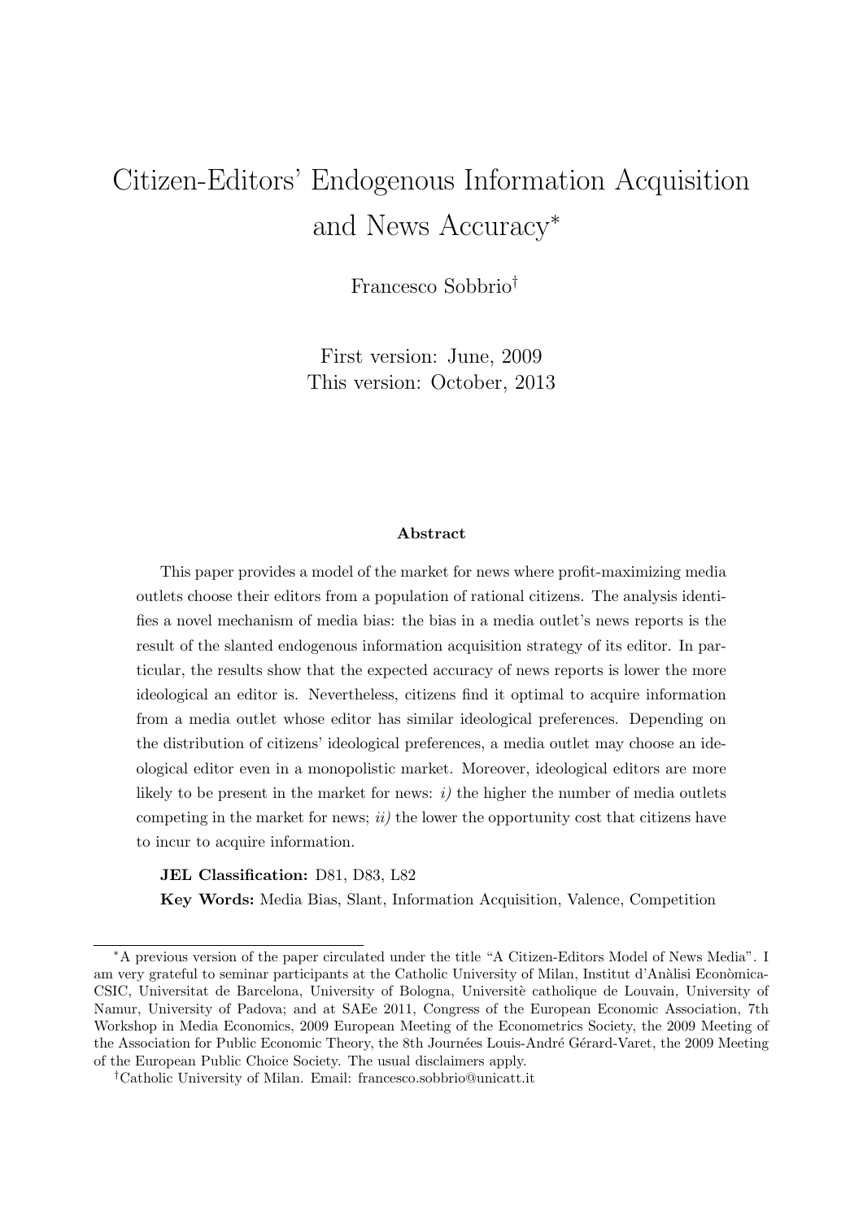# Citizen-Editors' Endogenous Information Acquisition and News Accuracy*

Francesco Sobbrio†

First version: June, 2009

This version: October, 2013

### Abstract

This paper provides a model of the market for news where profit-maximizing media outlets choose their editors from a population of rational citizens. The analysis identifies a novel mechanism of media bias: the bias in a media outlet's news reports is the result of the slanted endogenous information acquisition strategy of its editor. In particular, the results show that the expected accuracy of news reports is lower the more ideological an editor is. Nevertheless, citizens find it optimal to acquire information from a media outlet whose editor has similar ideological preferences. Depending on the distribution of citizens' ideological preferences, a media outlet may choose an ideological editor even in a monopolistic market. Moreover, ideological editors are more likely to be present in the market for news: *i)* the higher the number of media outlets competing in the market for news; *ii)* the lower the opportunity cost that citizens have to incur to acquire information.

**JEL Classification:** D81, D83, L82

**Key Words:** Media Bias, Slant, Information Acquisition, Valence, Competition

---

*A previous version of the paper circulated under the title "A Citizen-Editors Model of News Media". I am very grateful to seminar participants at the Catholic University of Milan, Institut d'Anàlisi Econòmica-CSIC, Universitat de Barcelona, University of Bologna, Universitè catholique de Louvain, University of Namur, University of Padova; and at SAEe 2011, Congress of the European Economic Association, 7th Workshop in Media Economics, 2009 European Meeting of the Econometrics Society, the 2009 Meeting of the Association for Public Economic Theory, the 8th Journées Louis-André Gérard-Varet, the 2009 Meeting of the European Public Choice Society. The usual disclaimers apply.

†Catholic University of Milan. Email: francesco.sobbrio@unicatt.it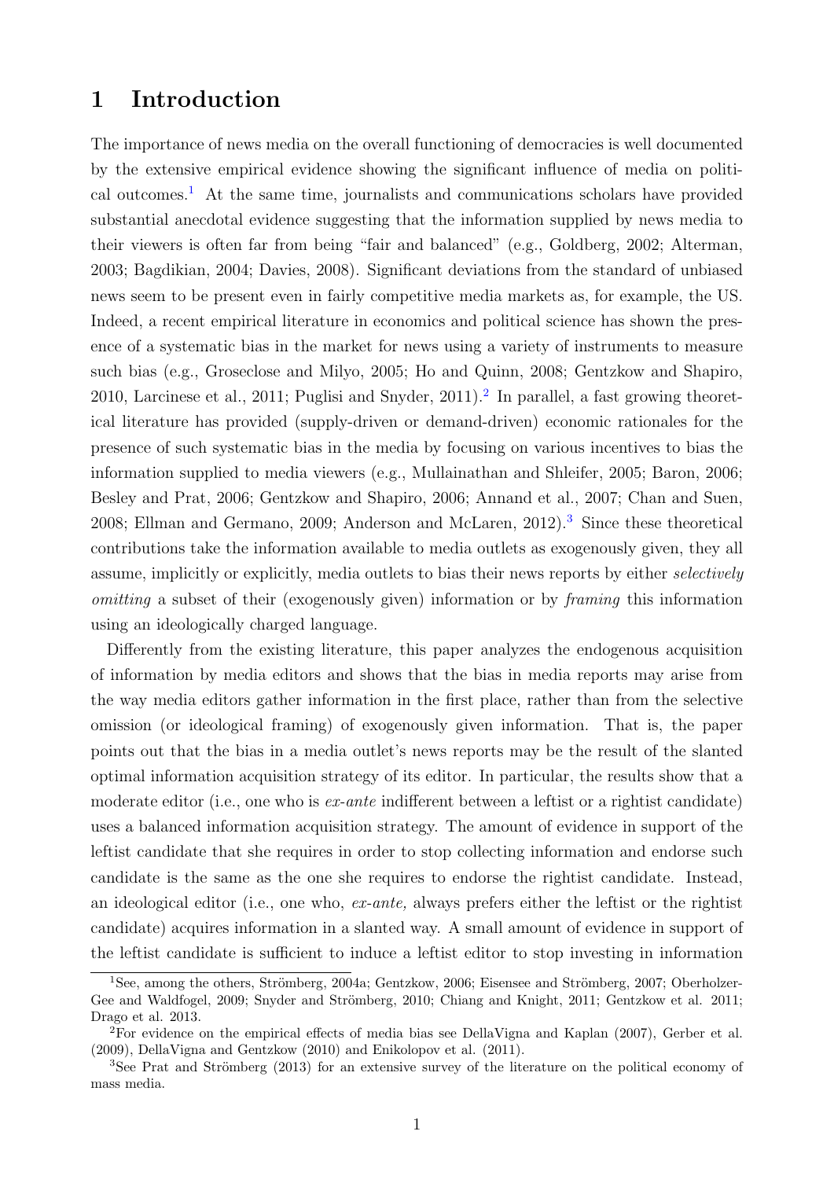# 1 Introduction

The importance of news media on the overall functioning of democracies is well documented by the extensive empirical evidence showing the significant influence of media on political outcomes.[1] At the same time, journalists and communications scholars have provided substantial anecdotal evidence suggesting that the information supplied by news media to their viewers is often far from being "fair and balanced" (e.g., Goldberg, 2002; Alterman, 2003; Bagdikian, 2004; Davies, 2008). Significant deviations from the standard of unbiased news seem to be present even in fairly competitive media markets as, for example, the US. Indeed, a recent empirical literature in economics and political science has shown the presence of a systematic bias in the market for news using a variety of instruments to measure such bias (e.g., Groseclose and Milyo, 2005; Ho and Quinn, 2008; Gentzkow and Shapiro, 2010, Larcinese et al., 2011; Puglisi and Snyder, 2011).[2] In parallel, a fast growing theoretical literature has provided (supply-driven or demand-driven) economic rationales for the presence of such systematic bias in the media by focusing on various incentives to bias the information supplied to media viewers (e.g., Mullainathan and Shleifer, 2005; Baron, 2006; Besley and Prat, 2006; Gentzkow and Shapiro, 2006; Annand et al., 2007; Chan and Suen, 2008; Ellman and Germano, 2009; Anderson and McLaren, 2012).[3] Since these theoretical contributions take the information available to media outlets as exogenously given, they all assume, implicitly or explicitly, media outlets to bias their news reports by either *selectively omitting* a subset of their (exogenously given) information or by *framing* this information using an ideologically charged language.

Differently from the existing literature, this paper analyzes the endogenous acquisition of information by media editors and shows that the bias in media reports may arise from the way media editors gather information in the first place, rather than from the selective omission (or ideological framing) of exogenously given information. That is, the paper points out that the bias in a media outlet's news reports may be the result of the slanted optimal information acquisition strategy of its editor. In particular, the results show that a moderate editor (i.e., one who is *ex-ante* indifferent between a leftist or a rightist candidate) uses a balanced information acquisition strategy. The amount of evidence in support of the leftist candidate that she requires in order to stop collecting information and endorse such candidate is the same as the one she requires to endorse the rightist candidate. Instead, an ideological editor (i.e., one who, *ex-ante,* always prefers either the leftist or the rightist candidate) acquires information in a slanted way. A small amount of evidence in support of the leftist candidate is sufficient to induce a leftist editor to stop investing in information

[1] See, among the others, Strömberg, 2004a; Gentzkow, 2006; Eisensee and Strömberg, 2007; Oberholzer-Gee and Waldfogel, 2009; Snyder and Strömberg, 2010; Chiang and Knight, 2011; Gentzkow et al. 2011; Drago et al. 2013.

[2] For evidence on the empirical effects of media bias see DellaVigna and Kaplan (2007), Gerber et al. (2009), DellaVigna and Gentzkow (2010) and Enikolopov et al. (2011).

[3] See Prat and Strömberg (2013) for an extensive survey of the literature on the political economy of mass media.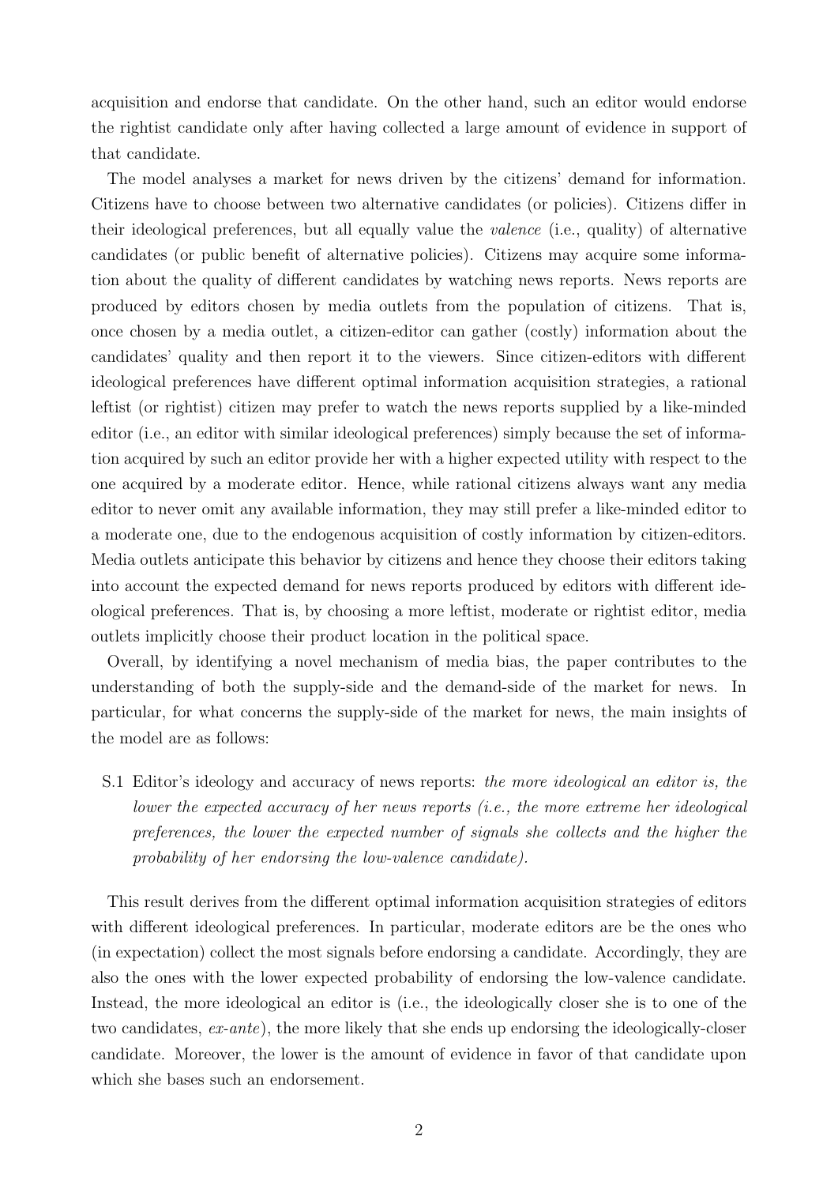acquisition and endorse that candidate. On the other hand, such an editor would endorse the rightist candidate only after having collected a large amount of evidence in support of that candidate.

The model analyses a market for news driven by the citizens' demand for information. Citizens have to choose between two alternative candidates (or policies). Citizens differ in their ideological preferences, but all equally value the *valence* (i.e., quality) of alternative candidates (or public benefit of alternative policies). Citizens may acquire some information about the quality of different candidates by watching news reports. News reports are produced by editors chosen by media outlets from the population of citizens. That is, once chosen by a media outlet, a citizen-editor can gather (costly) information about the candidates' quality and then report it to the viewers. Since citizen-editors with different ideological preferences have different optimal information acquisition strategies, a rational leftist (or rightist) citizen may prefer to watch the news reports supplied by a like-minded editor (i.e., an editor with similar ideological preferences) simply because the set of information acquired by such an editor provide her with a higher expected utility with respect to the one acquired by a moderate editor. Hence, while rational citizens always want any media editor to never omit any available information, they may still prefer a like-minded editor to a moderate one, due to the endogenous acquisition of costly information by citizen-editors. Media outlets anticipate this behavior by citizens and hence they choose their editors taking into account the expected demand for news reports produced by editors with different ideological preferences. That is, by choosing a more leftist, moderate or rightist editor, media outlets implicitly choose their product location in the political space.

Overall, by identifying a novel mechanism of media bias, the paper contributes to the understanding of both the supply-side and the demand-side of the market for news. In particular, for what concerns the supply-side of the market for news, the main insights of the model are as follows:

S.1 Editor's ideology and accuracy of news reports: *the more ideological an editor is, the lower the expected accuracy of her news reports (i.e., the more extreme her ideological preferences, the lower the expected number of signals she collects and the higher the probability of her endorsing the low-valence candidate).*

This result derives from the different optimal information acquisition strategies of editors with different ideological preferences. In particular, moderate editors are be the ones who (in expectation) collect the most signals before endorsing a candidate. Accordingly, they are also the ones with the lower expected probability of endorsing the low-valence candidate. Instead, the more ideological an editor is (i.e., the ideologically closer she is to one of the two candidates, *ex-ante*), the more likely that she ends up endorsing the ideologically-closer candidate. Moreover, the lower is the amount of evidence in favor of that candidate upon which she bases such an endorsement.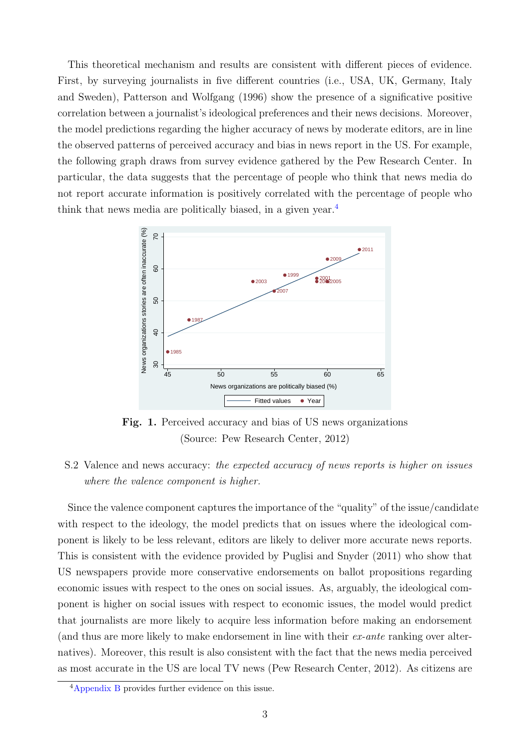This theoretical mechanism and results are consistent with different pieces of evidence. First, by surveying journalists in five different countries (i.e., USA, UK, Germany, Italy and Sweden), Patterson and Wolfgang (1996) show the presence of a significative positive correlation between a journalist's ideological preferences and their news decisions. Moreover, the model predictions regarding the higher accuracy of news by moderate editors, are in line the observed patterns of perceived accuracy and bias in news report in the US. For example, the following graph draws from survey evidence gathered by the Pew Research Center. In particular, the data suggests that the percentage of people who think that news media do not report accurate information is positively correlated with the percentage of people who think that news media are politically biased, in a given year.[4]

**Fig. 1.** Perceived accuracy and bias of US news organizations (Source: Pew Research Center, 2012)

S.2 Valence and news accuracy: *the expected accuracy of news reports is higher on issues where the valence component is higher.*

Since the valence component captures the importance of the "quality" of the issue/candidate with respect to the ideology, the model predicts that on issues where the ideological component is likely to be less relevant, editors are likely to deliver more accurate news reports. This is consistent with the evidence provided by Puglisi and Snyder (2011) who show that US newspapers provide more conservative endorsements on ballot propositions regarding economic issues with respect to the ones on social issues. As, arguably, the ideological component is higher on social issues with respect to economic issues, the model would predict that journalists are more likely to acquire less information before making an endorsement (and thus are more likely to make endorsement in line with their *ex-ante* ranking over alternatives). Moreover, this result is also consistent with the fact that the news media perceived as most accurate in the US are local TV news (Pew Research Center, 2012). As citizens are

[4] Appendix B provides further evidence on this issue.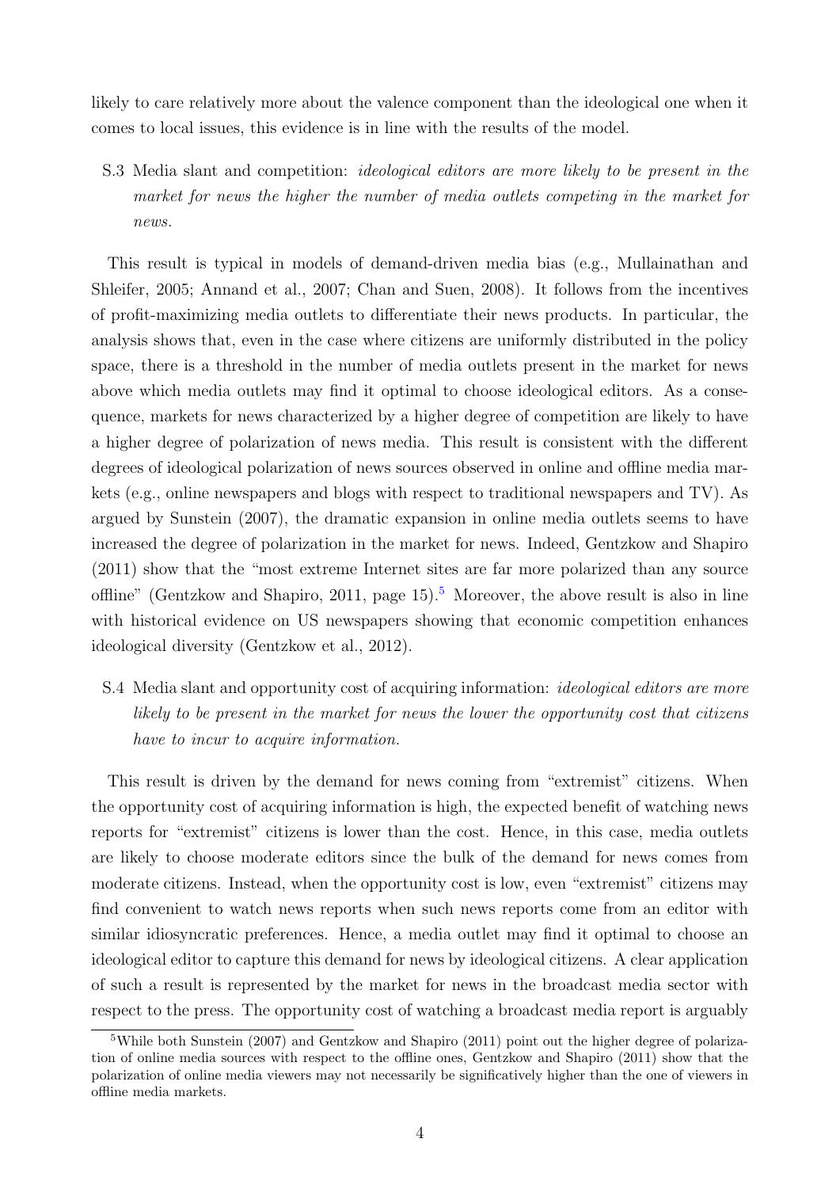likely to care relatively more about the valence component than the ideological one when it comes to local issues, this evidence is in line with the results of the model.

S.3 Media slant and competition: *ideological editors are more likely to be present in the market for news the higher the number of media outlets competing in the market for news.*

This result is typical in models of demand-driven media bias (e.g., Mullainathan and Shleifer, 2005; Annand et al., 2007; Chan and Suen, 2008). It follows from the incentives of profit-maximizing media outlets to differentiate their news products. In particular, the analysis shows that, even in the case where citizens are uniformly distributed in the policy space, there is a threshold in the number of media outlets present in the market for news above which media outlets may find it optimal to choose ideological editors. As a consequence, markets for news characterized by a higher degree of competition are likely to have a higher degree of polarization of news media. This result is consistent with the different degrees of ideological polarization of news sources observed in online and offline media markets (e.g., online newspapers and blogs with respect to traditional newspapers and TV). As argued by Sunstein (2007), the dramatic expansion in online media outlets seems to have increased the degree of polarization in the market for news. Indeed, Gentzkow and Shapiro (2011) show that the "most extreme Internet sites are far more polarized than any source offline" (Gentzkow and Shapiro, 2011, page 15).[5] Moreover, the above result is also in line with historical evidence on US newspapers showing that economic competition enhances ideological diversity (Gentzkow et al., 2012).

S.4 Media slant and opportunity cost of acquiring information: *ideological editors are more likely to be present in the market for news the lower the opportunity cost that citizens have to incur to acquire information.*

This result is driven by the demand for news coming from "extremist" citizens. When the opportunity cost of acquiring information is high, the expected benefit of watching news reports for "extremist" citizens is lower than the cost. Hence, in this case, media outlets are likely to choose moderate editors since the bulk of the demand for news comes from moderate citizens. Instead, when the opportunity cost is low, even "extremist" citizens may find convenient to watch news reports when such news reports come from an editor with similar idiosyncratic preferences. Hence, a media outlet may find it optimal to choose an ideological editor to capture this demand for news by ideological citizens. A clear application of such a result is represented by the market for news in the broadcast media sector with respect to the press. The opportunity cost of watching a broadcast media report is arguably

[5] While both Sunstein (2007) and Gentzkow and Shapiro (2011) point out the higher degree of polarization of online media sources with respect to the offline ones, Gentzkow and Shapiro (2011) show that the polarization of online media viewers may not necessarily be significatively higher than the one of viewers in offline media markets.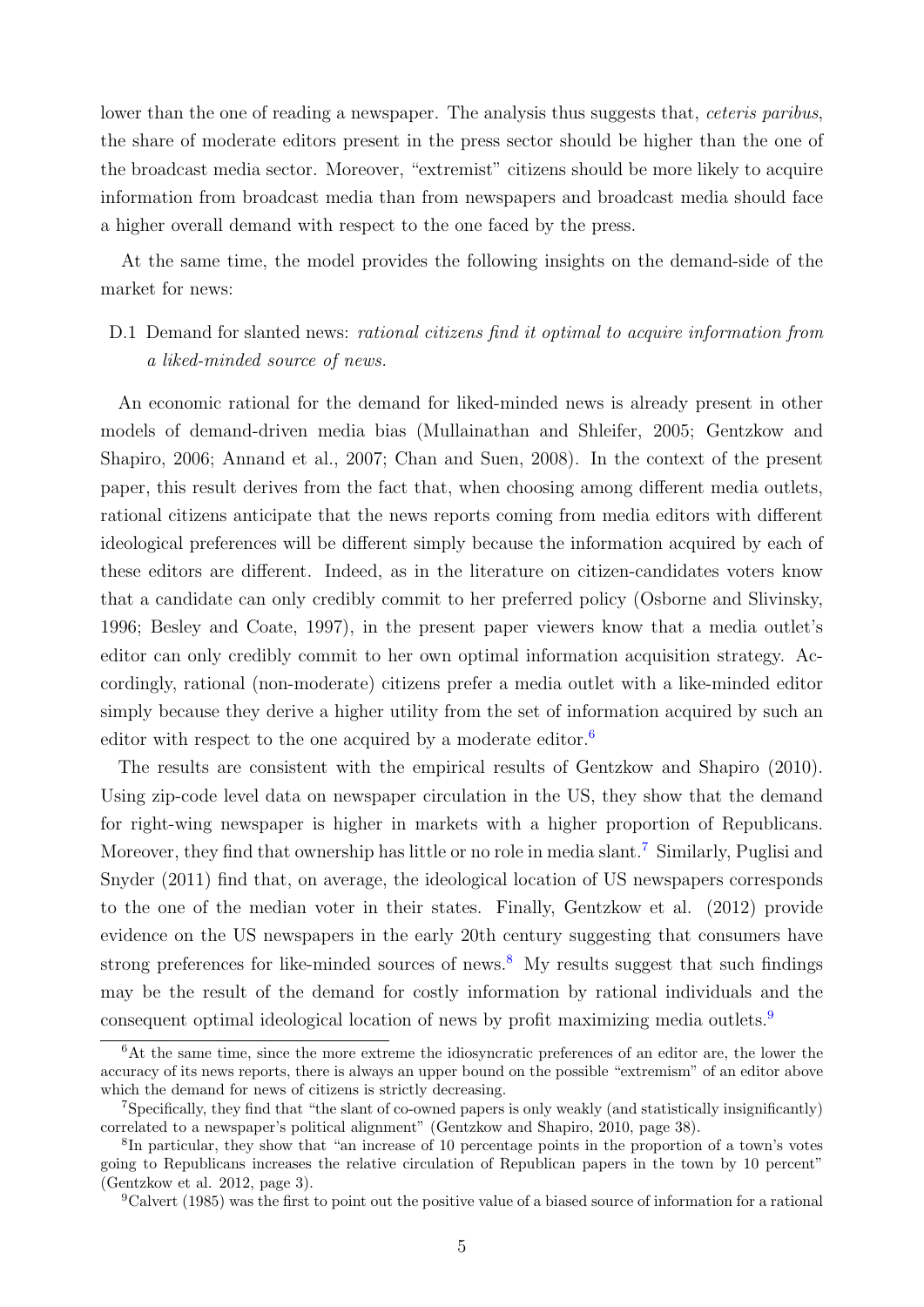lower than the one of reading a newspaper. The analysis thus suggests that, *ceteris paribus*, the share of moderate editors present in the press sector should be higher than the one of the broadcast media sector. Moreover, "extremist" citizens should be more likely to acquire information from broadcast media than from newspapers and broadcast media should face a higher overall demand with respect to the one faced by the press.

At the same time, the model provides the following insights on the demand-side of the market for news:

D.1 Demand for slanted news: *rational citizens find it optimal to acquire information from a liked-minded source of news.*

An economic rational for the demand for liked-minded news is already present in other models of demand-driven media bias (Mullainathan and Shleifer, 2005; Gentzkow and Shapiro, 2006; Annand et al., 2007; Chan and Suen, 2008). In the context of the present paper, this result derives from the fact that, when choosing among different media outlets, rational citizens anticipate that the news reports coming from media editors with different ideological preferences will be different simply because the information acquired by each of these editors are different. Indeed, as in the literature on citizen-candidates voters know that a candidate can only credibly commit to her preferred policy (Osborne and Slivinsky, 1996; Besley and Coate, 1997), in the present paper viewers know that a media outlet's editor can only credibly commit to her own optimal information acquisition strategy. Accordingly, rational (non-moderate) citizens prefer a media outlet with a like-minded editor simply because they derive a higher utility from the set of information acquired by such an editor with respect to the one acquired by a moderate editor.[6]

The results are consistent with the empirical results of Gentzkow and Shapiro (2010). Using zip-code level data on newspaper circulation in the US, they show that the demand for right-wing newspaper is higher in markets with a higher proportion of Republicans. Moreover, they find that ownership has little or no role in media slant.[7] Similarly, Puglisi and Snyder (2011) find that, on average, the ideological location of US newspapers corresponds to the one of the median voter in their states. Finally, Gentzkow et al. (2012) provide evidence on the US newspapers in the early 20th century suggesting that consumers have strong preferences for like-minded sources of news.[8] My results suggest that such findings may be the result of the demand for costly information by rational individuals and the consequent optimal ideological location of news by profit maximizing media outlets.[9]

[6] At the same time, since the more extreme the idiosyncratic preferences of an editor are, the lower the accuracy of its news reports, there is always an upper bound on the possible "extremism" of an editor above which the demand for news of citizens is strictly decreasing.

[7] Specifically, they find that "the slant of co-owned papers is only weakly (and statistically insignificantly) correlated to a newspaper's political alignment" (Gentzkow and Shapiro, 2010, page 38).

[8] In particular, they show that "an increase of 10 percentage points in the proportion of a town's votes going to Republicans increases the relative circulation of Republican papers in the town by 10 percent" (Gentzkow et al. 2012, page 3).

[9] Calvert (1985) was the first to point out the positive value of a biased source of information for a rational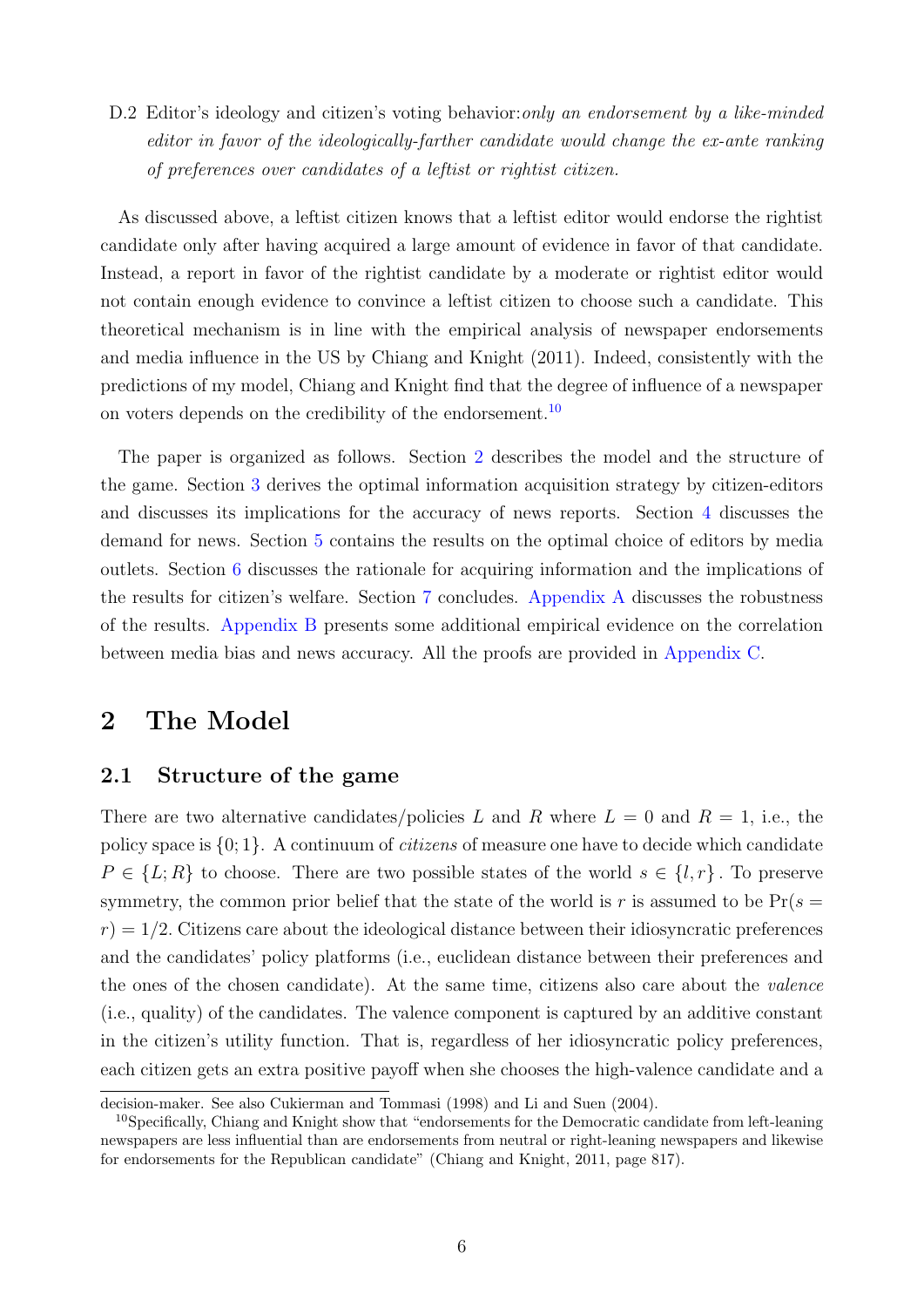D.2 Editor's ideology and citizen's voting behavior: *only an endorsement by a like-minded editor in favor of the ideologically-farther candidate would change the ex-ante ranking of preferences over candidates of a leftist or rightist citizen.*

As discussed above, a leftist citizen knows that a leftist editor would endorse the rightist candidate only after having acquired a large amount of evidence in favor of that candidate. Instead, a report in favor of the rightist candidate by a moderate or rightist editor would not contain enough evidence to convince a leftist citizen to choose such a candidate. This theoretical mechanism is in line with the empirical analysis of newspaper endorsements and media influence in the US by Chiang and Knight (2011). Indeed, consistently with the predictions of my model, Chiang and Knight find that the degree of influence of a newspaper on voters depends on the credibility of the endorsement.[10]

The paper is organized as follows. Section 2 describes the model and the structure of the game. Section 3 derives the optimal information acquisition strategy by citizen-editors and discusses its implications for the accuracy of news reports. Section 4 discusses the demand for news. Section 5 contains the results on the optimal choice of editors by media outlets. Section 6 discusses the rationale for acquiring information and the implications of the results for citizen's welfare. Section 7 concludes. Appendix A discusses the robustness of the results. Appendix B presents some additional empirical evidence on the correlation between media bias and news accuracy. All the proofs are provided in Appendix C.

# 2 The Model

## 2.1 Structure of the game

There are two alternative candidates/policies $L$ and $R$ where $L = 0$ and $R = 1$, i.e., the policy space is $\{0; 1\}$. A continuum of *citizens* of measure one have to decide which candidate $P \in \{L; R\}$ to choose. There are two possible states of the world $s \in \{l, r\}$. To preserve symmetry, the common prior belief that the state of the world is $r$ is assumed to be $\Pr(s = r) = 1/2$. Citizens care about the ideological distance between their idiosyncratic preferences and the candidates' policy platforms (i.e., euclidean distance between their preferences and the ones of the chosen candidate). At the same time, citizens also care about the *valence* (i.e., quality) of the candidates. The valence component is captured by an additive constant in the citizen's utility function. That is, regardless of her idiosyncratic policy preferences, each citizen gets an extra positive payoff when she chooses the high-valence candidate and a

decision-maker. See also Cukierman and Tommasi (1998) and Li and Suen (2004).

[10] Specifically, Chiang and Knight show that "endorsements for the Democratic candidate from left-leaning newspapers are less influential than are endorsements from neutral or right-leaning newspapers and likewise for endorsements for the Republican candidate" (Chiang and Knight, 2011, page 817).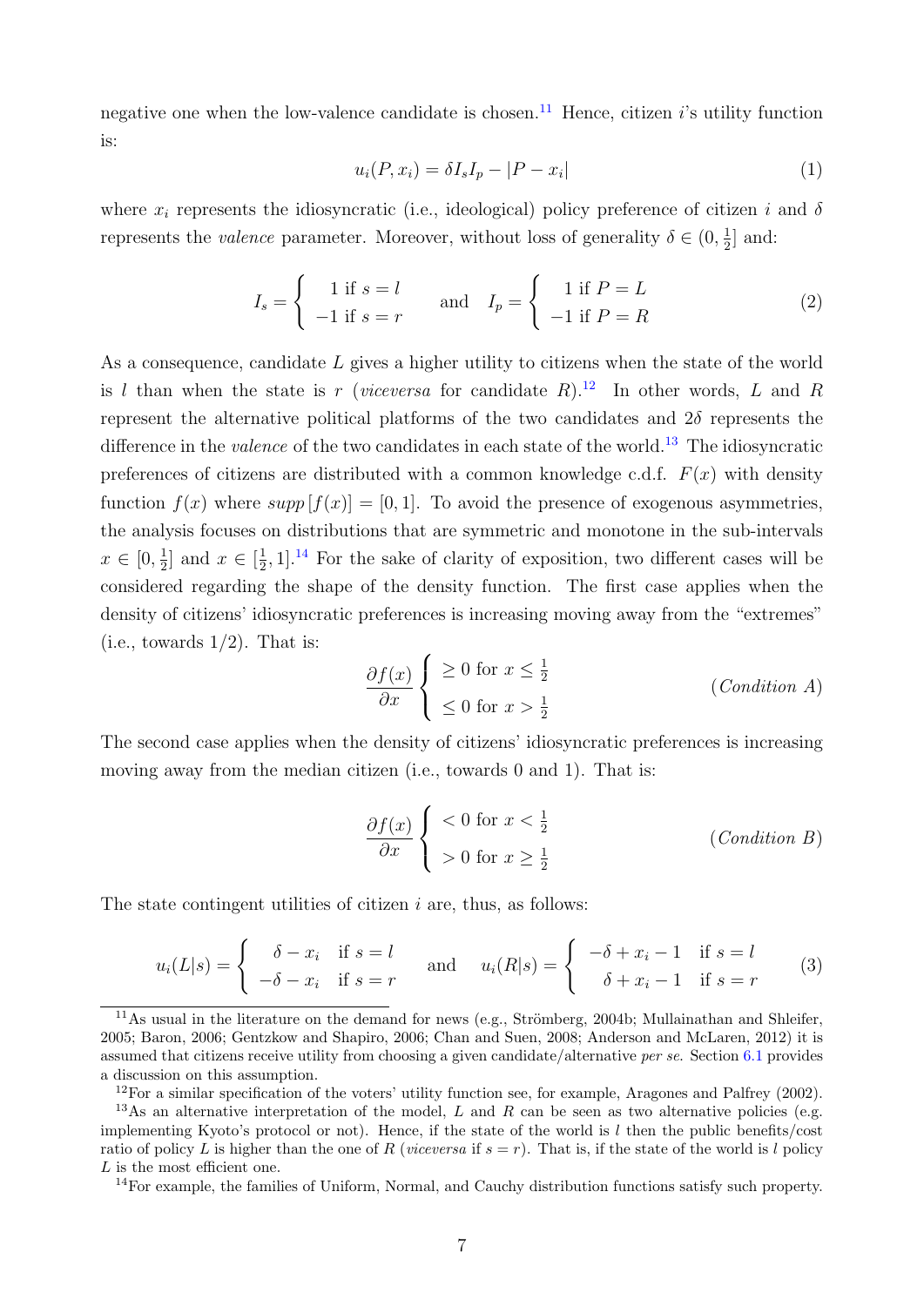negative one when the low-valence candidate is chosen.[11] Hence, citizen $i$'s utility function is:

$$u_i(P, x_i) = \delta I_s I_p - |P - x_i| \tag{1}$$

where $x_i$ represents the idiosyncratic (i.e., ideological) policy preference of citizen $i$ and $\delta$ represents the *valence* parameter. Moreover, without loss of generality $\delta \in (0, \frac{1}{2}]$ and:

$$I_s = \begin{cases} 1 \text{ if } s = l \\ -1 \text{ if } s = r \end{cases} \quad \text{and} \quad I_p = \begin{cases} 1 \text{ if } P = L \\ -1 \text{ if } P = R \end{cases} \tag{2}$$

As a consequence, candidate $L$ gives a higher utility to citizens when the state of the world is $l$ than when the state is $r$ (*viceversa* for candidate $R$).[12] In other words, $L$ and $R$ represent the alternative political platforms of the two candidates and $2\delta$ represents the difference in the *valence* of the two candidates in each state of the world.[13] The idiosyncratic preferences of citizens are distributed with a common knowledge c.d.f. $F(x)$ with density function $f(x)$ where $supp\,[f(x)] = [0, 1]$. To avoid the presence of exogenous asymmetries, the analysis focuses on distributions that are symmetric and monotone in the sub-intervals $x \in [0, \frac{1}{2}]$ and $x \in [\frac{1}{2}, 1]$.[14] For the sake of clarity of exposition, two different cases will be considered regarding the shape of the density function. The first case applies when the density of citizens' idiosyncratic preferences is increasing moving away from the "extremes" (i.e., towards 1/2). That is:

$$\frac{\partial f(x)}{\partial x} \begin{cases} \geq 0 \text{ for } x \leq \frac{1}{2} \\ \leq 0 \text{ for } x > \frac{1}{2} \end{cases} \tag{Condition A}$$

The second case applies when the density of citizens' idiosyncratic preferences is increasing moving away from the median citizen (i.e., towards 0 and 1). That is:

$$\frac{\partial f(x)}{\partial x} \begin{cases} < 0 \text{ for } x < \frac{1}{2} \\ > 0 \text{ for } x \geq \frac{1}{2} \end{cases} \tag{Condition B}$$

The state contingent utilities of citizen $i$ are, thus, as follows:

$$u_i(L|s) = \begin{cases} \delta - x_i & \text{if } s = l \\ -\delta - x_i & \text{if } s = r \end{cases} \quad \text{and} \quad u_i(R|s) = \begin{cases} -\delta + x_i - 1 & \text{if } s = l \\ \delta + x_i - 1 & \text{if } s = r \end{cases} \tag{3}$$

---

[11] As usual in the literature on the demand for news (e.g., Strömberg, 2004b; Mullainathan and Shleifer, 2005; Baron, 2006; Gentzkow and Shapiro, 2006; Chan and Suen, 2008; Anderson and McLaren, 2012) it is assumed that citizens receive utility from choosing a given candidate/alternative *per se*. Section 6.1 provides a discussion on this assumption.

[12] For a similar specification of the voters' utility function see, for example, Aragones and Palfrey (2002).

[13] As an alternative interpretation of the model, $L$ and $R$ can be seen as two alternative policies (e.g. implementing Kyoto's protocol or not). Hence, if the state of the world is $l$ then the public benefits/cost ratio of policy $L$ is higher than the one of $R$ (*viceversa* if $s = r$). That is, if the state of the world is $l$ policy $L$ is the most efficient one.

[14] For example, the families of Uniform, Normal, and Cauchy distribution functions satisfy such property.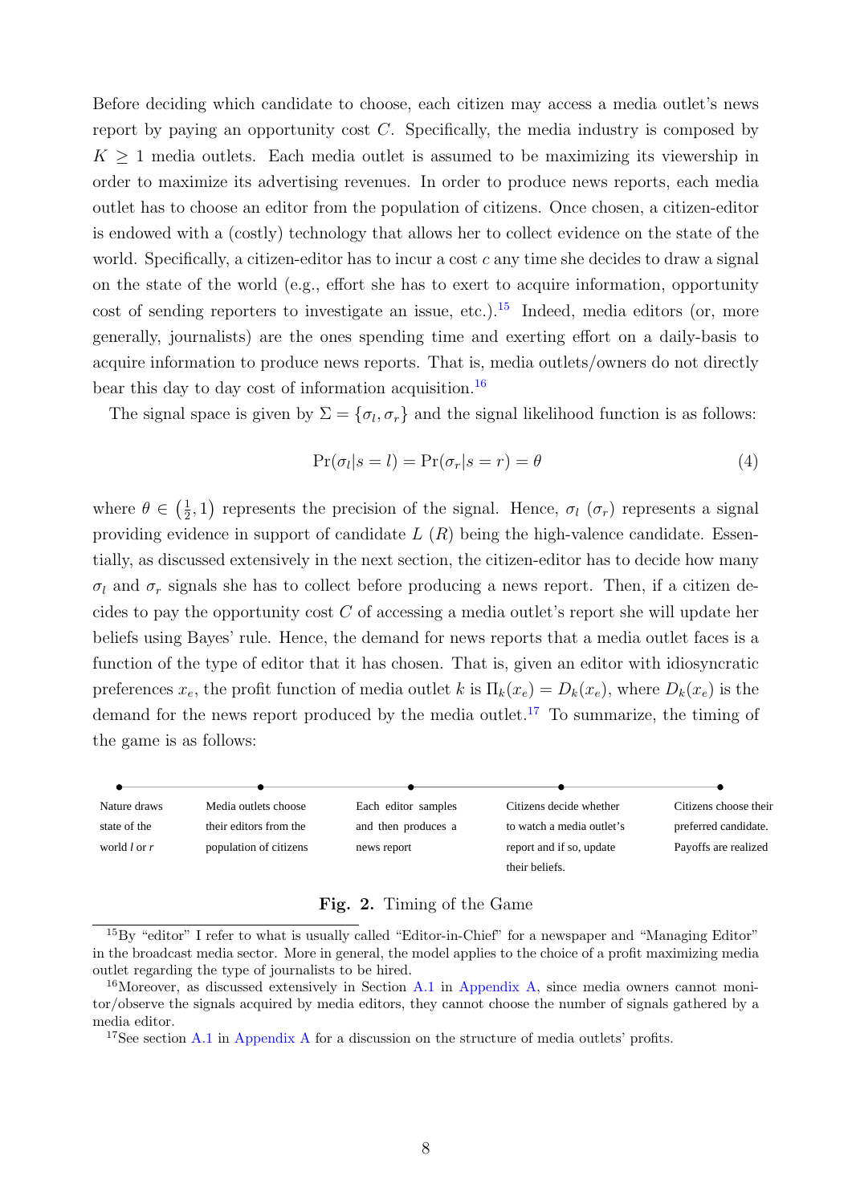Before deciding which candidate to choose, each citizen may access a media outlet's news report by paying an opportunity cost $C$. Specifically, the media industry is composed by $K \geq 1$ media outlets. Each media outlet is assumed to be maximizing its viewership in order to maximize its advertising revenues. In order to produce news reports, each media outlet has to choose an editor from the population of citizens. Once chosen, a citizen-editor is endowed with a (costly) technology that allows her to collect evidence on the state of the world. Specifically, a citizen-editor has to incur a cost $c$ any time she decides to draw a signal on the state of the world (e.g., effort she has to exert to acquire information, opportunity cost of sending reporters to investigate an issue, etc.).[15] Indeed, media editors (or, more generally, journalists) are the ones spending time and exerting effort on a daily-basis to acquire information to produce news reports. That is, media outlets/owners do not directly bear this day to day cost of information acquisition.[16]

The signal space is given by $\Sigma = \{\sigma_l, \sigma_r\}$ and the signal likelihood function is as follows:

$$\Pr(\sigma_l | s = l) = \Pr(\sigma_r | s = r) = \theta \tag{4}$$

where $\theta \in \left(\frac{1}{2}, 1\right)$ represents the precision of the signal. Hence, $\sigma_l$ ($\sigma_r$) represents a signal providing evidence in support of candidate $L$ ($R$) being the high-valence candidate. Essentially, as discussed extensively in the next section, the citizen-editor has to decide how many $\sigma_l$ and $\sigma_r$ signals she has to collect before producing a news report. Then, if a citizen decides to pay the opportunity cost $C$ of accessing a media outlet's report she will update her beliefs using Bayes' rule. Hence, the demand for news reports that a media outlet faces is a function of the type of editor that it has chosen. That is, given an editor with idiosyncratic preferences $x_e$, the profit function of media outlet $k$ is $\Pi_k(x_e) = D_k(x_e)$, where $D_k(x_e)$ is the demand for the news report produced by the media outlet.[17] To summarize, the timing of the game is as follows:

| Nature draws state of the world $l$ or $r$ | Media outlets choose their editors from the population of citizens | Each editor samples and then produces a news report | Citizens decide whether to watch a media outlet's report and if so, update their beliefs. | Citizens choose their preferred candidate. Payoffs are realized |
|---|---|---|---|---|

**Fig. 2.** Timing of the Game

[15] By "editor" I refer to what is usually called "Editor-in-Chief" for a newspaper and "Managing Editor" in the broadcast media sector. More in general, the model applies to the choice of a profit maximizing media outlet regarding the type of journalists to be hired.

[16] Moreover, as discussed extensively in Section A.1 in Appendix A, since media owners cannot monitor/observe the signals acquired by media editors, they cannot choose the number of signals gathered by a media editor.

[17] See section A.1 in Appendix A for a discussion on the structure of media outlets' profits.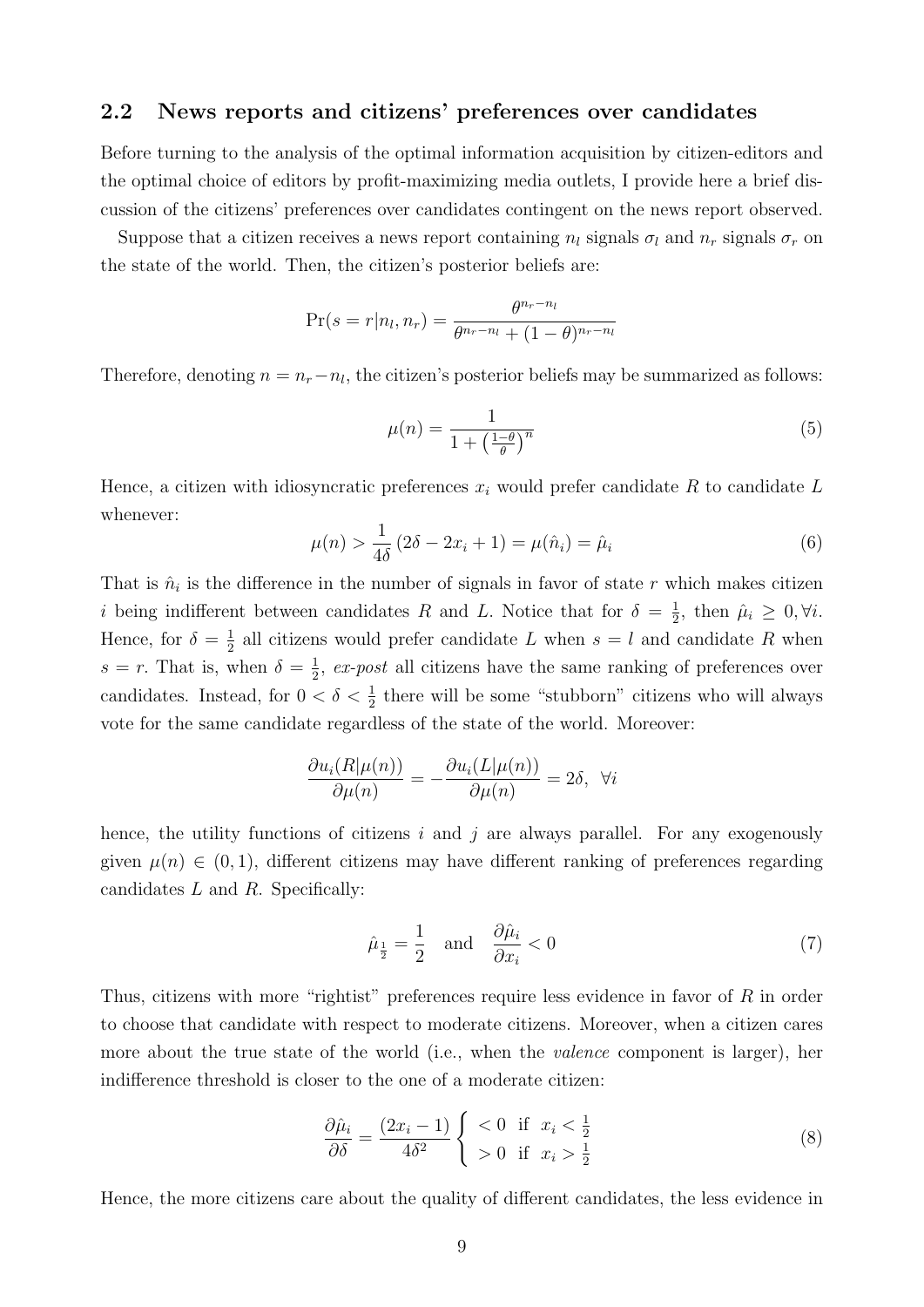## 2.2 News reports and citizens' preferences over candidates

Before turning to the analysis of the optimal information acquisition by citizen-editors and the optimal choice of editors by profit-maximizing media outlets, I provide here a brief discussion of the citizens' preferences over candidates contingent on the news report observed.

Suppose that a citizen receives a news report containing $n_l$ signals $\sigma_l$ and $n_r$ signals $\sigma_r$ on the state of the world. Then, the citizen's posterior beliefs are:

$$\Pr(s = r | n_l, n_r) = \frac{\theta^{n_r - n_l}}{\theta^{n_r - n_l} + (1-\theta)^{n_r - n_l}}$$

Therefore, denoting $n = n_r - n_l$, the citizen's posterior beliefs may be summarized as follows:

$$\mu(n) = \frac{1}{1 + \left(\frac{1-\theta}{\theta}\right)^n} \tag{5}$$

Hence, a citizen with idiosyncratic preferences $x_i$ would prefer candidate $R$ to candidate $L$ whenever:

$$\mu(n) > \frac{1}{4\delta}\left(2\delta - 2x_i + 1\right) = \mu(\hat{n}_i) = \hat{\mu}_i \tag{6}$$

That is $\hat{n}_i$ is the difference in the number of signals in favor of state $r$ which makes citizen $i$ being indifferent between candidates $R$ and $L$. Notice that for $\delta = \frac{1}{2}$, then $\hat{\mu}_i \geq 0, \forall i$. Hence, for $\delta = \frac{1}{2}$ all citizens would prefer candidate $L$ when $s = l$ and candidate $R$ when $s = r$. That is, when $\delta = \frac{1}{2}$, *ex-post* all citizens have the same ranking of preferences over candidates. Instead, for $0 < \delta < \frac{1}{2}$ there will be some "stubborn" citizens who will always vote for the same candidate regardless of the state of the world. Moreover:

$$\frac{\partial u_i(R|\mu(n))}{\partial \mu(n)} = -\frac{\partial u_i(L|\mu(n))}{\partial \mu(n)} = 2\delta, \ \ \forall i$$

hence, the utility functions of citizens $i$ and $j$ are always parallel. For any exogenously given $\mu(n) \in (0,1)$, different citizens may have different ranking of preferences regarding candidates $L$ and $R$. Specifically:

$$\hat{\mu}_{\frac{1}{2}} = \frac{1}{2} \quad \text{and} \quad \frac{\partial \hat{\mu}_i}{\partial x_i} < 0 \tag{7}$$

Thus, citizens with more "rightist" preferences require less evidence in favor of $R$ in order to choose that candidate with respect to moderate citizens. Moreover, when a citizen cares more about the true state of the world (i.e., when the *valence* component is larger), her indifference threshold is closer to the one of a moderate citizen:

$$\frac{\partial \hat{\mu}_i}{\partial \delta} = \frac{(2x_i - 1)}{4\delta^2} \begin{cases} < 0 & \text{if} \ \ x_i < \frac{1}{2} \\ > 0 & \text{if} \ \ x_i > \frac{1}{2} \end{cases} \tag{8}$$

Hence, the more citizens care about the quality of different candidates, the less evidence in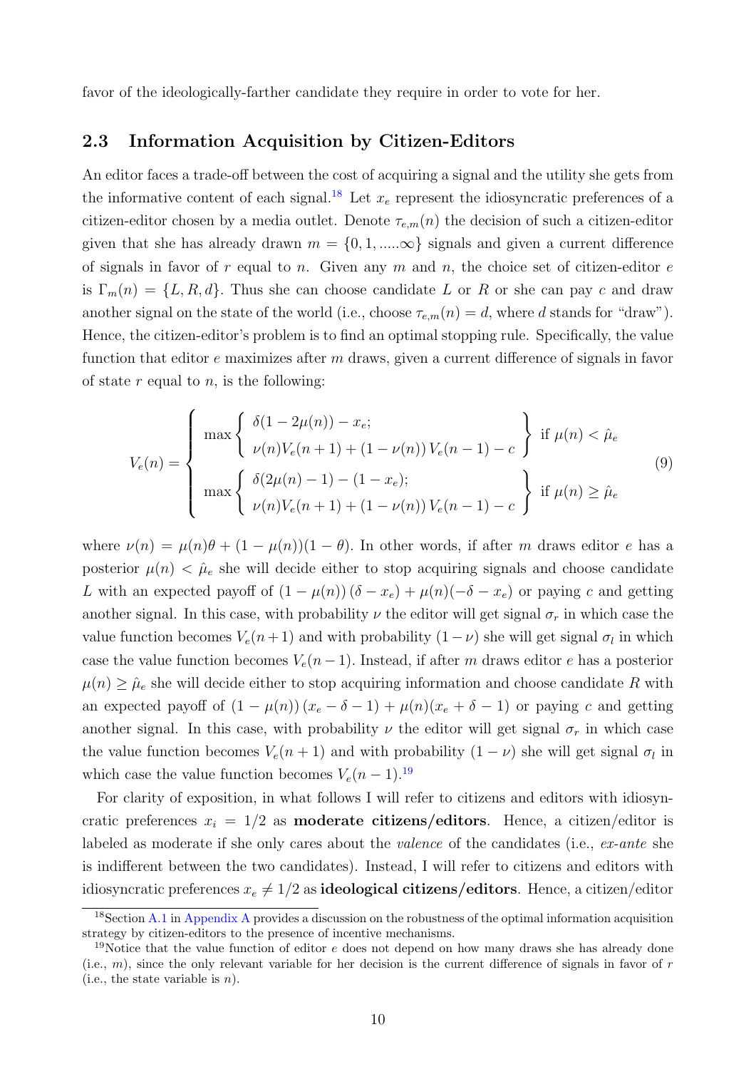favor of the ideologically-farther candidate they require in order to vote for her.

## 2.3 Information Acquisition by Citizen-Editors

An editor faces a trade-off between the cost of acquiring a signal and the utility she gets from the informative content of each signal.[18] Let $x_e$ represent the idiosyncratic preferences of a citizen-editor chosen by a media outlet. Denote $\tau_{e,m}(n)$ the decision of such a citizen-editor given that she has already drawn $m = \{0, 1, .....\infty\}$ signals and given a current difference of signals in favor of $r$ equal to $n$. Given any $m$ and $n$, the choice set of citizen-editor $e$ is $\Gamma_m(n) = \{L, R, d\}$. Thus she can choose candidate $L$ or $R$ or she can pay $c$ and draw another signal on the state of the world (i.e., choose $\tau_{e,m}(n) = d$, where $d$ stands for "draw"). Hence, the citizen-editor's problem is to find an optimal stopping rule. Specifically, the value function that editor $e$ maximizes after $m$ draws, given a current difference of signals in favor of state $r$ equal to $n$, is the following:

$$V_e(n) = \begin{cases} \max \left\{ \begin{array}{l} \delta(1 - 2\mu(n)) - x_e; \\ \nu(n)V_e(n+1) + (1 - \nu(n))\, V_e(n-1) - c \end{array} \right\} & \text{if } \mu(n) < \hat{\mu}_e \\ \max \left\{ \begin{array}{l} \delta(2\mu(n) - 1) - (1 - x_e); \\ \nu(n)V_e(n+1) + (1 - \nu(n))\, V_e(n-1) - c \end{array} \right\} & \text{if } \mu(n) \geq \hat{\mu}_e \end{cases} \tag{9}$$

where $\nu(n) = \mu(n)\theta + (1 - \mu(n))(1 - \theta)$. In other words, if after $m$ draws editor $e$ has a posterior $\mu(n) < \hat{\mu}_e$ she will decide either to stop acquiring signals and choose candidate $L$ with an expected payoff of $(1 - \mu(n))\,(\delta - x_e) + \mu(n)(-\delta - x_e)$ or paying $c$ and getting another signal. In this case, with probability $\nu$ the editor will get signal $\sigma_r$ in which case the value function becomes $V_e(n+1)$ and with probability $(1 - \nu)$ she will get signal $\sigma_l$ in which case the value function becomes $V_e(n-1)$. Instead, if after $m$ draws editor $e$ has a posterior $\mu(n) \geq \hat{\mu}_e$ she will decide either to stop acquiring information and choose candidate $R$ with an expected payoff of $(1 - \mu(n))\,(x_e - \delta - 1) + \mu(n)(x_e + \delta - 1)$ or paying $c$ and getting another signal. In this case, with probability $\nu$ the editor will get signal $\sigma_r$ in which case the value function becomes $V_e(n+1)$ and with probability $(1 - \nu)$ she will get signal $\sigma_l$ in which case the value function becomes $V_e(n-1)$.[19]

For clarity of exposition, in what follows I will refer to citizens and editors with idiosyncratic preferences $x_i = 1/2$ as **moderate citizens/editors**. Hence, a citizen/editor is labeled as moderate if she only cares about the *valence* of the candidates (i.e., *ex-ante* she is indifferent between the two candidates). Instead, I will refer to citizens and editors with idiosyncratic preferences $x_e \neq 1/2$ as **ideological citizens/editors**. Hence, a citizen/editor

[18] Section A.1 in Appendix A provides a discussion on the robustness of the optimal information acquisition strategy by citizen-editors to the presence of incentive mechanisms.

[19] Notice that the value function of editor $e$ does not depend on how many draws she has already done (i.e., $m$), since the only relevant variable for her decision is the current difference of signals in favor of $r$ (i.e., the state variable is $n$).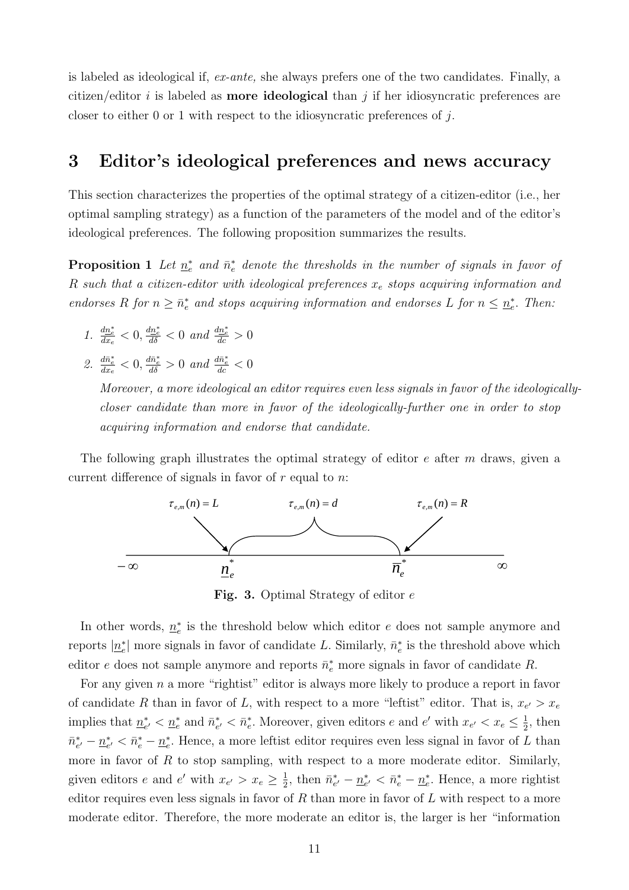is labeled as ideological if, *ex-ante,* she always prefers one of the two candidates. Finally, a citizen/editor $i$ is labeled as **more ideological** than $j$ if her idiosyncratic preferences are closer to either 0 or 1 with respect to the idiosyncratic preferences of $j$.

# 3 Editor's ideological preferences and news accuracy

This section characterizes the properties of the optimal strategy of a citizen-editor (i.e., her optimal sampling strategy) as a function of the parameters of the model and of the editor's ideological preferences. The following proposition summarizes the results.

**Proposition 1** *Let $\underline{n}_e^*$ and $\bar{n}_e^*$ denote the thresholds in the number of signals in favor of R such that a citizen-editor with ideological preferences $x_e$ stops acquiring information and endorses R for $n \geq \bar{n}_e^*$ and stops acquiring information and endorses L for $n \leq \underline{n}_e^*$. Then:*

1. $\frac{d\underline{n}_e^*}{dx_e} < 0, \frac{d\underline{n}_e^*}{d\delta} < 0$ *and* $\frac{d\underline{n}_e^*}{dc} > 0$
2. $\frac{d\bar{n}_e^*}{dx_e} < 0, \frac{d\bar{n}_e^*}{d\delta} > 0$ *and* $\frac{d\bar{n}_e^*}{dc} < 0$

   *Moreover, a more ideological an editor requires even less signals in favor of the ideologically-closer candidate than more in favor of the ideologically-further one in order to stop acquiring information and endorse that candidate.*

The following graph illustrates the optimal strategy of editor $e$ after $m$ draws, given a current difference of signals in favor of $r$ equal to $n$:

$\tau_{e,m}(n) = L$ $\quad$ $\tau_{e,m}(n) = d$ $\quad$ $\tau_{e,m}(n) = R$

$-\infty$ $\quad$ $\underline{n}_e^*$ $\quad$ $\bar{n}_e^*$ $\quad$ $\infty$

**Fig. 3.** Optimal Strategy of editor $e$

In other words, $\underline{n}_e^*$ is the threshold below which editor $e$ does not sample anymore and reports $|\underline{n}_e^*|$ more signals in favor of candidate $L$. Similarly, $\bar{n}_e^*$ is the threshold above which editor $e$ does not sample anymore and reports $\bar{n}_e^*$ more signals in favor of candidate $R$.

For any given $n$ a more "rightist" editor is always more likely to produce a report in favor of candidate $R$ than in favor of $L$, with respect to a more "leftist" editor. That is, $x_{e'} > x_e$ implies that $\underline{n}_{e'}^* < \underline{n}_e^*$ and $\bar{n}_{e'}^* < \bar{n}_e^*$. Moreover, given editors $e$ and $e'$ with $x_{e'} < x_e \leq \frac{1}{2}$, then $\bar{n}_{e'}^* - \underline{n}_{e'}^* < \bar{n}_e^* - \underline{n}_e^*$. Hence, a more leftist editor requires even less signal in favor of $L$ than more in favor of $R$ to stop sampling, with respect to a more moderate editor. Similarly, given editors $e$ and $e'$ with $x_{e'} > x_e \geq \frac{1}{2}$, then $\bar{n}_{e'}^* - \underline{n}_{e'}^* < \bar{n}_e^* - \underline{n}_e^*$. Hence, a more rightist editor requires even less signals in favor of $R$ than more in favor of $L$ with respect to a more moderate editor. Therefore, the more moderate an editor is, the larger is her "information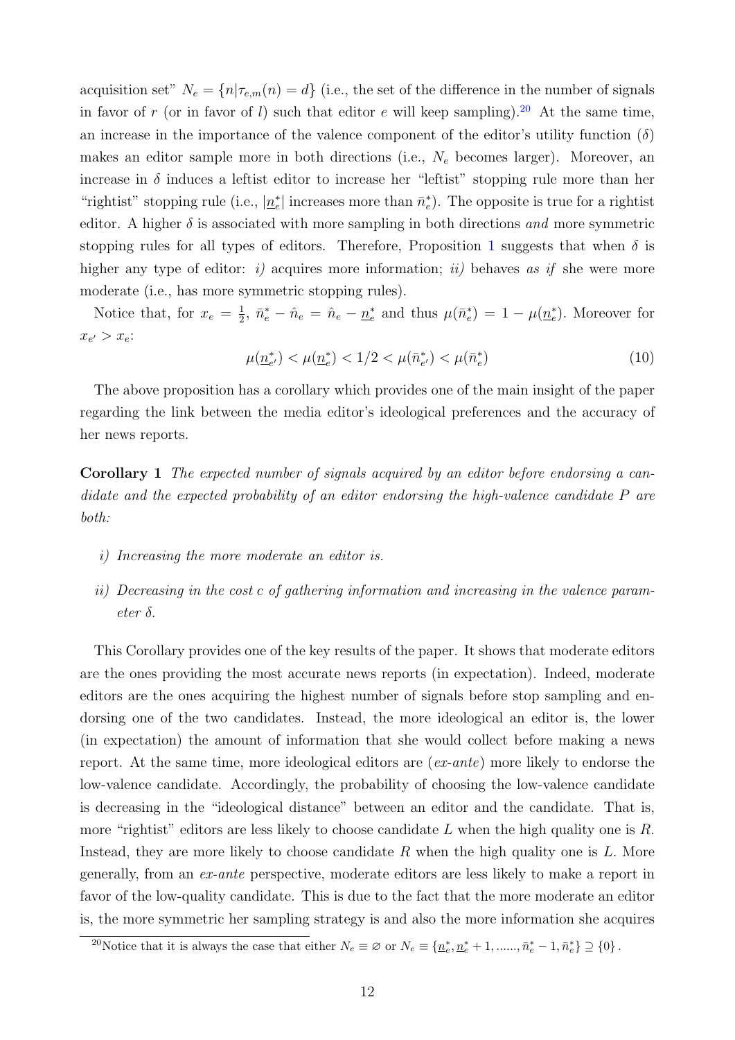acquisition set" $N_e = \{n|\tau_{e,m}(n) = d\}$ (i.e., the set of the difference in the number of signals in favor of $r$ (or in favor of $l$) such that editor $e$ will keep sampling).[20] At the same time, an increase in the importance of the valence component of the editor's utility function ($\delta$) makes an editor sample more in both directions (i.e., $N_e$ becomes larger). Moreover, an increase in $\delta$ induces a leftist editor to increase her "leftist" stopping rule more than her "rightist" stopping rule (i.e., $|\underline{n}_e^*|$ increases more than $\bar{n}_e^*$). The opposite is true for a rightist editor. A higher $\delta$ is associated with more sampling in both directions *and* more symmetric stopping rules for all types of editors. Therefore, Proposition 1 suggests that when $\delta$ is higher any type of editor: *i)* acquires more information; *ii)* behaves *as if* she were more moderate (i.e., has more symmetric stopping rules).

Notice that, for $x_e = \frac{1}{2}$, $\bar{n}_e^* - \hat{n}_e = \hat{n}_e - \underline{n}_e^*$ and thus $\mu(\bar{n}_e^*) = 1 - \mu(\underline{n}_e^*)$. Moreover for $x_{e'} > x_e$:

$$\mu(\underline{n}_{e'}^*) < \mu(\underline{n}_e^*) < 1/2 < \mu(\bar{n}_{e'}^*) < \mu(\bar{n}_e^*) \tag{10}$$

The above proposition has a corollary which provides one of the main insight of the paper regarding the link between the media editor's ideological preferences and the accuracy of her news reports.

**Corollary 1** *The expected number of signals acquired by an editor before endorsing a candidate and the expected probability of an editor endorsing the high-valence candidate $P$ are both:*

*i) Increasing the more moderate an editor is.*

*ii) Decreasing in the cost $c$ of gathering information and increasing in the valence parameter $\delta$.*

This Corollary provides one of the key results of the paper. It shows that moderate editors are the ones providing the most accurate news reports (in expectation). Indeed, moderate editors are the ones acquiring the highest number of signals before stop sampling and endorsing one of the two candidates. Instead, the more ideological an editor is, the lower (in expectation) the amount of information that she would collect before making a news report. At the same time, more ideological editors are (*ex-ante*) more likely to endorse the low-valence candidate. Accordingly, the probability of choosing the low-valence candidate is decreasing in the "ideological distance" between an editor and the candidate. That is, more "rightist" editors are less likely to choose candidate $L$ when the high quality one is $R$. Instead, they are more likely to choose candidate $R$ when the high quality one is $L$. More generally, from an *ex-ante* perspective, moderate editors are less likely to make a report in favor of the low-quality candidate. This is due to the fact that the more moderate an editor is, the more symmetric her sampling strategy is and also the more information she acquires

[20] Notice that it is always the case that either $N_e \equiv \varnothing$ or $N_e \equiv \{\underline{n}_e^*, \underline{n}_e^* + 1, ......, \bar{n}_e^* - 1, \bar{n}_e^*\} \supseteq \{0\}$.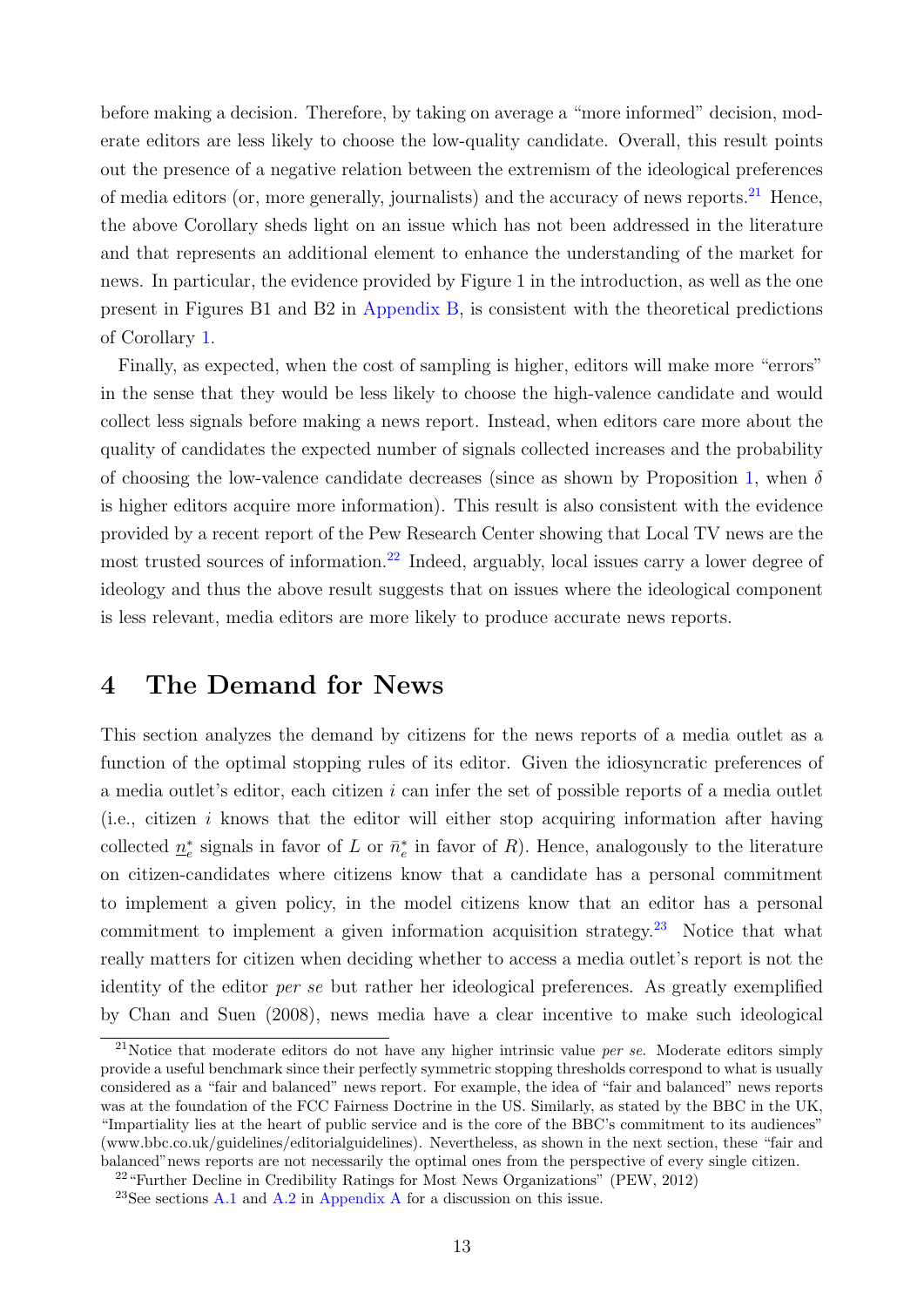before making a decision. Therefore, by taking on average a "more informed" decision, moderate editors are less likely to choose the low-quality candidate. Overall, this result points out the presence of a negative relation between the extremism of the ideological preferences of media editors (or, more generally, journalists) and the accuracy of news reports.[21] Hence, the above Corollary sheds light on an issue which has not been addressed in the literature and that represents an additional element to enhance the understanding of the market for news. In particular, the evidence provided by Figure 1 in the introduction, as well as the one present in Figures B1 and B2 in Appendix B, is consistent with the theoretical predictions of Corollary 1.

Finally, as expected, when the cost of sampling is higher, editors will make more "errors" in the sense that they would be less likely to choose the high-valence candidate and would collect less signals before making a news report. Instead, when editors care more about the quality of candidates the expected number of signals collected increases and the probability of choosing the low-valence candidate decreases (since as shown by Proposition 1, when $\delta$ is higher editors acquire more information). This result is also consistent with the evidence provided by a recent report of the Pew Research Center showing that Local TV news are the most trusted sources of information.[22] Indeed, arguably, local issues carry a lower degree of ideology and thus the above result suggests that on issues where the ideological component is less relevant, media editors are more likely to produce accurate news reports.

# 4 The Demand for News

This section analyzes the demand by citizens for the news reports of a media outlet as a function of the optimal stopping rules of its editor. Given the idiosyncratic preferences of a media outlet's editor, each citizen $i$ can infer the set of possible reports of a media outlet (i.e., citizen $i$ knows that the editor will either stop acquiring information after having collected $\underline{n}_e^*$ signals in favor of $L$ or $\bar{n}_e^*$ in favor of $R$). Hence, analogously to the literature on citizen-candidates where citizens know that a candidate has a personal commitment to implement a given policy, in the model citizens know that an editor has a personal commitment to implement a given information acquisition strategy.[23] Notice that what really matters for citizen when deciding whether to access a media outlet's report is not the identity of the editor *per se* but rather her ideological preferences. As greatly exemplified by Chan and Suen (2008), news media have a clear incentive to make such ideological

[21] Notice that moderate editors do not have any higher intrinsic value *per se*. Moderate editors simply provide a useful benchmark since their perfectly symmetric stopping thresholds correspond to what is usually considered as a "fair and balanced" news report. For example, the idea of "fair and balanced" news reports was at the foundation of the FCC Fairness Doctrine in the US. Similarly, as stated by the BBC in the UK, "Impartiality lies at the heart of public service and is the core of the BBC's commitment to its audiences" (www.bbc.co.uk/guidelines/editorialguidelines). Nevertheless, as shown in the next section, these "fair and balanced" news reports are not necessarily the optimal ones from the perspective of every single citizen.

[22] "Further Decline in Credibility Ratings for Most News Organizations" (PEW, 2012)

[23] See sections A.1 and A.2 in Appendix A for a discussion on this issue.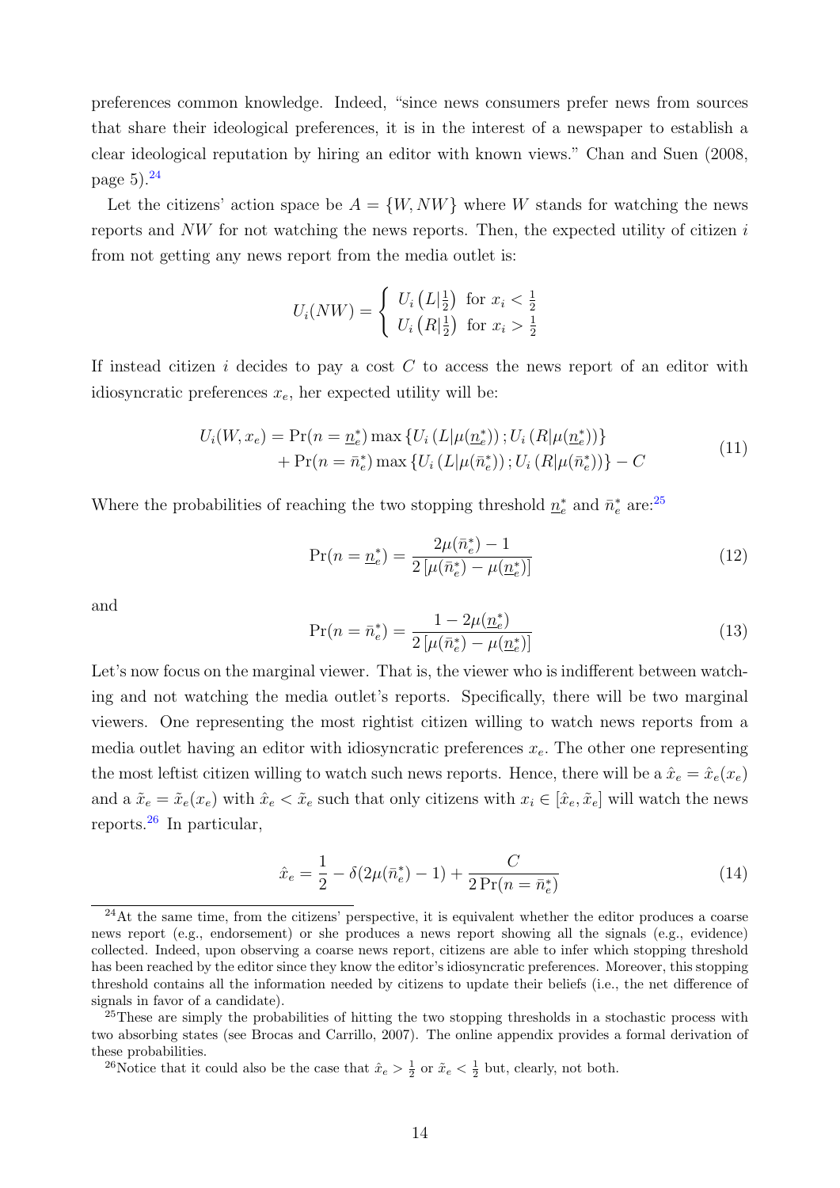preferences common knowledge. Indeed, "since news consumers prefer news from sources that share their ideological preferences, it is in the interest of a newspaper to establish a clear ideological reputation by hiring an editor with known views." Chan and Suen (2008, page 5).[24]

Let the citizens' action space be $A = \{W, NW\}$ where $W$ stands for watching the news reports and $NW$ for not watching the news reports. Then, the expected utility of citizen $i$ from not getting any news report from the media outlet is:

$$U_i(NW) = \begin{cases} U_i\left(L|\frac{1}{2}\right) & \text{for } x_i < \frac{1}{2} \\ U_i\left(R|\frac{1}{2}\right) & \text{for } x_i > \frac{1}{2} \end{cases}$$

If instead citizen $i$ decides to pay a cost $C$ to access the news report of an editor with idiosyncratic preferences $x_e$, her expected utility will be:

$$\begin{aligned} U_i(W, x_e) = &\Pr(n = \underline{n}_e^*) \max\left\{U_i\left(L|\mu(\underline{n}_e^*)\right); U_i\left(R|\mu(\underline{n}_e^*)\right)\right\} \\ &+ \Pr(n = \bar{n}_e^*) \max\left\{U_i\left(L|\mu(\bar{n}_e^*)\right); U_i\left(R|\mu(\bar{n}_e^*)\right)\right\} - C \end{aligned} \tag{11}$$

Where the probabilities of reaching the two stopping threshold $\underline{n}_e^*$ and $\bar{n}_e^*$ are:[25]

$$\Pr(n = \underline{n}_e^*) = \frac{2\mu(\bar{n}_e^*) - 1}{2\left[\mu(\bar{n}_e^*) - \mu(\underline{n}_e^*)\right]} \tag{12}$$

and

$$\Pr(n = \bar{n}_e^*) = \frac{1 - 2\mu(\underline{n}_e^*)}{2\left[\mu(\bar{n}_e^*) - \mu(\underline{n}_e^*)\right]} \tag{13}$$

Let's now focus on the marginal viewer. That is, the viewer who is indifferent between watching and not watching the media outlet's reports. Specifically, there will be two marginal viewers. One representing the most rightist citizen willing to watch news reports from a media outlet having an editor with idiosyncratic preferences $x_e$. The other one representing the most leftist citizen willing to watch such news reports. Hence, there will be a $\hat{x}_e = \hat{x}_e(x_e)$ and a $\tilde{x}_e = \tilde{x}_e(x_e)$ with $\hat{x}_e < \tilde{x}_e$ such that only citizens with $x_i \in [\hat{x}_e, \tilde{x}_e]$ will watch the news reports.[26] In particular,

$$\hat{x}_e = \frac{1}{2} - \delta(2\mu(\bar{n}_e^*) - 1) + \frac{C}{2\Pr(n = \bar{n}_e^*)} \tag{14}$$

---

[24] At the same time, from the citizens' perspective, it is equivalent whether the editor produces a coarse news report (e.g., endorsement) or she produces a news report showing all the signals (e.g., evidence) collected. Indeed, upon observing a coarse news report, citizens are able to infer which stopping threshold has been reached by the editor since they know the editor's idiosyncratic preferences. Moreover, this stopping threshold contains all the information needed by citizens to update their beliefs (i.e., the net difference of signals in favor of a candidate).

[25] These are simply the probabilities of hitting the two stopping thresholds in a stochastic process with two absorbing states (see Brocas and Carrillo, 2007). The online appendix provides a formal derivation of these probabilities.

[26] Notice that it could also be the case that $\hat{x}_e > \frac{1}{2}$ or $\tilde{x}_e < \frac{1}{2}$ but, clearly, not both.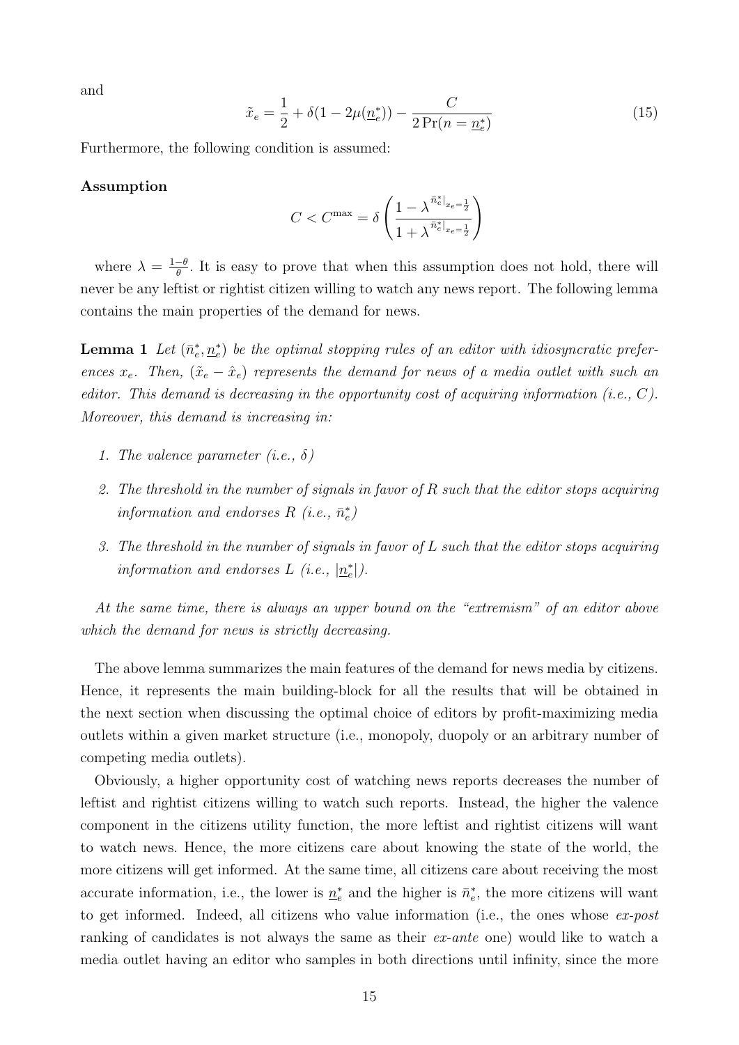and

$$\tilde{x}_e = \frac{1}{2} + \delta(1 - 2\mu(\underline{n}_e^*)) - \frac{C}{2\Pr(n = \underline{n}_e^*)} \tag{15}$$

Furthermore, the following condition is assumed:

**Assumption**

$$C < C^{\max} = \delta \left( \frac{1 - \lambda^{\bar{n}_e^*|_{x_e = \frac{1}{2}}}}{1 + \lambda^{\bar{n}_e^*|_{x_e = \frac{1}{2}}}} \right)$$

where $\lambda = \frac{1-\theta}{\theta}$. It is easy to prove that when this assumption does not hold, there will never be any leftist or rightist citizen willing to watch any news report. The following lemma contains the main properties of the demand for news.

**Lemma 1** *Let $(\bar{n}_e^*, \underline{n}_e^*)$ be the optimal stopping rules of an editor with idiosyncratic preferences $x_e$. Then, $(\tilde{x}_e - \hat{x}_e)$ represents the demand for news of a media outlet with such an editor. This demand is decreasing in the opportunity cost of acquiring information (i.e., $C$). Moreover, this demand is increasing in:*

1. *The valence parameter (i.e., $\delta$)*
2. *The threshold in the number of signals in favor of R such that the editor stops acquiring information and endorses R (i.e., $\bar{n}_e^*$)*
3. *The threshold in the number of signals in favor of L such that the editor stops acquiring information and endorses L (i.e., $|\underline{n}_e^*|$).*

*At the same time, there is always an upper bound on the "extremism" of an editor above which the demand for news is strictly decreasing.*

The above lemma summarizes the main features of the demand for news media by citizens. Hence, it represents the main building-block for all the results that will be obtained in the next section when discussing the optimal choice of editors by profit-maximizing media outlets within a given market structure (i.e., monopoly, duopoly or an arbitrary number of competing media outlets).

Obviously, a higher opportunity cost of watching news reports decreases the number of leftist and rightist citizens willing to watch such reports. Instead, the higher the valence component in the citizens utility function, the more leftist and rightist citizens will want to watch news. Hence, the more citizens care about knowing the state of the world, the more citizens will get informed. At the same time, all citizens care about receiving the most accurate information, i.e., the lower is $\underline{n}_e^*$ and the higher is $\bar{n}_e^*$, the more citizens will want to get informed. Indeed, all citizens who value information (i.e., the ones whose *ex-post* ranking of candidates is not always the same as their *ex-ante* one) would like to watch a media outlet having an editor who samples in both directions until infinity, since the more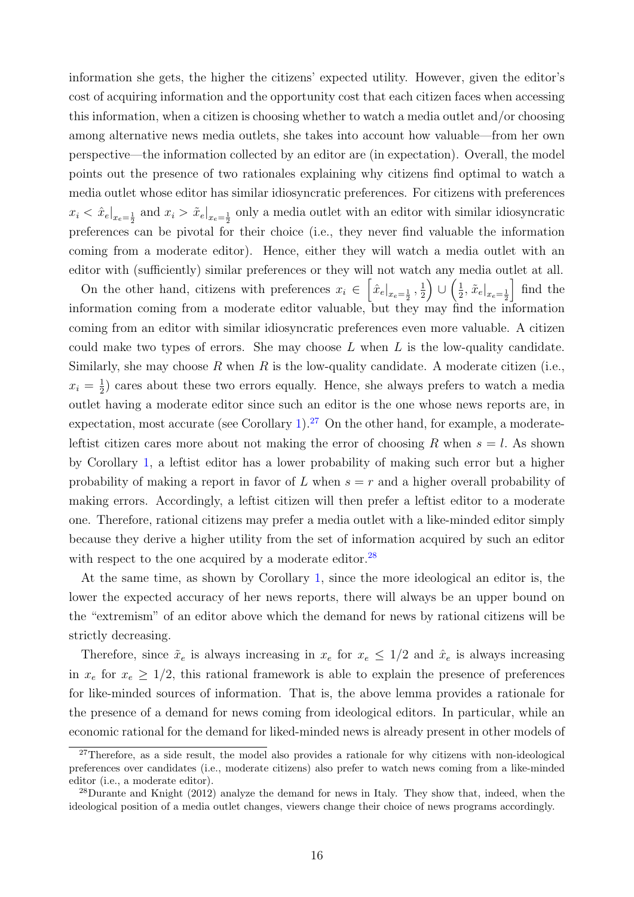information she gets, the higher the citizens' expected utility. However, given the editor's cost of acquiring information and the opportunity cost that each citizen faces when accessing this information, when a citizen is choosing whether to watch a media outlet and/or choosing among alternative news media outlets, she takes into account how valuable—from her own perspective—the information collected by an editor are (in expectation). Overall, the model points out the presence of two rationales explaining why citizens find optimal to watch a media outlet whose editor has similar idiosyncratic preferences. For citizens with preferences $x_i < \hat{x}_e|_{x_e=\frac{1}{2}}$ and $x_i > \tilde{x}_e|_{x_e=\frac{1}{2}}$ only a media outlet with an editor with similar idiosyncratic preferences can be pivotal for their choice (i.e., they never find valuable the information coming from a moderate editor). Hence, either they will watch a media outlet with an editor with (sufficiently) similar preferences or they will not watch any media outlet at all.

On the other hand, citizens with preferences $x_i \in \left[\hat{x}_e|_{x_e=\frac{1}{2}}, \frac{1}{2}\right) \cup \left(\frac{1}{2}, \tilde{x}_e|_{x_e=\frac{1}{2}}\right]$ find the information coming from a moderate editor valuable, but they may find the information coming from an editor with similar idiosyncratic preferences even more valuable. A citizen could make two types of errors. She may choose $L$ when $L$ is the low-quality candidate. Similarly, she may choose $R$ when $R$ is the low-quality candidate. A moderate citizen (i.e., $x_i = \frac{1}{2}$) cares about these two errors equally. Hence, she always prefers to watch a media outlet having a moderate editor since such an editor is the one whose news reports are, in expectation, most accurate (see Corollary 1).[27] On the other hand, for example, a moderate-leftist citizen cares more about not making the error of choosing $R$ when $s = l$. As shown by Corollary 1, a leftist editor has a lower probability of making such error but a higher probability of making a report in favor of $L$ when $s = r$ and a higher overall probability of making errors. Accordingly, a leftist citizen will then prefer a leftist editor to a moderate one. Therefore, rational citizens may prefer a media outlet with a like-minded editor simply because they derive a higher utility from the set of information acquired by such an editor with respect to the one acquired by a moderate editor.[28]

At the same time, as shown by Corollary 1, since the more ideological an editor is, the lower the expected accuracy of her news reports, there will always be an upper bound on the "extremism" of an editor above which the demand for news by rational citizens will be strictly decreasing.

Therefore, since $\tilde{x}_e$ is always increasing in $x_e$ for $x_e \leq 1/2$ and $\hat{x}_e$ is always increasing in $x_e$ for $x_e \geq 1/2$, this rational framework is able to explain the presence of preferences for like-minded sources of information. That is, the above lemma provides a rationale for the presence of a demand for news coming from ideological editors. In particular, while an economic rational for the demand for liked-minded news is already present in other models of

[27] Therefore, as a side result, the model also provides a rationale for why citizens with non-ideological preferences over candidates (i.e., moderate citizens) also prefer to watch news coming from a like-minded editor (i.e., a moderate editor).

[28] Durante and Knight (2012) analyze the demand for news in Italy. They show that, indeed, when the ideological position of a media outlet changes, viewers change their choice of news programs accordingly.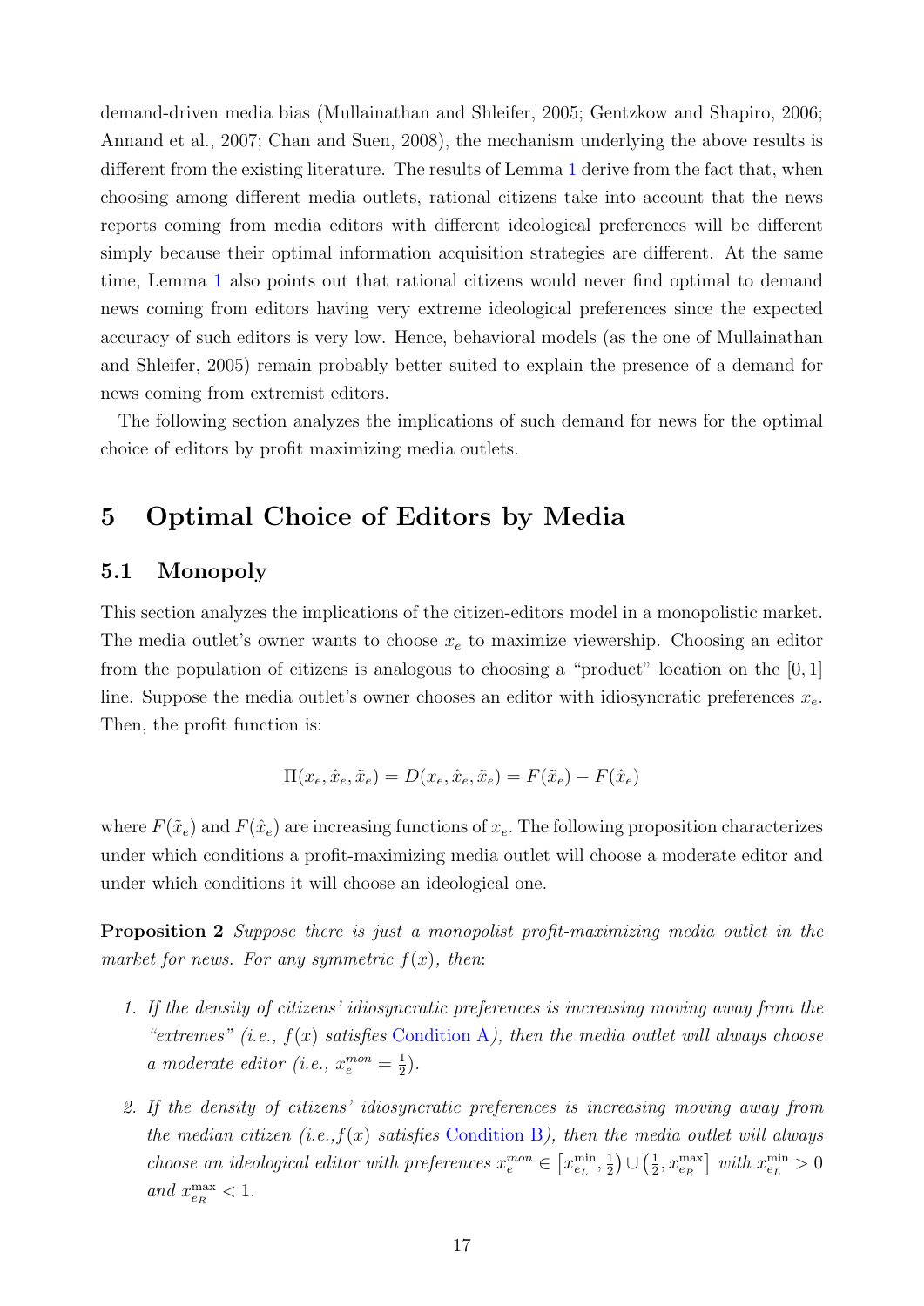demand-driven media bias (Mullainathan and Shleifer, 2005; Gentzkow and Shapiro, 2006; Annand et al., 2007; Chan and Suen, 2008), the mechanism underlying the above results is different from the existing literature. The results of Lemma 1 derive from the fact that, when choosing among different media outlets, rational citizens take into account that the news reports coming from media editors with different ideological preferences will be different simply because their optimal information acquisition strategies are different. At the same time, Lemma 1 also points out that rational citizens would never find optimal to demand news coming from editors having very extreme ideological preferences since the expected accuracy of such editors is very low. Hence, behavioral models (as the one of Mullainathan and Shleifer, 2005) remain probably better suited to explain the presence of a demand for news coming from extremist editors.

The following section analyzes the implications of such demand for news for the optimal choice of editors by profit maximizing media outlets.

# 5 Optimal Choice of Editors by Media

## 5.1 Monopoly

This section analyzes the implications of the citizen-editors model in a monopolistic market. The media outlet's owner wants to choose $x_e$ to maximize viewership. Choosing an editor from the population of citizens is analogous to choosing a "product" location on the $[0, 1]$ line. Suppose the media outlet's owner chooses an editor with idiosyncratic preferences $x_e$. Then, the profit function is:

$$\Pi(x_e, \hat{x}_e, \tilde{x}_e) = D(x_e, \hat{x}_e, \tilde{x}_e) = F(\tilde{x}_e) - F(\hat{x}_e)$$

where $F(\tilde{x}_e)$ and $F(\hat{x}_e)$ are increasing functions of $x_e$. The following proposition characterizes under which conditions a profit-maximizing media outlet will choose a moderate editor and under which conditions it will choose an ideological one.

**Proposition 2** *Suppose there is just a monopolist profit-maximizing media outlet in the market for news. For any symmetric $f(x)$, then*:

1. *If the density of citizens' idiosyncratic preferences is increasing moving away from the "extremes" (i.e., $f(x)$ satisfies Condition A), then the media outlet will always choose a moderate editor (i.e., $x_e^{mon} = \frac{1}{2}$).*

2. *If the density of citizens' idiosyncratic preferences is increasing moving away from the median citizen (i.e.,$f(x)$ satisfies Condition B), then the media outlet will always choose an ideological editor with preferences $x_e^{mon} \in \left[x_{e_L}^{\min}, \frac{1}{2}\right) \cup \left(\frac{1}{2}, x_{e_R}^{\max}\right]$ with $x_{e_L}^{\min} > 0$ and $x_{e_R}^{\max} < 1$.*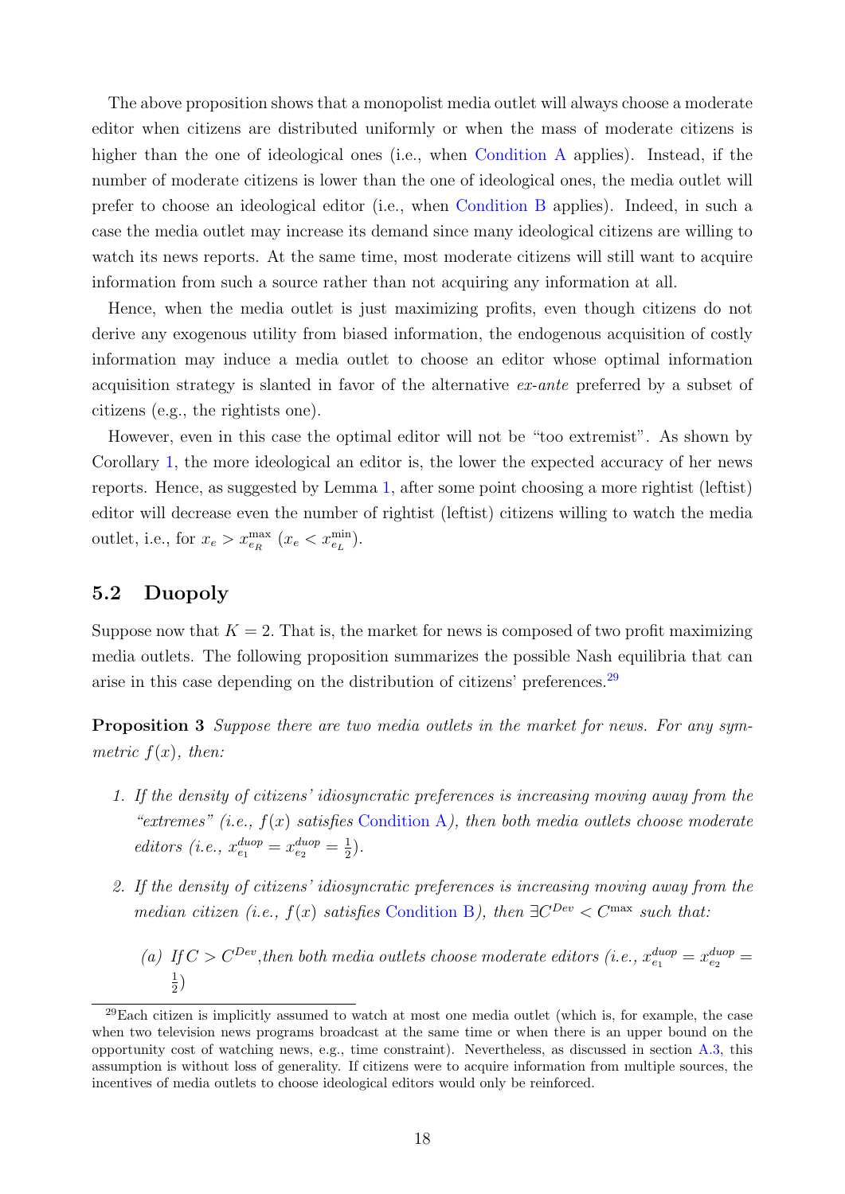The above proposition shows that a monopolist media outlet will always choose a moderate editor when citizens are distributed uniformly or when the mass of moderate citizens is higher than the one of ideological ones (i.e., when Condition A applies). Instead, if the number of moderate citizens is lower than the one of ideological ones, the media outlet will prefer to choose an ideological editor (i.e., when Condition B applies). Indeed, in such a case the media outlet may increase its demand since many ideological citizens are willing to watch its news reports. At the same time, most moderate citizens will still want to acquire information from such a source rather than not acquiring any information at all.

Hence, when the media outlet is just maximizing profits, even though citizens do not derive any exogenous utility from biased information, the endogenous acquisition of costly information may induce a media outlet to choose an editor whose optimal information acquisition strategy is slanted in favor of the alternative *ex-ante* preferred by a subset of citizens (e.g., the rightists one).

However, even in this case the optimal editor will not be "too extremist". As shown by Corollary 1, the more ideological an editor is, the lower the expected accuracy of her news reports. Hence, as suggested by Lemma 1, after some point choosing a more rightist (leftist) editor will decrease even the number of rightist (leftist) citizens willing to watch the media outlet, i.e., for $x_e > x_{e_R}^{\max}$ ($x_e < x_{e_L}^{\min}$).

## 5.2 Duopoly

Suppose now that $K = 2$. That is, the market for news is composed of two profit maximizing media outlets. The following proposition summarizes the possible Nash equilibria that can arise in this case depending on the distribution of citizens' preferences.[29]

**Proposition 3** *Suppose there are two media outlets in the market for news. For any symmetric $f(x)$, then:*

1. *If the density of citizens' idiosyncratic preferences is increasing moving away from the "extremes" (i.e., $f(x)$ satisfies Condition A), then both media outlets choose moderate editors (i.e., $x_{e_1}^{duop} = x_{e_2}^{duop} = \frac{1}{2}$).*

2. *If the density of citizens' idiosyncratic preferences is increasing moving away from the median citizen (i.e., $f(x)$ satisfies Condition B), then $\exists C^{Dev} < C^{\max}$ such that:*

   (a) *If $C > C^{Dev}$, then both media outlets choose moderate editors (i.e., $x_{e_1}^{duop} = x_{e_2}^{duop} = \frac{1}{2}$)*

[29] Each citizen is implicitly assumed to watch at most one media outlet (which is, for example, the case when two television news programs broadcast at the same time or when there is an upper bound on the opportunity cost of watching news, e.g., time constraint). Nevertheless, as discussed in section A.3, this assumption is without loss of generality. If citizens were to acquire information from multiple sources, the incentives of media outlets to choose ideological editors would only be reinforced.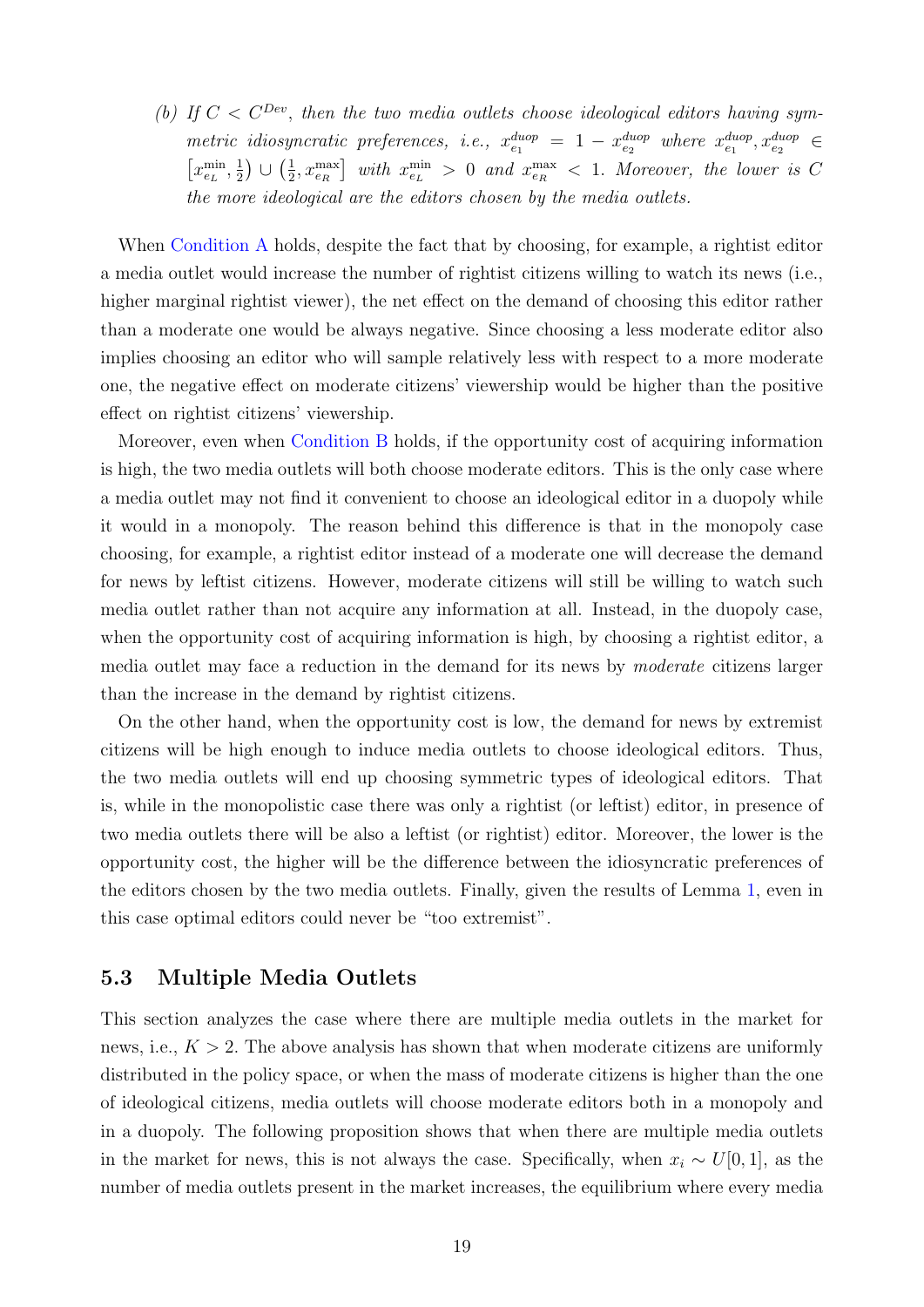*(b) If $C < C^{Dev}$, then the two media outlets choose ideological editors having symmetric idiosyncratic preferences, i.e., $x_{e_1}^{duop} = 1 - x_{e_2}^{duop}$ where $x_{e_1}^{duop}, x_{e_2}^{duop} \in \left[x_{e_L}^{\min}, \frac{1}{2}\right) \cup \left(\frac{1}{2}, x_{e_R}^{\max}\right]$ with $x_{e_L}^{\min} > 0$ and $x_{e_R}^{\max} < 1$. Moreover, the lower is $C$ the more ideological are the editors chosen by the media outlets.*

When Condition A holds, despite the fact that by choosing, for example, a rightist editor a media outlet would increase the number of rightist citizens willing to watch its news (i.e., higher marginal rightist viewer), the net effect on the demand of choosing this editor rather than a moderate one would be always negative. Since choosing a less moderate editor also implies choosing an editor who will sample relatively less with respect to a more moderate one, the negative effect on moderate citizens' viewership would be higher than the positive effect on rightist citizens' viewership.

Moreover, even when Condition B holds, if the opportunity cost of acquiring information is high, the two media outlets will both choose moderate editors. This is the only case where a media outlet may not find it convenient to choose an ideological editor in a duopoly while it would in a monopoly. The reason behind this difference is that in the monopoly case choosing, for example, a rightist editor instead of a moderate one will decrease the demand for news by leftist citizens. However, moderate citizens will still be willing to watch such media outlet rather than not acquire any information at all. Instead, in the duopoly case, when the opportunity cost of acquiring information is high, by choosing a rightist editor, a media outlet may face a reduction in the demand for its news by *moderate* citizens larger than the increase in the demand by rightist citizens.

On the other hand, when the opportunity cost is low, the demand for news by extremist citizens will be high enough to induce media outlets to choose ideological editors. Thus, the two media outlets will end up choosing symmetric types of ideological editors. That is, while in the monopolistic case there was only a rightist (or leftist) editor, in presence of two media outlets there will be also a leftist (or rightist) editor. Moreover, the lower is the opportunity cost, the higher will be the difference between the idiosyncratic preferences of the editors chosen by the two media outlets. Finally, given the results of Lemma 1, even in this case optimal editors could never be "too extremist".

## 5.3 Multiple Media Outlets

This section analyzes the case where there are multiple media outlets in the market for news, i.e., $K > 2$. The above analysis has shown that when moderate citizens are uniformly distributed in the policy space, or when the mass of moderate citizens is higher than the one of ideological citizens, media outlets will choose moderate editors both in a monopoly and in a duopoly. The following proposition shows that when there are multiple media outlets in the market for news, this is not always the case. Specifically, when $x_i \sim U[0, 1]$, as the number of media outlets present in the market increases, the equilibrium where every media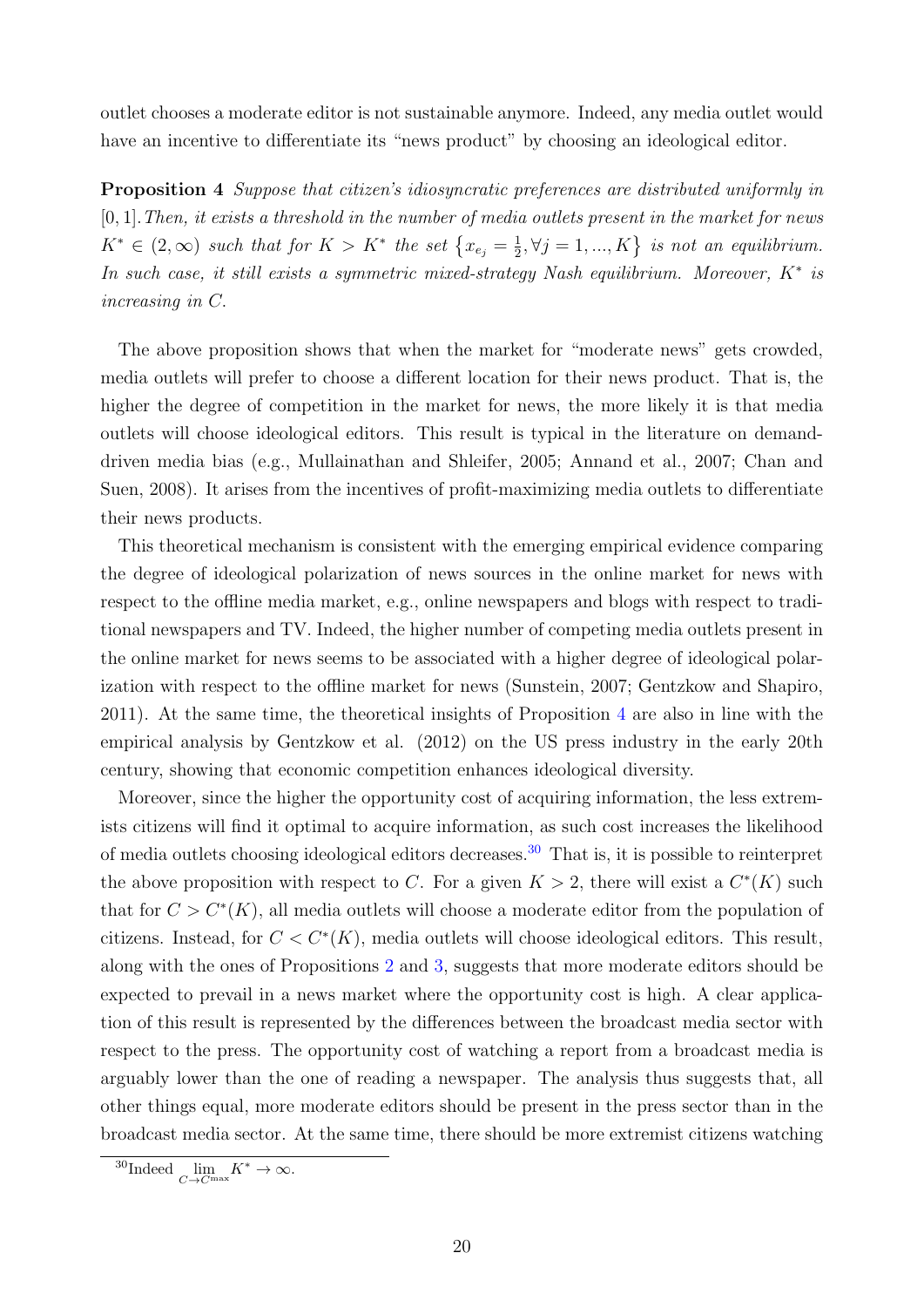outlet chooses a moderate editor is not sustainable anymore. Indeed, any media outlet would have an incentive to differentiate its "news product" by choosing an ideological editor.

**Proposition 4** *Suppose that citizen's idiosyncratic preferences are distributed uniformly in* $[0,1]$. *Then, it exists a threshold in the number of media outlets present in the market for news* $K^* \in (2, \infty)$ *such that for* $K > K^*$ *the set* $\left\{x_{e_j} = \frac{1}{2}, \forall j = 1, ..., K\right\}$ *is not an equilibrium. In such case, it still exists a symmetric mixed-strategy Nash equilibrium. Moreover,* $K^*$ *is increasing in* $C$.

The above proposition shows that when the market for "moderate news" gets crowded, media outlets will prefer to choose a different location for their news product. That is, the higher the degree of competition in the market for news, the more likely it is that media outlets will choose ideological editors. This result is typical in the literature on demand-driven media bias (e.g., Mullainathan and Shleifer, 2005; Annand et al., 2007; Chan and Suen, 2008). It arises from the incentives of profit-maximizing media outlets to differentiate their news products.

This theoretical mechanism is consistent with the emerging empirical evidence comparing the degree of ideological polarization of news sources in the online market for news with respect to the offline media market, e.g., online newspapers and blogs with respect to traditional newspapers and TV. Indeed, the higher number of competing media outlets present in the online market for news seems to be associated with a higher degree of ideological polarization with respect to the offline market for news (Sunstein, 2007; Gentzkow and Shapiro, 2011). At the same time, the theoretical insights of Proposition 4 are also in line with the empirical analysis by Gentzkow et al. (2012) on the US press industry in the early 20th century, showing that economic competition enhances ideological diversity.

Moreover, since the higher the opportunity cost of acquiring information, the less extremists citizens will find it optimal to acquire information, as such cost increases the likelihood of media outlets choosing ideological editors decreases.[30] That is, it is possible to reinterpret the above proposition with respect to $C$. For a given $K > 2$, there will exist a $C^*(K)$ such that for $C > C^*(K)$, all media outlets will choose a moderate editor from the population of citizens. Instead, for $C < C^*(K)$, media outlets will choose ideological editors. This result, along with the ones of Propositions 2 and 3, suggests that more moderate editors should be expected to prevail in a news market where the opportunity cost is high. A clear application of this result is represented by the differences between the broadcast media sector with respect to the press. The opportunity cost of watching a report from a broadcast media is arguably lower than the one of reading a newspaper. The analysis thus suggests that, all other things equal, more moderate editors should be present in the press sector than in the broadcast media sector. At the same time, there should be more extremist citizens watching

[30] Indeed $\lim_{C \to C^{\max}} K^* \to \infty$.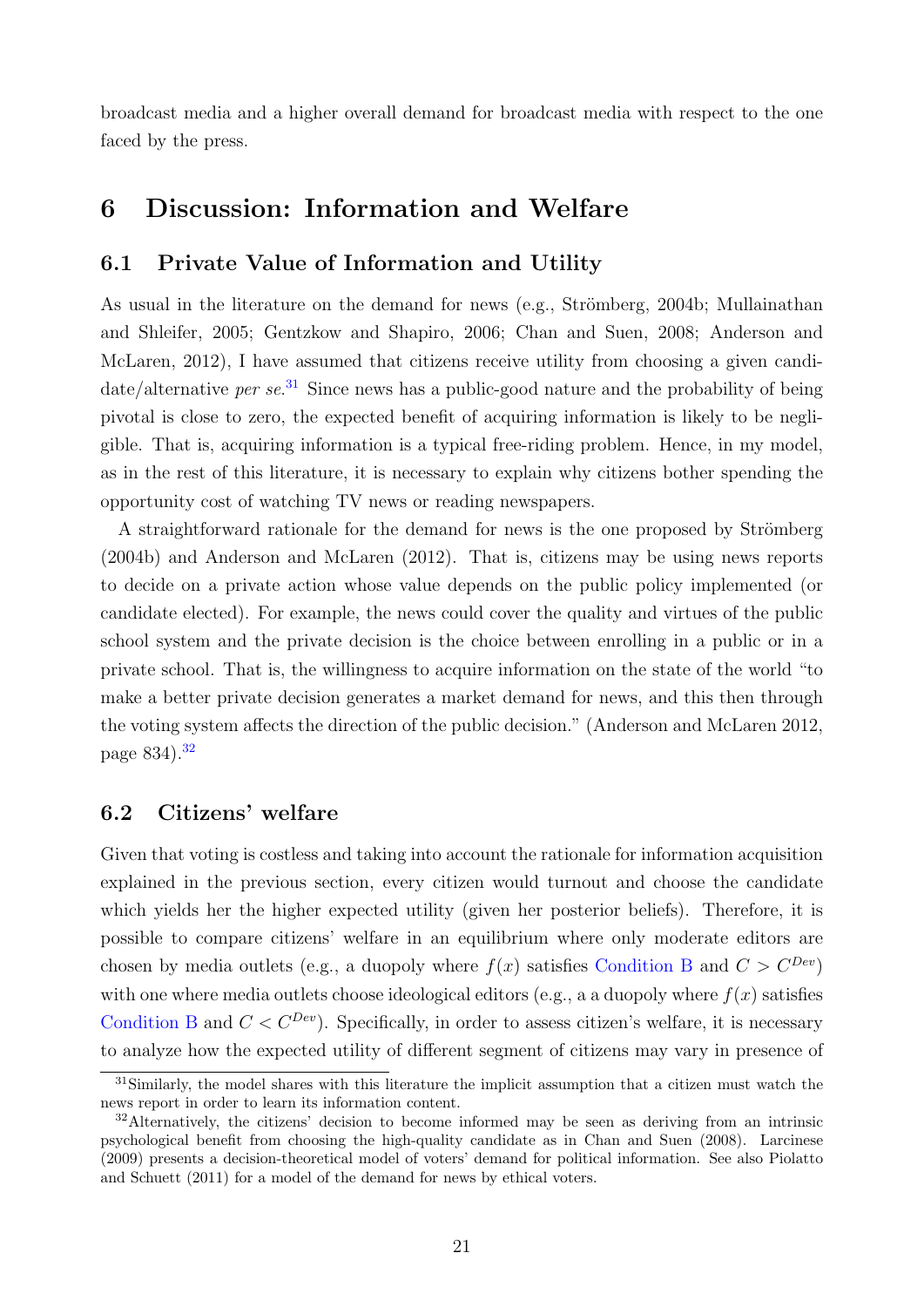broadcast media and a higher overall demand for broadcast media with respect to the one faced by the press.

# 6 Discussion: Information and Welfare

## 6.1 Private Value of Information and Utility

As usual in the literature on the demand for news (e.g., Strömberg, 2004b; Mullainathan and Shleifer, 2005; Gentzkow and Shapiro, 2006; Chan and Suen, 2008; Anderson and McLaren, 2012), I have assumed that citizens receive utility from choosing a given candidate/alternative *per se*.[31] Since news has a public-good nature and the probability of being pivotal is close to zero, the expected benefit of acquiring information is likely to be negligible. That is, acquiring information is a typical free-riding problem. Hence, in my model, as in the rest of this literature, it is necessary to explain why citizens bother spending the opportunity cost of watching TV news or reading newspapers.

A straightforward rationale for the demand for news is the one proposed by Strömberg (2004b) and Anderson and McLaren (2012). That is, citizens may be using news reports to decide on a private action whose value depends on the public policy implemented (or candidate elected). For example, the news could cover the quality and virtues of the public school system and the private decision is the choice between enrolling in a public or in a private school. That is, the willingness to acquire information on the state of the world "to make a better private decision generates a market demand for news, and this then through the voting system affects the direction of the public decision." (Anderson and McLaren 2012, page 834).[32]

## 6.2 Citizens' welfare

Given that voting is costless and taking into account the rationale for information acquisition explained in the previous section, every citizen would turnout and choose the candidate which yields her the higher expected utility (given her posterior beliefs). Therefore, it is possible to compare citizens' welfare in an equilibrium where only moderate editors are chosen by media outlets (e.g., a duopoly where $f(x)$ satisfies Condition B and $C > C^{Dev}$) with one where media outlets choose ideological editors (e.g., a a duopoly where $f(x)$ satisfies Condition B and $C < C^{Dev}$). Specifically, in order to assess citizen's welfare, it is necessary to analyze how the expected utility of different segment of citizens may vary in presence of

[31] Similarly, the model shares with this literature the implicit assumption that a citizen must watch the news report in order to learn its information content.

[32] Alternatively, the citizens' decision to become informed may be seen as deriving from an intrinsic psychological benefit from choosing the high-quality candidate as in Chan and Suen (2008). Larcinese (2009) presents a decision-theoretical model of voters' demand for political information. See also Piolatto and Schuett (2011) for a model of the demand for news by ethical voters.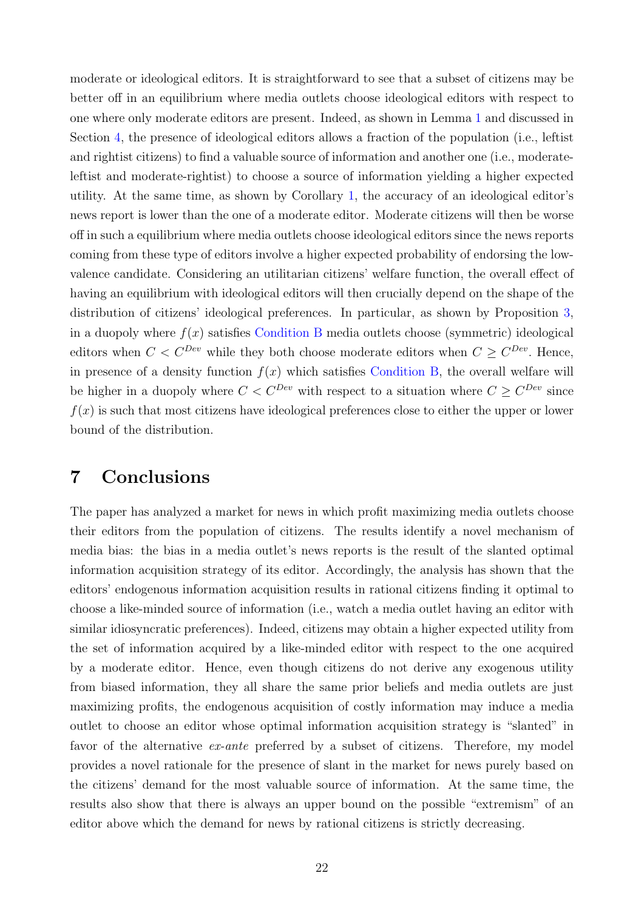moderate or ideological editors. It is straightforward to see that a subset of citizens may be better off in an equilibrium where media outlets choose ideological editors with respect to one where only moderate editors are present. Indeed, as shown in Lemma 1 and discussed in Section 4, the presence of ideological editors allows a fraction of the population (i.e., leftist and rightist citizens) to find a valuable source of information and another one (i.e., moderate-leftist and moderate-rightist) to choose a source of information yielding a higher expected utility. At the same time, as shown by Corollary 1, the accuracy of an ideological editor's news report is lower than the one of a moderate editor. Moderate citizens will then be worse off in such a equilibrium where media outlets choose ideological editors since the news reports coming from these type of editors involve a higher expected probability of endorsing the low-valence candidate. Considering an utilitarian citizens' welfare function, the overall effect of having an equilibrium with ideological editors will then crucially depend on the shape of the distribution of citizens' ideological preferences. In particular, as shown by Proposition 3, in a duopoly where $f(x)$ satisfies Condition B media outlets choose (symmetric) ideological editors when $C < C^{Dev}$ while they both choose moderate editors when $C \geq C^{Dev}$. Hence, in presence of a density function $f(x)$ which satisfies Condition B, the overall welfare will be higher in a duopoly where $C < C^{Dev}$ with respect to a situation where $C \geq C^{Dev}$ since $f(x)$ is such that most citizens have ideological preferences close to either the upper or lower bound of the distribution.

# 7 Conclusions

The paper has analyzed a market for news in which profit maximizing media outlets choose their editors from the population of citizens. The results identify a novel mechanism of media bias: the bias in a media outlet's news reports is the result of the slanted optimal information acquisition strategy of its editor. Accordingly, the analysis has shown that the editors' endogenous information acquisition results in rational citizens finding it optimal to choose a like-minded source of information (i.e., watch a media outlet having an editor with similar idiosyncratic preferences). Indeed, citizens may obtain a higher expected utility from the set of information acquired by a like-minded editor with respect to the one acquired by a moderate editor. Hence, even though citizens do not derive any exogenous utility from biased information, they all share the same prior beliefs and media outlets are just maximizing profits, the endogenous acquisition of costly information may induce a media outlet to choose an editor whose optimal information acquisition strategy is "slanted" in favor of the alternative *ex-ante* preferred by a subset of citizens. Therefore, my model provides a novel rationale for the presence of slant in the market for news purely based on the citizens' demand for the most valuable source of information. At the same time, the results also show that there is always an upper bound on the possible "extremism" of an editor above which the demand for news by rational citizens is strictly decreasing.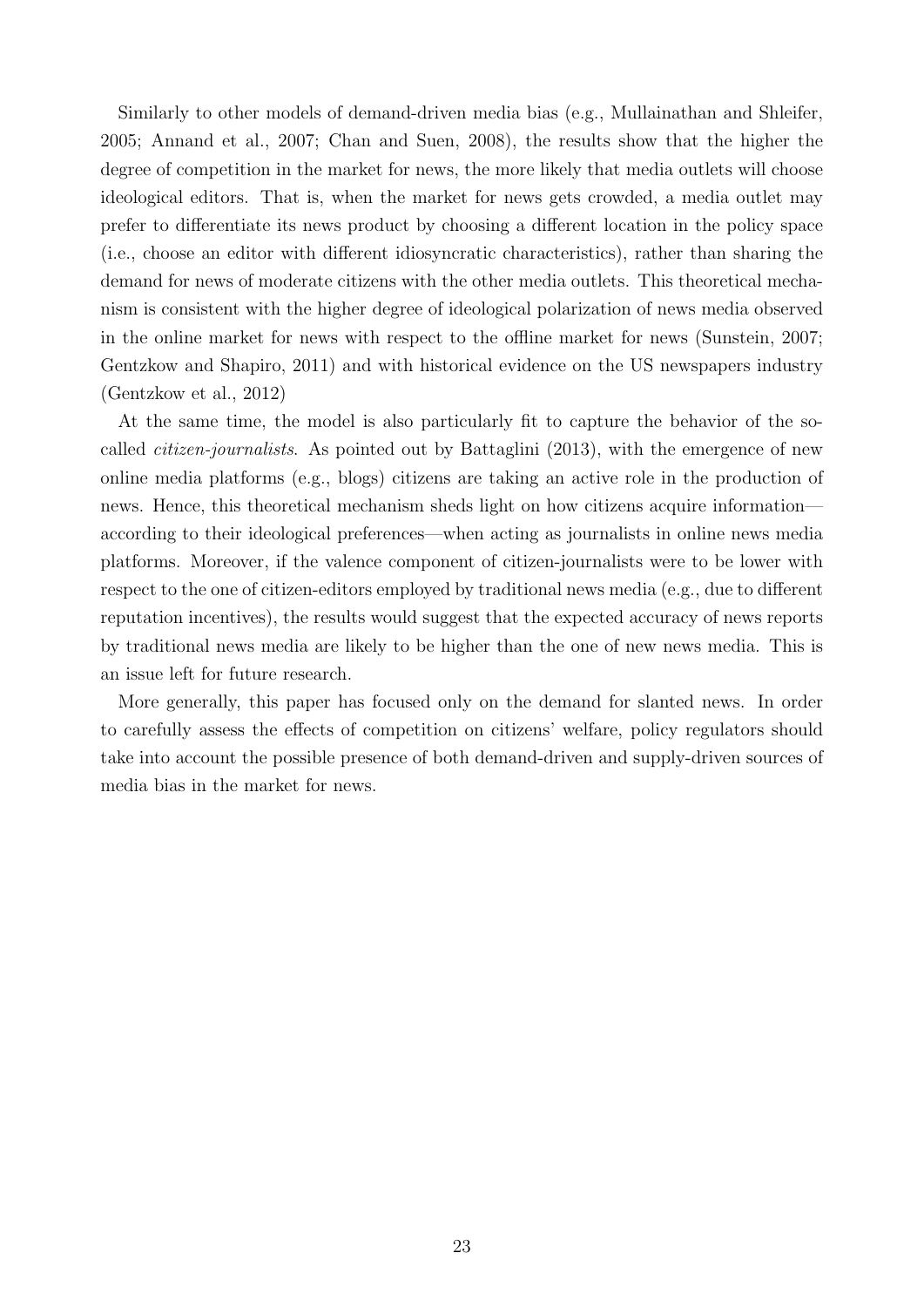Similarly to other models of demand-driven media bias (e.g., Mullainathan and Shleifer, 2005; Annand et al., 2007; Chan and Suen, 2008), the results show that the higher the degree of competition in the market for news, the more likely that media outlets will choose ideological editors. That is, when the market for news gets crowded, a media outlet may prefer to differentiate its news product by choosing a different location in the policy space (i.e., choose an editor with different idiosyncratic characteristics), rather than sharing the demand for news of moderate citizens with the other media outlets. This theoretical mechanism is consistent with the higher degree of ideological polarization of news media observed in the online market for news with respect to the offline market for news (Sunstein, 2007; Gentzkow and Shapiro, 2011) and with historical evidence on the US newspapers industry (Gentzkow et al., 2012)

At the same time, the model is also particularly fit to capture the behavior of the so-called *citizen-journalists*. As pointed out by Battaglini (2013), with the emergence of new online media platforms (e.g., blogs) citizens are taking an active role in the production of news. Hence, this theoretical mechanism sheds light on how citizens acquire information—according to their ideological preferences—when acting as journalists in online news media platforms. Moreover, if the valence component of citizen-journalists were to be lower with respect to the one of citizen-editors employed by traditional news media (e.g., due to different reputation incentives), the results would suggest that the expected accuracy of news reports by traditional news media are likely to be higher than the one of new news media. This is an issue left for future research.

More generally, this paper has focused only on the demand for slanted news. In order to carefully assess the effects of competition on citizens' welfare, policy regulators should take into account the possible presence of both demand-driven and supply-driven sources of media bias in the market for news.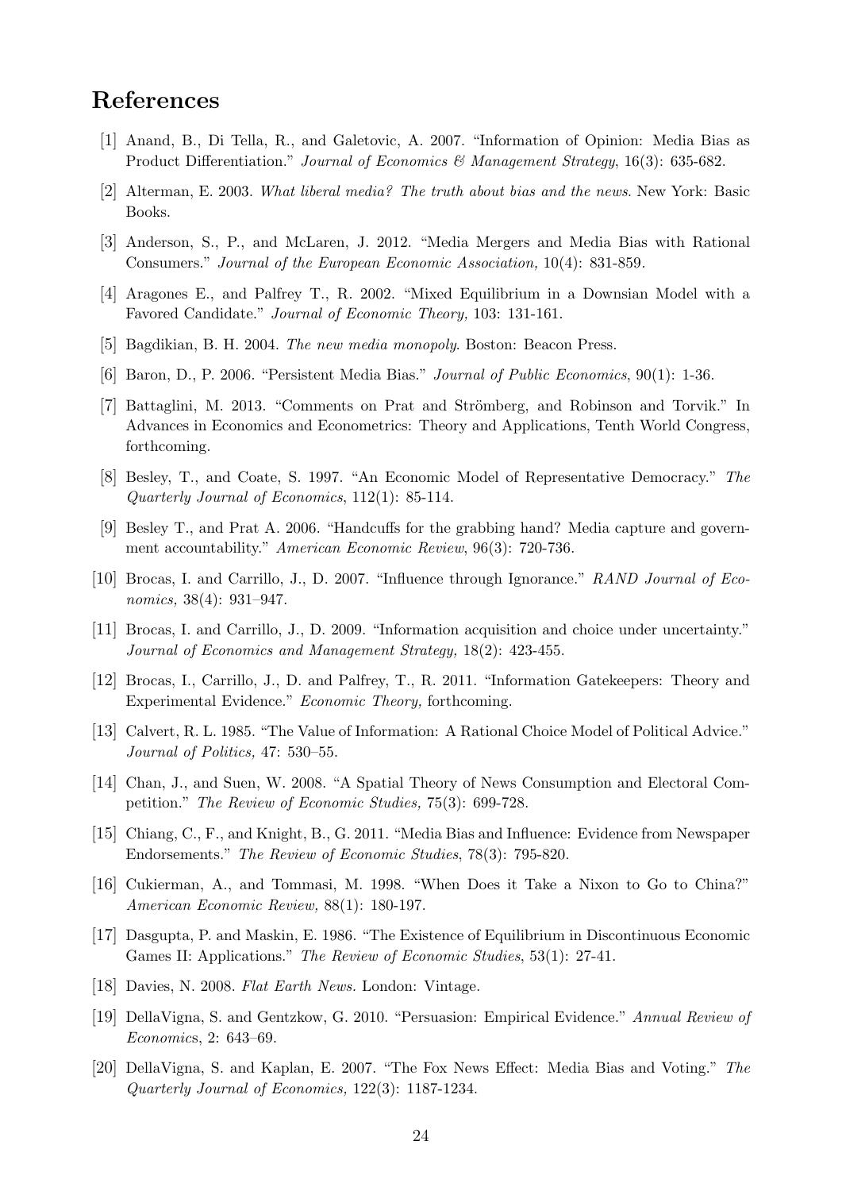## References

[1] Anand, B., Di Tella, R., and Galetovic, A. 2007. "Information of Opinion: Media Bias as Product Differentiation." *Journal of Economics & Management Strategy*, 16(3): 635-682.

[2] Alterman, E. 2003. *What liberal media? The truth about bias and the news.* New York: Basic Books.

[3] Anderson, S., P., and McLaren, J. 2012. "Media Mergers and Media Bias with Rational Consumers." *Journal of the European Economic Association,* 10(4): 831-859.

[4] Aragones E., and Palfrey T., R. 2002. "Mixed Equilibrium in a Downsian Model with a Favored Candidate." *Journal of Economic Theory,* 103: 131-161.

[5] Bagdikian, B. H. 2004. *The new media monopoly*. Boston: Beacon Press.

[6] Baron, D., P. 2006. "Persistent Media Bias." *Journal of Public Economics*, 90(1): 1-36.

[7] Battaglini, M. 2013. "Comments on Prat and Strömberg, and Robinson and Torvik." In Advances in Economics and Econometrics: Theory and Applications, Tenth World Congress, forthcoming.

[8] Besley, T., and Coate, S. 1997. "An Economic Model of Representative Democracy." *The Quarterly Journal of Economics*, 112(1): 85-114.

[9] Besley T., and Prat A. 2006. "Handcuffs for the grabbing hand? Media capture and government accountability." *American Economic Review*, 96(3): 720-736.

[10] Brocas, I. and Carrillo, J., D. 2007. "Influence through Ignorance." *RAND Journal of Economics,* 38(4): 931–947.

[11] Brocas, I. and Carrillo, J., D. 2009. "Information acquisition and choice under uncertainty." *Journal of Economics and Management Strategy,* 18(2): 423-455.

[12] Brocas, I., Carrillo, J., D. and Palfrey, T., R. 2011. "Information Gatekeepers: Theory and Experimental Evidence." *Economic Theory,* forthcoming.

[13] Calvert, R. L. 1985. "The Value of Information: A Rational Choice Model of Political Advice." *Journal of Politics,* 47: 530–55.

[14] Chan, J., and Suen, W. 2008. "A Spatial Theory of News Consumption and Electoral Competition." *The Review of Economic Studies,* 75(3): 699-728.

[15] Chiang, C., F., and Knight, B., G. 2011. "Media Bias and Influence: Evidence from Newspaper Endorsements." *The Review of Economic Studies*, 78(3): 795-820.

[16] Cukierman, A., and Tommasi, M. 1998. "When Does it Take a Nixon to Go to China?" *American Economic Review,* 88(1): 180-197.

[17] Dasgupta, P. and Maskin, E. 1986. "The Existence of Equilibrium in Discontinuous Economic Games II: Applications." *The Review of Economic Studies*, 53(1): 27-41.

[18] Davies, N. 2008. *Flat Earth News.* London: Vintage.

[19] DellaVigna, S. and Gentzkow, G. 2010. "Persuasion: Empirical Evidence." *Annual Review of Economics*, 2: 643–69.

[20] DellaVigna, S. and Kaplan, E. 2007. "The Fox News Effect: Media Bias and Voting." *The Quarterly Journal of Economics,* 122(3): 1187-1234.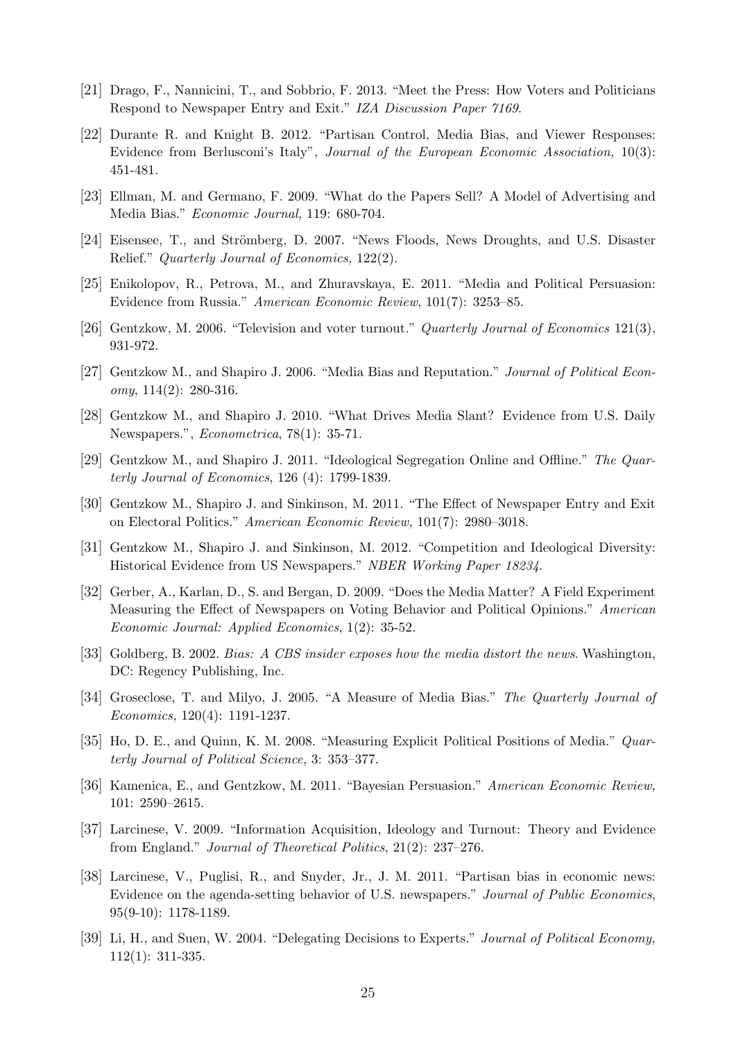[21] Drago, F., Nannicini, T., and Sobbrio, F. 2013. "Meet the Press: How Voters and Politicians Respond to Newspaper Entry and Exit." *IZA Discussion Paper 7169*.

[22] Durante R. and Knight B. 2012. "Partisan Control, Media Bias, and Viewer Responses: Evidence from Berlusconi's Italy", *Journal of the European Economic Association,* 10(3): 451-481.

[23] Ellman, M. and Germano, F. 2009. "What do the Papers Sell? A Model of Advertising and Media Bias." *Economic Journal,* 119: 680-704.

[24] Eisensee, T., and Strömberg, D. 2007. "News Floods, News Droughts, and U.S. Disaster Relief." *Quarterly Journal of Economics,* 122(2).

[25] Enikolopov, R., Petrova, M., and Zhuravskaya, E. 2011. "Media and Political Persuasion: Evidence from Russia." *American Economic Review*, 101(7): 3253–85.

[26] Gentzkow, M. 2006. "Television and voter turnout." *Quarterly Journal of Economics* 121(3), 931-972.

[27] Gentzkow M., and Shapiro J. 2006. "Media Bias and Reputation." *Journal of Political Economy*, 114(2): 280-316.

[28] Gentzkow M., and Shapiro J. 2010. "What Drives Media Slant? Evidence from U.S. Daily Newspapers.", *Econometrica*, 78(1): 35-71.

[29] Gentzkow M., and Shapiro J. 2011. "Ideological Segregation Online and Offline." *The Quarterly Journal of Economics*, 126 (4): 1799-1839.

[30] Gentzkow M., Shapiro J. and Sinkinson, M. 2011. "The Effect of Newspaper Entry and Exit on Electoral Politics." *American Economic Review,* 101(7): 2980–3018.

[31] Gentzkow M., Shapiro J. and Sinkinson, M. 2012. "Competition and Ideological Diversity: Historical Evidence from US Newspapers." *NBER Working Paper 18234*.

[32] Gerber, A., Karlan, D., S. and Bergan, D. 2009. "Does the Media Matter? A Field Experiment Measuring the Effect of Newspapers on Voting Behavior and Political Opinions." *American Economic Journal: Applied Economics*, 1(2): 35-52.

[33] Goldberg, B. 2002. *Bias: A CBS insider exposes how the media distort the news*. Washington, DC: Regency Publishing, Inc.

[34] Groseclose, T. and Milyo, J. 2005. "A Measure of Media Bias." *The Quarterly Journal of Economics,* 120(4): 1191-1237.

[35] Ho, D. E., and Quinn, K. M. 2008. "Measuring Explicit Political Positions of Media." *Quarterly Journal of Political Science,* 3: 353–377.

[36] Kamenica, E., and Gentzkow, M. 2011. "Bayesian Persuasion." *American Economic Review,* 101: 2590–2615.

[37] Larcinese, V. 2009. "Information Acquisition, Ideology and Turnout: Theory and Evidence from England." *Journal of Theoretical Politics*, 21(2): 237–276.

[38] Larcinese, V., Puglisi, R., and Snyder, Jr., J. M. 2011. "Partisan bias in economic news: Evidence on the agenda-setting behavior of U.S. newspapers." *Journal of Public Economics*, 95(9-10): 1178-1189.

[39] Li, H., and Suen, W. 2004. "Delegating Decisions to Experts." *Journal of Political Economy,* 112(1): 311-335.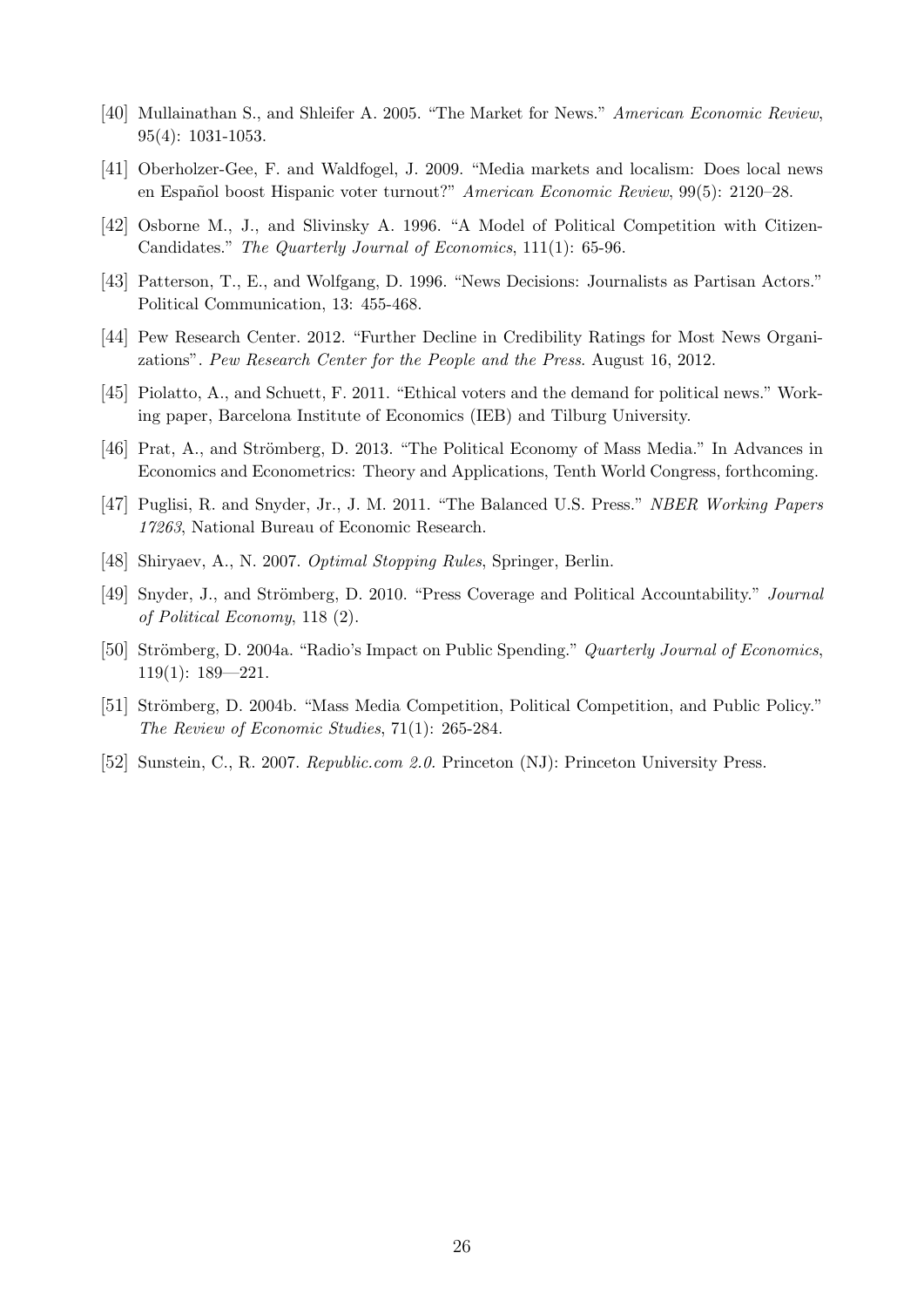[40] Mullainathan S., and Shleifer A. 2005. "The Market for News." *American Economic Review*, 95(4): 1031-1053.

[41] Oberholzer-Gee, F. and Waldfogel, J. 2009. "Media markets and localism: Does local news en Español boost Hispanic voter turnout?" *American Economic Review*, 99(5): 2120–28.

[42] Osborne M., J., and Slivinsky A. 1996. "A Model of Political Competition with Citizen-Candidates." *The Quarterly Journal of Economics*, 111(1): 65-96.

[43] Patterson, T., E., and Wolfgang, D. 1996. "News Decisions: Journalists as Partisan Actors." Political Communication, 13: 455-468.

[44] Pew Research Center. 2012. "Further Decline in Credibility Ratings for Most News Organizations". *Pew Research Center for the People and the Press*. August 16, 2012.

[45] Piolatto, A., and Schuett, F. 2011. "Ethical voters and the demand for political news." Working paper, Barcelona Institute of Economics (IEB) and Tilburg University.

[46] Prat, A., and Strömberg, D. 2013. "The Political Economy of Mass Media." In Advances in Economics and Econometrics: Theory and Applications, Tenth World Congress, forthcoming.

[47] Puglisi, R. and Snyder, Jr., J. M. 2011. "The Balanced U.S. Press." *NBER Working Papers 17263*, National Bureau of Economic Research.

[48] Shiryaev, A., N. 2007. *Optimal Stopping Rules*, Springer, Berlin.

[49] Snyder, J., and Strömberg, D. 2010. "Press Coverage and Political Accountability." *Journal of Political Economy*, 118 (2).

[50] Strömberg, D. 2004a. "Radio's Impact on Public Spending." *Quarterly Journal of Economics*, 119(1): 189—221.

[51] Strömberg, D. 2004b. "Mass Media Competition, Political Competition, and Public Policy." *The Review of Economic Studies*, 71(1): 265-284.

[52] Sunstein, C., R. 2007. *Republic.com 2.0.* Princeton (NJ): Princeton University Press.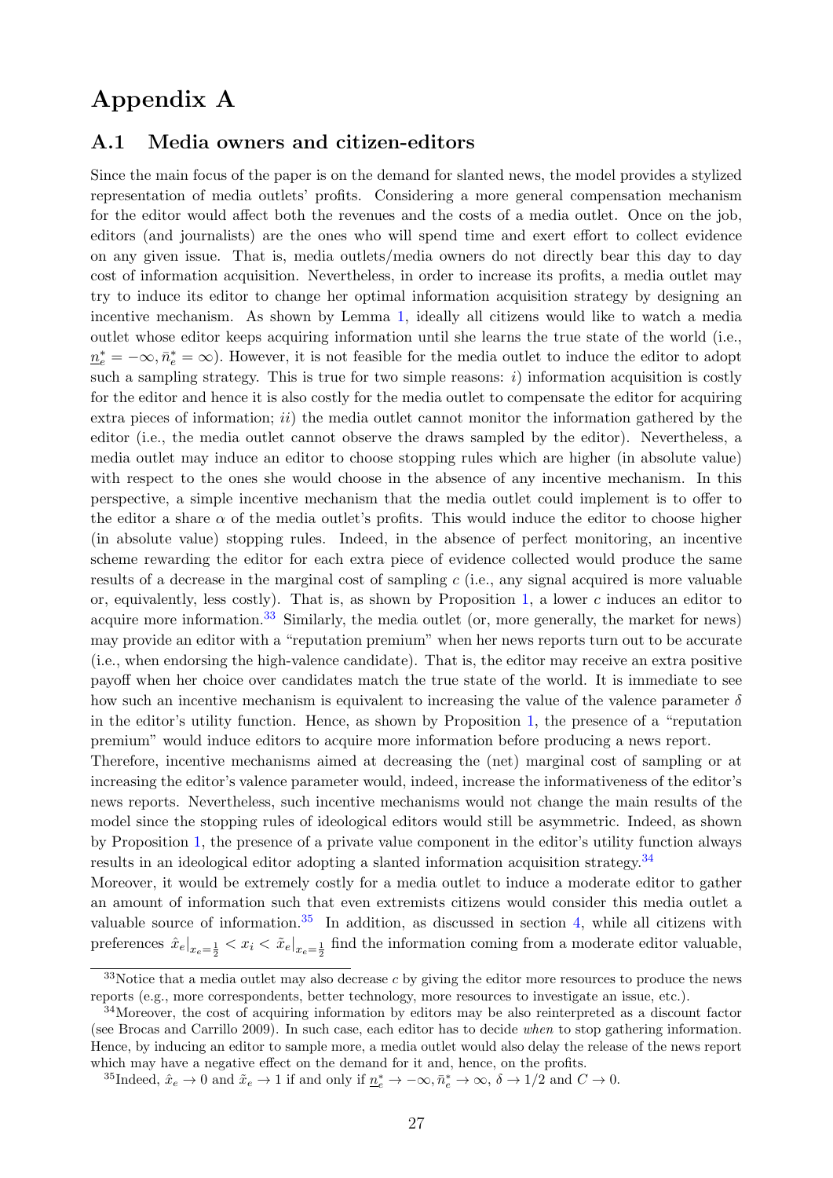# Appendix A

## A.1 Media owners and citizen-editors

Since the main focus of the paper is on the demand for slanted news, the model provides a stylized representation of media outlets' profits. Considering a more general compensation mechanism for the editor would affect both the revenues and the costs of a media outlet. Once on the job, editors (and journalists) are the ones who will spend time and exert effort to collect evidence on any given issue. That is, media outlets/media owners do not directly bear this day to day cost of information acquisition. Nevertheless, in order to increase its profits, a media outlet may try to induce its editor to change her optimal information acquisition strategy by designing an incentive mechanism. As shown by Lemma 1, ideally all citizens would like to watch a media outlet whose editor keeps acquiring information until she learns the true state of the world (i.e., $\underline{n}_e^* = -\infty, \bar{n}_e^* = \infty$). However, it is not feasible for the media outlet to induce the editor to adopt such a sampling strategy. This is true for two simple reasons: *i)* information acquisition is costly for the editor and hence it is also costly for the media outlet to compensate the editor for acquiring extra pieces of information; *ii)* the media outlet cannot monitor the information gathered by the editor (i.e., the media outlet cannot observe the draws sampled by the editor). Nevertheless, a media outlet may induce an editor to choose stopping rules which are higher (in absolute value) with respect to the ones she would choose in the absence of any incentive mechanism. In this perspective, a simple incentive mechanism that the media outlet could implement is to offer to the editor a share $\alpha$ of the media outlet's profits. This would induce the editor to choose higher (in absolute value) stopping rules. Indeed, in the absence of perfect monitoring, an incentive scheme rewarding the editor for each extra piece of evidence collected would produce the same results of a decrease in the marginal cost of sampling $c$ (i.e., any signal acquired is more valuable or, equivalently, less costly). That is, as shown by Proposition 1, a lower $c$ induces an editor to acquire more information.[33] Similarly, the media outlet (or, more generally, the market for news) may provide an editor with a "reputation premium" when her news reports turn out to be accurate (i.e., when endorsing the high-valence candidate). That is, the editor may receive an extra positive payoff when her choice over candidates match the true state of the world. It is immediate to see how such an incentive mechanism is equivalent to increasing the value of the valence parameter $\delta$ in the editor's utility function. Hence, as shown by Proposition 1, the presence of a "reputation premium" would induce editors to acquire more information before producing a news report.

Therefore, incentive mechanisms aimed at decreasing the (net) marginal cost of sampling or at increasing the editor's valence parameter would, indeed, increase the informativeness of the editor's news reports. Nevertheless, such incentive mechanisms would not change the main results of the model since the stopping rules of ideological editors would still be asymmetric. Indeed, as shown by Proposition 1, the presence of a private value component in the editor's utility function always results in an ideological editor adopting a slanted information acquisition strategy.[34]

Moreover, it would be extremely costly for a media outlet to induce a moderate editor to gather an amount of information such that even extremists citizens would consider this media outlet a valuable source of information.[35] In addition, as discussed in section 4, while all citizens with preferences $\hat{x}_e|_{x_e=\frac{1}{2}} < x_i < \tilde{x}_e|_{x_e=\frac{1}{2}}$ find the information coming from a moderate editor valuable,

[33] Notice that a media outlet may also decrease $c$ by giving the editor more resources to produce the news reports (e.g., more correspondents, better technology, more resources to investigate an issue, etc.).

[34] Moreover, the cost of acquiring information by editors may be also reinterpreted as a discount factor (see Brocas and Carrillo 2009). In such case, each editor has to decide *when* to stop gathering information. Hence, by inducing an editor to sample more, a media outlet would also delay the release of the news report which may have a negative effect on the demand for it and, hence, on the profits.

[35] Indeed, $\hat{x}_e \to 0$ and $\tilde{x}_e \to 1$ if and only if $\underline{n}_e^* \to -\infty, \bar{n}_e^* \to \infty$, $\delta \to 1/2$ and $C \to 0$.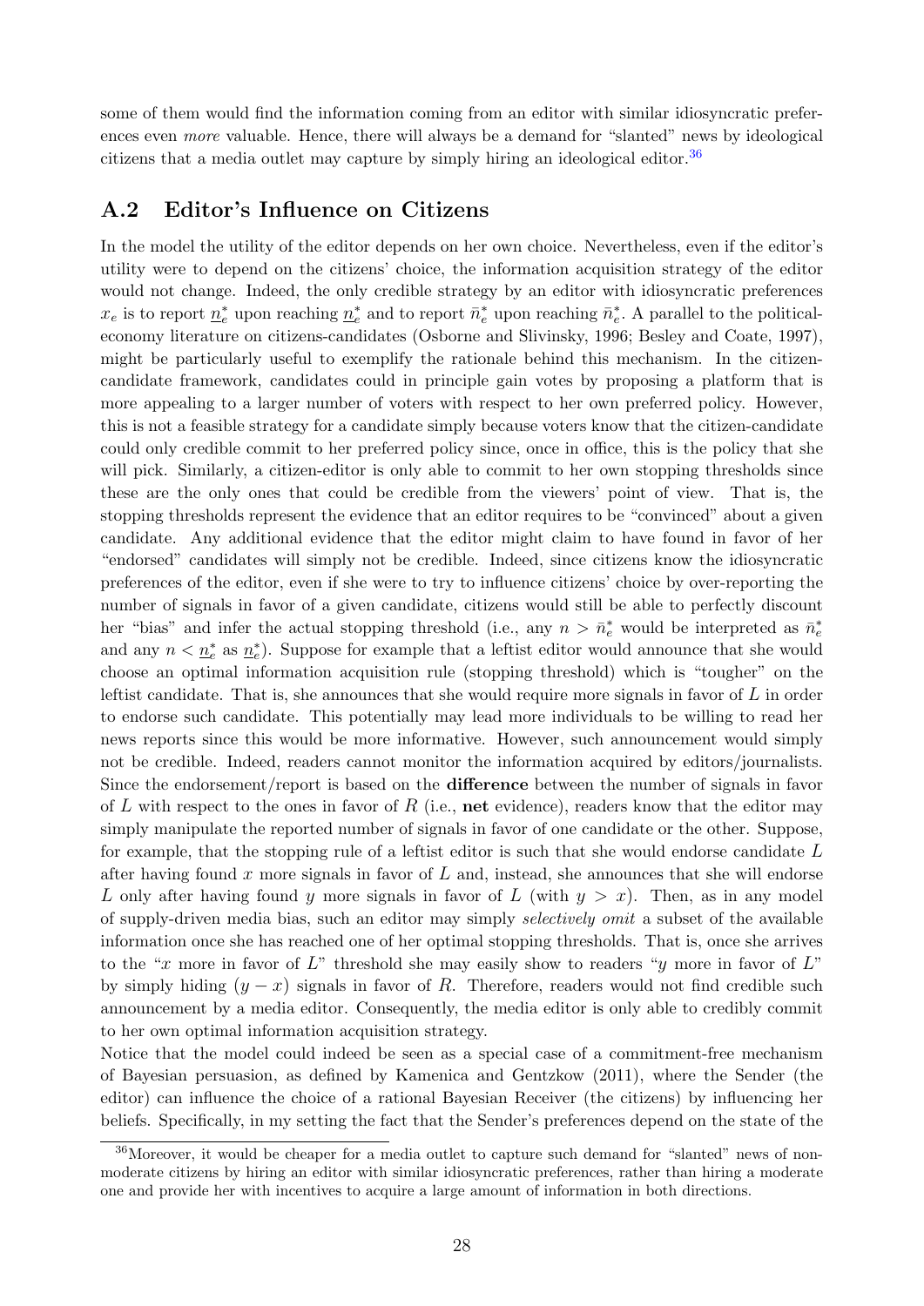some of them would find the information coming from an editor with similar idiosyncratic preferences even *more* valuable. Hence, there will always be a demand for "slanted" news by ideological citizens that a media outlet may capture by simply hiring an ideological editor.[36]

## A.2 Editor's Influence on Citizens

In the model the utility of the editor depends on her own choice. Nevertheless, even if the editor's utility were to depend on the citizens' choice, the information acquisition strategy of the editor would not change. Indeed, the only credible strategy by an editor with idiosyncratic preferences $x_e$ is to report $\underline{n}_e^*$ upon reaching $\underline{n}_e^*$ and to report $\bar{n}_e^*$ upon reaching $\bar{n}_e^*$. A parallel to the political-economy literature on citizens-candidates (Osborne and Slivinsky, 1996; Besley and Coate, 1997), might be particularly useful to exemplify the rationale behind this mechanism. In the citizen-candidate framework, candidates could in principle gain votes by proposing a platform that is more appealing to a larger number of voters with respect to her own preferred policy. However, this is not a feasible strategy for a candidate simply because voters know that the citizen-candidate could only credible commit to her preferred policy since, once in office, this is the policy that she will pick. Similarly, a citizen-editor is only able to commit to her own stopping thresholds since these are the only ones that could be credible from the viewers' point of view. That is, the stopping thresholds represent the evidence that an editor requires to be "convinced" about a given candidate. Any additional evidence that the editor might claim to have found in favor of her "endorsed" candidates will simply not be credible. Indeed, since citizens know the idiosyncratic preferences of the editor, even if she were to try to influence citizens' choice by over-reporting the number of signals in favor of a given candidate, citizens would still be able to perfectly discount her "bias" and infer the actual stopping threshold (i.e., any $n > \bar{n}_e^*$ would be interpreted as $\bar{n}_e^*$ and any $n < \underline{n}_e^*$ as $\underline{n}_e^*$). Suppose for example that a leftist editor would announce that she would choose an optimal information acquisition rule (stopping threshold) which is "tougher" on the leftist candidate. That is, she announces that she would require more signals in favor of $L$ in order to endorse such candidate. This potentially may lead more individuals to be willing to read her news reports since this would be more informative. However, such announcement would simply not be credible. Indeed, readers cannot monitor the information acquired by editors/journalists. Since the endorsement/report is based on the **difference** between the number of signals in favor of $L$ with respect to the ones in favor of $R$ (i.e., **net** evidence), readers know that the editor may simply manipulate the reported number of signals in favor of one candidate or the other. Suppose, for example, that the stopping rule of a leftist editor is such that she would endorse candidate $L$ after having found $x$ more signals in favor of $L$ and, instead, she announces that she will endorse $L$ only after having found $y$ more signals in favor of $L$ (with $y > x$). Then, as in any model of supply-driven media bias, such an editor may simply *selectively omit* a subset of the available information once she has reached one of her optimal stopping thresholds. That is, once she arrives to the "$x$ more in favor of $L$" threshold she may easily show to readers "$y$ more in favor of $L$" by simply hiding $(y - x)$ signals in favor of $R$. Therefore, readers would not find credible such announcement by a media editor. Consequently, the media editor is only able to credibly commit to her own optimal information acquisition strategy.

Notice that the model could indeed be seen as a special case of a commitment-free mechanism of Bayesian persuasion, as defined by Kamenica and Gentzkow (2011), where the Sender (the editor) can influence the choice of a rational Bayesian Receiver (the citizens) by influencing her beliefs. Specifically, in my setting the fact that the Sender's preferences depend on the state of the

[36]Moreover, it would be cheaper for a media outlet to capture such demand for "slanted" news of non-moderate citizens by hiring an editor with similar idiosyncratic preferences, rather than hiring a moderate one and provide her with incentives to acquire a large amount of information in both directions.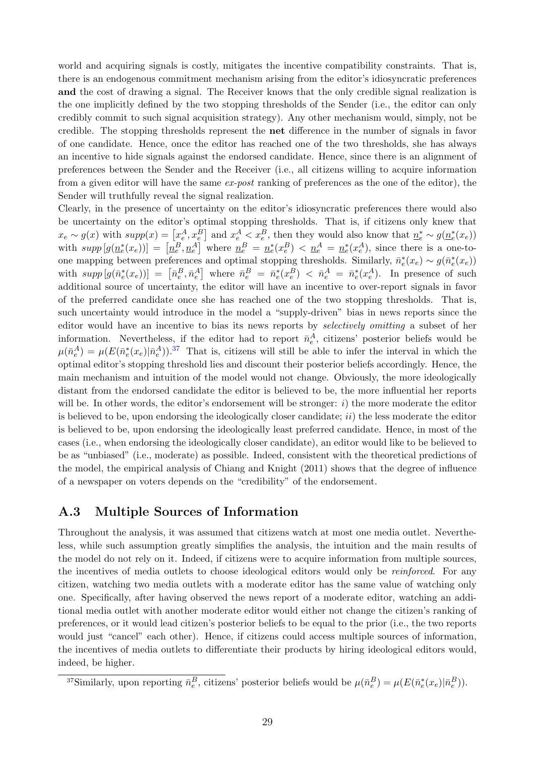world and acquiring signals is costly, mitigates the incentive compatibility constraints. That is, there is an endogenous commitment mechanism arising from the editor's idiosyncratic preferences **and** the cost of drawing a signal. The Receiver knows that the only credible signal realization is the one implicitly defined by the two stopping thresholds of the Sender (i.e., the editor can only credibly commit to such signal acquisition strategy). Any other mechanism would, simply, not be credible. The stopping thresholds represent the **net** difference in the number of signals in favor of one candidate. Hence, once the editor has reached one of the two thresholds, she has always an incentive to hide signals against the endorsed candidate. Hence, since there is an alignment of preferences between the Sender and the Receiver (i.e., all citizens willing to acquire information from a given editor will have the same *ex-post* ranking of preferences as the one of the editor), the Sender will truthfully reveal the signal realization.

Clearly, in the presence of uncertainty on the editor's idiosyncratic preferences there would also be uncertainty on the editor's optimal stopping thresholds. That is, if citizens only knew that $x_e \sim g(x)$ with $supp(x) = \left[x_e^A, x_e^B\right]$ and $x_e^A < x_e^B$, then they would also know that $\underline{n}_e^* \sim g(\underline{n}_e^*(x_e))$ with $supp\left[g(\underline{n}_e^*(x_e))\right] = \left[\underline{n}_e^B, \underline{n}_e^A\right]$ where $\underline{n}_e^B = \underline{n}_e^*(x_e^B) < \underline{n}_e^A = \underline{n}_e^*(x_e^A)$, since there is a one-to-one mapping between preferences and optimal stopping thresholds. Similarly, $\bar{n}_e^*(x_e) \sim g(\bar{n}_e^*(x_e))$ with $supp\left[g(\bar{n}_e^*(x_e))\right] = \left[\bar{n}_e^B, \bar{n}_e^A\right]$ where $\bar{n}_e^B = \bar{n}_e^*(x_e^B) < \bar{n}_e^A = \bar{n}_e^*(x_e^A)$. In presence of such additional source of uncertainty, the editor will have an incentive to over-report signals in favor of the preferred candidate once she has reached one of the two stopping thresholds. That is, such uncertainty would introduce in the model a "supply-driven" bias in news reports since the editor would have an incentive to bias its news reports by *selectively omitting* a subset of her information. Nevertheless, if the editor had to report $\bar{n}_e^A$, citizens' posterior beliefs would be $\mu(\bar{n}_e^A) = \mu(E(\bar{n}_e^*(x_e)|\bar{n}_e^A))$.[37] That is, citizens will still be able to infer the interval in which the optimal editor's stopping threshold lies and discount their posterior beliefs accordingly. Hence, the main mechanism and intuition of the model would not change. Obviously, the more ideologically distant from the endorsed candidate the editor is believed to be, the more influential her reports will be. In other words, the editor's endorsement will be stronger: *i)* the more moderate the editor is believed to be, upon endorsing the ideologically closer candidate; *ii)* the less moderate the editor is believed to be, upon endorsing the ideologically least preferred candidate. Hence, in most of the cases (i.e., when endorsing the ideologically closer candidate), an editor would like to be believed to be as "unbiased" (i.e., moderate) as possible. Indeed, consistent with the theoretical predictions of the model, the empirical analysis of Chiang and Knight (2011) shows that the degree of influence of a newspaper on voters depends on the "credibility" of the endorsement.

## A.3 Multiple Sources of Information

Throughout the analysis, it was assumed that citizens watch at most one media outlet. Nevertheless, while such assumption greatly simplifies the analysis, the intuition and the main results of the model do not rely on it. Indeed, if citizens were to acquire information from multiple sources, the incentives of media outlets to choose ideological editors would only be *reinforced*. For any citizen, watching two media outlets with a moderate editor has the same value of watching only one. Specifically, after having observed the news report of a moderate editor, watching an additional media outlet with another moderate editor would either not change the citizen's ranking of preferences, or it would lead citizen's posterior beliefs to be equal to the prior (i.e., the two reports would just "cancel" each other). Hence, if citizens could access multiple sources of information, the incentives of media outlets to differentiate their products by hiring ideological editors would, indeed, be higher.

[37] Similarly, upon reporting $\bar{n}_e^B$, citizens' posterior beliefs would be $\mu(\bar{n}_e^B) = \mu(E(\bar{n}_e^*(x_e)|\bar{n}_e^B))$.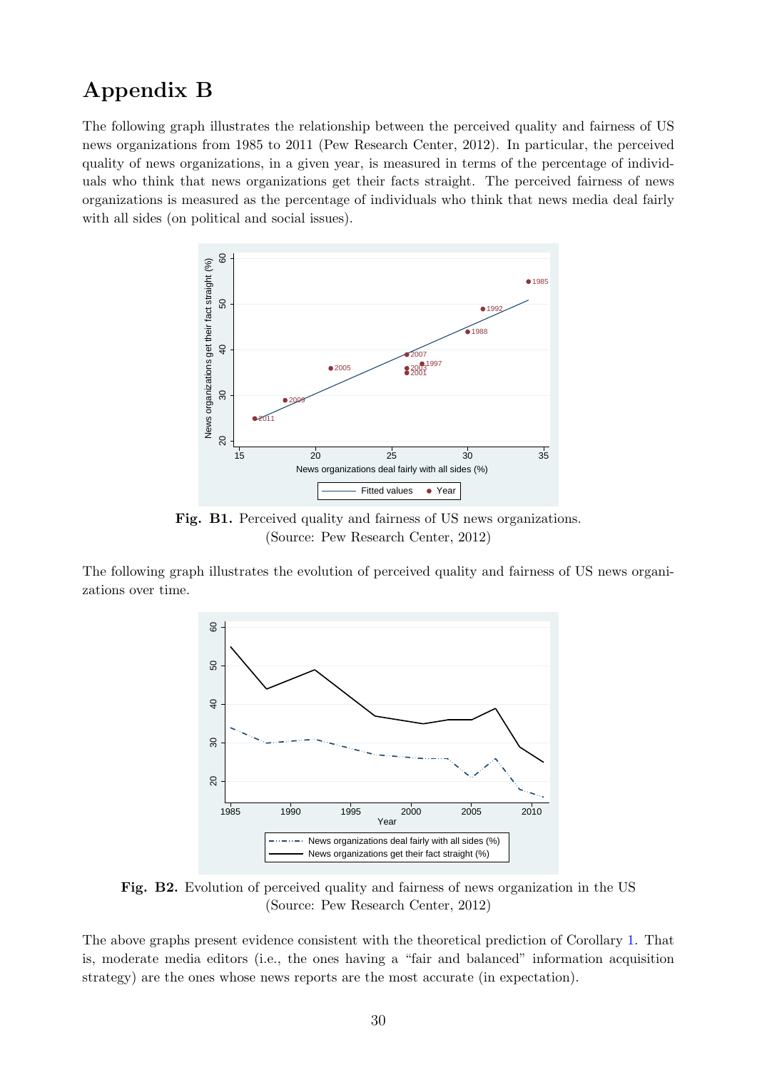# Appendix B

The following graph illustrates the relationship between the perceived quality and fairness of US news organizations from 1985 to 2011 (Pew Research Center, 2012). In particular, the perceived quality of news organizations, in a given year, is measured in terms of the percentage of individuals who think that news organizations get their facts straight. The perceived fairness of news organizations is measured as the percentage of individuals who think that news media deal fairly with all sides (on political and social issues).

**Fig. B1.** Perceived quality and fairness of US news organizations. (Source: Pew Research Center, 2012)

The following graph illustrates the evolution of perceived quality and fairness of US news organizations over time.

**Fig. B2.** Evolution of perceived quality and fairness of news organization in the US (Source: Pew Research Center, 2012)

The above graphs present evidence consistent with the theoretical prediction of Corollary 1. That is, moderate media editors (i.e., the ones having a "fair and balanced" information acquisition strategy) are the ones whose news reports are the most accurate (in expectation).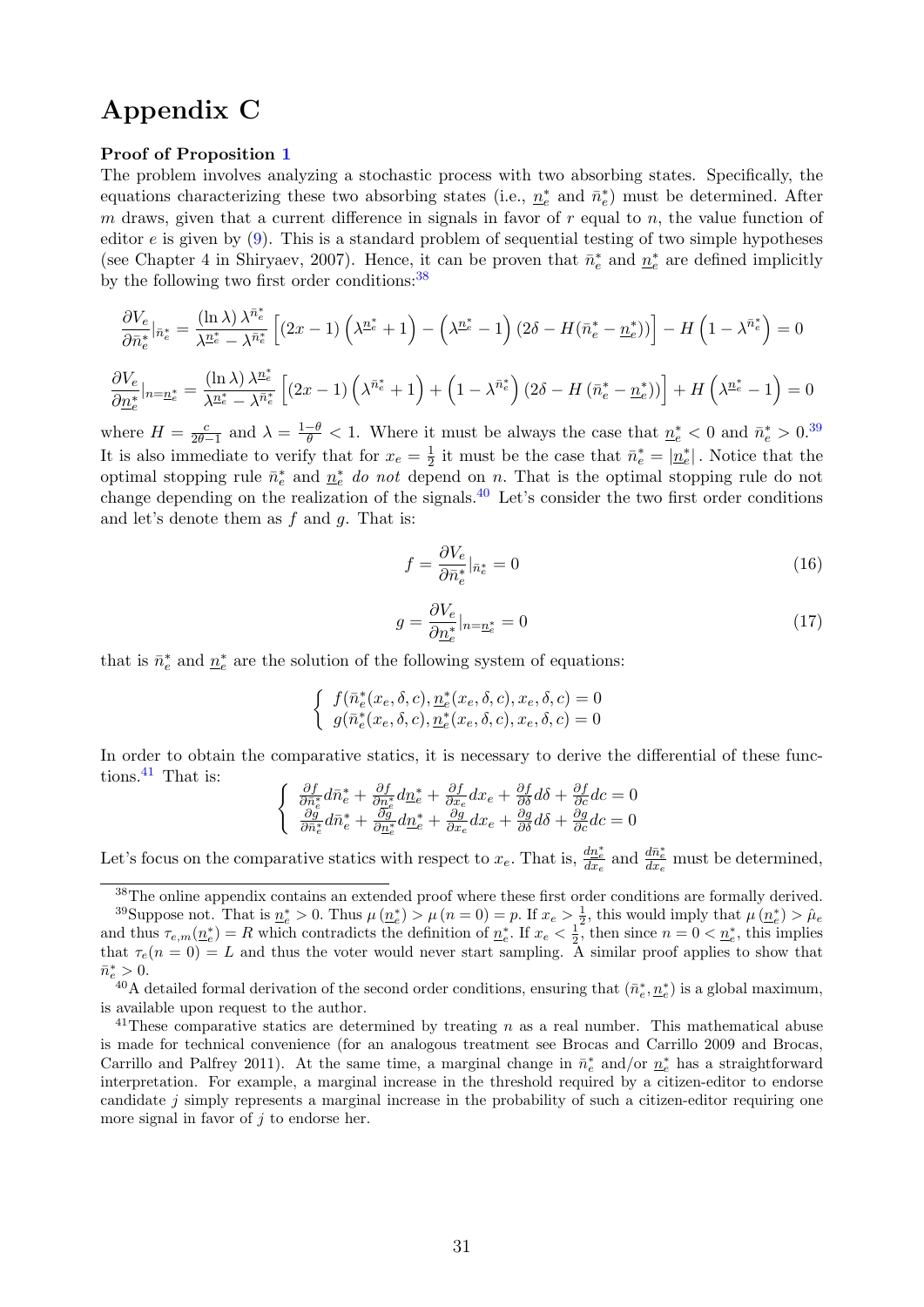# Appendix C

**Proof of Proposition 1**

The problem involves analyzing a stochastic process with two absorbing states. Specifically, the equations characterizing these two absorbing states (i.e., $\underline{n}_e^*$ and $\bar{n}_e^*$) must be determined. After $m$ draws, given that a current difference in signals in favor of $r$ equal to $n$, the value function of editor $e$ is given by (9). This is a standard problem of sequential testing of two simple hypotheses (see Chapter 4 in Shiryaev, 2007). Hence, it can be proven that $\bar{n}_e^*$ and $\underline{n}_e^*$ are defined implicitly by the following two first order conditions:[38]

$$\frac{\partial V_e}{\partial \bar{n}_e^*}|_{\bar{n}_e^*} = \frac{(\ln \lambda)\, \lambda^{\bar{n}_e^*}}{\lambda^{\underline{n}_e^*} - \lambda^{\bar{n}_e^*}} \left[ (2x-1) \left( \lambda^{\underline{n}_e^*} + 1 \right) - \left( \lambda^{\underline{n}_e^*} - 1 \right) (2\delta - H(\bar{n}_e^* - \underline{n}_e^*)) \right] - H \left( 1 - \lambda^{\bar{n}_e^*} \right) = 0$$

$$\frac{\partial V_e}{\partial \underline{n}_e^*}|_{n=\underline{n}_e^*} = \frac{(\ln \lambda)\, \lambda^{\underline{n}_e^*}}{\lambda^{\underline{n}_e^*} - \lambda^{\bar{n}_e^*}} \left[ (2x-1) \left( \lambda^{\bar{n}_e^*} + 1 \right) + \left( 1 - \lambda^{\bar{n}_e^*} \right) (2\delta - H(\bar{n}_e^* - \underline{n}_e^*)) \right] + H \left( \lambda^{\underline{n}_e^*} - 1 \right) = 0$$

where $H = \frac{c}{2\theta - 1}$ and $\lambda = \frac{1-\theta}{\theta} < 1$. Where it must be always the case that $\underline{n}_e^* < 0$ and $\bar{n}_e^* > 0$.[39] It is also immediate to verify that for $x_e = \frac{1}{2}$ it must be the case that $\bar{n}_e^* = |\underline{n}_e^*|$. Notice that the optimal stopping rule $\bar{n}_e^*$ and $\underline{n}_e^*$ *do not* depend on $n$. That is the optimal stopping rule do not change depending on the realization of the signals.[40] Let's consider the two first order conditions and let's denote them as $f$ and $g$. That is:

$$f = \frac{\partial V_e}{\partial \bar{n}_e^*}|_{\bar{n}_e^*} = 0 \tag{16}$$

$$g = \frac{\partial V_e}{\partial \underline{n}_e^*}|_{n=\underline{n}_e^*} = 0 \tag{17}$$

that is $\bar{n}_e^*$ and $\underline{n}_e^*$ are the solution of the following system of equations:

$$\begin{cases} f(\bar{n}_e^*(x_e, \delta, c), \underline{n}_e^*(x_e, \delta, c), x_e, \delta, c) = 0 \\ g(\bar{n}_e^*(x_e, \delta, c), \underline{n}_e^*(x_e, \delta, c), x_e, \delta, c) = 0 \end{cases}$$

In order to obtain the comparative statics, it is necessary to derive the differential of these functions.[41] That is:

$$\begin{cases} \frac{\partial f}{\partial \bar{n}_e^*} d\bar{n}_e^* + \frac{\partial f}{\partial \underline{n}_e^*} d\underline{n}_e^* + \frac{\partial f}{\partial x_e} dx_e + \frac{\partial f}{\partial \delta} d\delta + \frac{\partial f}{\partial c} dc = 0 \\ \frac{\partial g}{\partial \bar{n}_e^*} d\bar{n}_e^* + \frac{\partial g}{\partial \underline{n}_e^*} d\underline{n}_e^* + \frac{\partial g}{\partial x_e} dx_e + \frac{\partial g}{\partial \delta} d\delta + \frac{\partial g}{\partial c} dc = 0 \end{cases}$$

Let's focus on the comparative statics with respect to $x_e$. That is, $\frac{d\underline{n}_e^*}{dx_e}$ and $\frac{d\bar{n}_e^*}{dx_e}$ must be determined,

---

[38] The online appendix contains an extended proof where these first order conditions are formally derived.

[39] Suppose not. That is $\underline{n}_e^* > 0$. Thus $\mu(\underline{n}_e^*) > \mu(n = 0) = p$. If $x_e > \frac{1}{2}$, this would imply that $\mu(\underline{n}_e^*) > \hat{\mu}_e$ and thus $\tau_{e,m}(\underline{n}_e^*) = R$ which contradicts the definition of $\underline{n}_e^*$. If $x_e < \frac{1}{2}$, then since $n = 0 < \underline{n}_e^*$, this implies that $\tau_e(n = 0) = L$ and thus the voter would never start sampling. A similar proof applies to show that $\bar{n}_e^* > 0$.

[40] A detailed formal derivation of the second order conditions, ensuring that $(\bar{n}_e^*, \underline{n}_e^*)$ is a global maximum, is available upon request to the author.

[41] These comparative statics are determined by treating $n$ as a real number. This mathematical abuse is made for technical convenience (for an analogous treatment see Brocas and Carrillo 2009 and Brocas, Carrillo and Palfrey 2011). At the same time, a marginal change in $\bar{n}_e^*$ and/or $\underline{n}_e^*$ has a straightforward interpretation. For example, a marginal increase in the threshold required by a citizen-editor to endorse candidate $j$ simply represents a marginal increase in the probability of such a citizen-editor requiring one more signal in favor of $j$ to endorse her.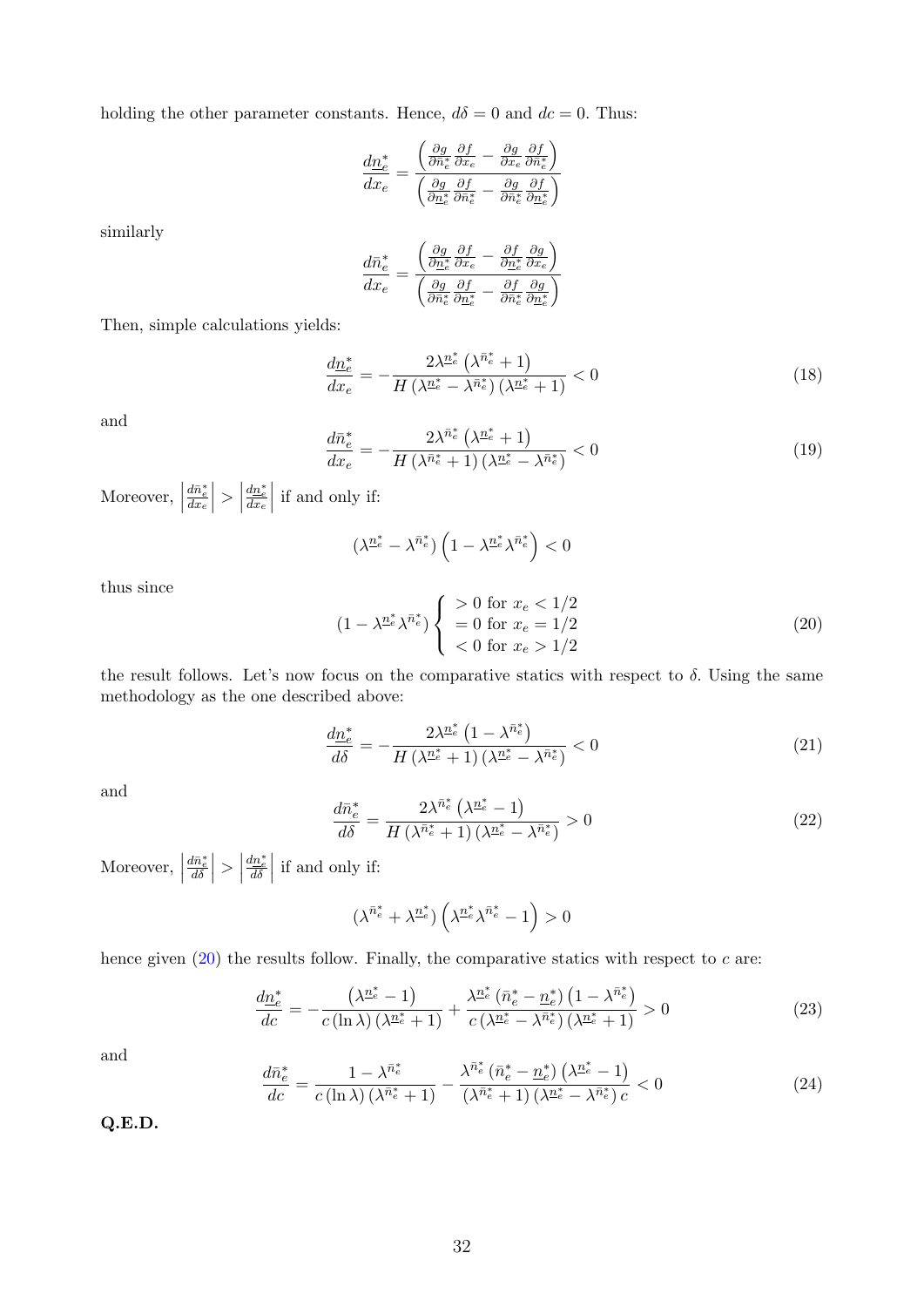holding the other parameter constants. Hence, $d\delta = 0$ and $dc = 0$. Thus:

$$\frac{d\underline{n}_e^*}{dx_e} = \frac{\left(\frac{\partial g}{\partial \bar{n}_e^*}\frac{\partial f}{\partial x_e} - \frac{\partial g}{\partial x_e}\frac{\partial f}{\partial \bar{n}_e^*}\right)}{\left(\frac{\partial g}{\partial \underline{n}_e^*}\frac{\partial f}{\partial \bar{n}_e^*} - \frac{\partial g}{\partial \bar{n}_e^*}\frac{\partial f}{\partial \underline{n}_e^*}\right)}$$

similarly

$$\frac{d\bar{n}_e^*}{dx_e} = \frac{\left(\frac{\partial g}{\partial \underline{n}_e^*}\frac{\partial f}{\partial x_e} - \frac{\partial f}{\partial \underline{n}_e^*}\frac{\partial g}{\partial x_e}\right)}{\left(\frac{\partial g}{\partial \bar{n}_e^*}\frac{\partial f}{\partial \underline{n}_e^*} - \frac{\partial f}{\partial \bar{n}_e^*}\frac{\partial g}{\partial \underline{n}_e^*}\right)}$$

Then, simple calculations yields:

$$\frac{d\underline{n}_e^*}{dx_e} = -\frac{2\lambda^{\underline{n}_e^*}\left(\lambda^{\bar{n}_e^*}+1\right)}{H\left(\lambda^{\underline{n}_e^*}-\lambda^{\bar{n}_e^*}\right)\left(\lambda^{\underline{n}_e^*}+1\right)} < 0 \tag{18}$$

and

$$\frac{d\bar{n}_e^*}{dx_e} = -\frac{2\lambda^{\bar{n}_e^*}\left(\lambda^{\underline{n}_e^*}+1\right)}{H\left(\lambda^{\bar{n}_e^*}+1\right)\left(\lambda^{\underline{n}_e^*}-\lambda^{\bar{n}_e^*}\right)} < 0 \tag{19}$$

Moreover, $\left|\frac{d\bar{n}_e^*}{dx_e}\right| > \left|\frac{d\underline{n}_e^*}{dx_e}\right|$ if and only if:

$$\left(\lambda^{\underline{n}_e^*}-\lambda^{\bar{n}_e^*}\right)\left(1-\lambda^{\underline{n}_e^*}\lambda^{\bar{n}_e^*}\right) < 0$$

thus since

$$\left(1-\lambda^{\underline{n}_e^*}\lambda^{\bar{n}_e^*}\right)\begin{cases} > 0 \text{ for } x_e < 1/2 \\ = 0 \text{ for } x_e = 1/2 \\ < 0 \text{ for } x_e > 1/2 \end{cases} \tag{20}$$

the result follows. Let's now focus on the comparative statics with respect to $\delta$. Using the same methodology as the one described above:

$$\frac{d\underline{n}_e^*}{d\delta} = -\frac{2\lambda^{\underline{n}_e^*}\left(1-\lambda^{\bar{n}_e^*}\right)}{H\left(\lambda^{\underline{n}_e^*}+1\right)\left(\lambda^{\underline{n}_e^*}-\lambda^{\bar{n}_e^*}\right)} < 0 \tag{21}$$

and

$$\frac{d\bar{n}_e^*}{d\delta} = \frac{2\lambda^{\bar{n}_e^*}\left(\lambda^{\underline{n}_e^*}-1\right)}{H\left(\lambda^{\bar{n}_e^*}+1\right)\left(\lambda^{\underline{n}_e^*}-\lambda^{\bar{n}_e^*}\right)} > 0 \tag{22}$$

Moreover, $\left|\frac{d\bar{n}_e^*}{d\delta}\right| > \left|\frac{d\underline{n}_e^*}{d\delta}\right|$ if and only if:

$$\left(\lambda^{\bar{n}_e^*}+\lambda^{\underline{n}_e^*}\right)\left(\lambda^{\underline{n}_e^*}\lambda^{\bar{n}_e^*}-1\right) > 0$$

hence given (20) the results follow. Finally, the comparative statics with respect to $c$ are:

$$\frac{d\underline{n}_e^*}{dc} = -\frac{\left(\lambda^{\underline{n}_e^*}-1\right)}{c\left(\ln\lambda\right)\left(\lambda^{\underline{n}_e^*}+1\right)} + \frac{\lambda^{\underline{n}_e^*}\left(\bar{n}_e^*-\underline{n}_e^*\right)\left(1-\lambda^{\bar{n}_e^*}\right)}{c\left(\lambda^{\underline{n}_e^*}-\lambda^{\bar{n}_e^*}\right)\left(\lambda^{\underline{n}_e^*}+1\right)} > 0 \tag{23}$$

and

$$\frac{d\bar{n}_e^*}{dc} = \frac{1-\lambda^{\bar{n}_e^*}}{c\left(\ln\lambda\right)\left(\lambda^{\bar{n}_e^*}+1\right)} - \frac{\lambda^{\bar{n}_e^*}\left(\bar{n}_e^*-\underline{n}_e^*\right)\left(\lambda^{\underline{n}_e^*}-1\right)}{\left(\lambda^{\bar{n}_e^*}+1\right)\left(\lambda^{\underline{n}_e^*}-\lambda^{\bar{n}_e^*}\right)c} < 0 \tag{24}$$

**Q.E.D.**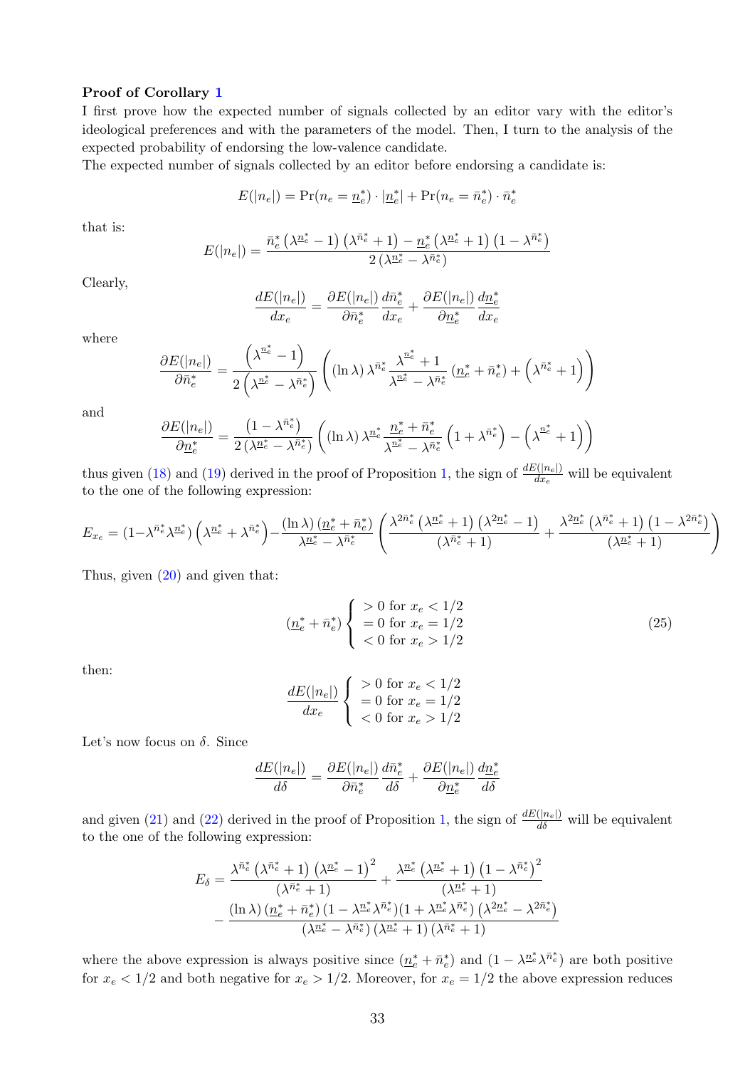**Proof of Corollary 1**

I first prove how the expected number of signals collected by an editor vary with the editor's ideological preferences and with the parameters of the model. Then, I turn to the analysis of the expected probability of endorsing the low-valence candidate.

The expected number of signals collected by an editor before endorsing a candidate is:

$$E(|n_e|) = \Pr(n_e = \underline{n}_e^*) \cdot |\underline{n}_e^*| + \Pr(n_e = \bar{n}_e^*) \cdot \bar{n}_e^*$$

that is:

$$E(|n_e|) = \frac{\bar{n}_e^* \left(\lambda^{\underline{n}_e^*} - 1\right)\left(\lambda^{\bar{n}_e^*} + 1\right) - \underline{n}_e^* \left(\lambda^{\underline{n}_e^*} + 1\right)\left(1 - \lambda^{\bar{n}_e^*}\right)}{2\left(\lambda^{\underline{n}_e^*} - \lambda^{\bar{n}_e^*}\right)}$$

Clearly,

$$\frac{dE(|n_e|)}{dx_e} = \frac{\partial E(|n_e|)}{\partial \bar{n}_e^*}\frac{d\bar{n}_e^*}{dx_e} + \frac{\partial E(|n_e|)}{\partial \underline{n}_e^*}\frac{d\underline{n}_e^*}{dx_e}$$

where

$$\frac{\partial E(|n_e|)}{\partial \bar{n}_e^*} = \frac{\left(\lambda^{\underline{n}_e^*} - 1\right)}{2\left(\lambda^{\underline{n}_e^*} - \lambda^{\bar{n}_e^*}\right)}\left((\ln \lambda)\, \lambda^{\bar{n}_e^*} \frac{\lambda^{\underline{n}_e^*} + 1}{\lambda^{\underline{n}_e^*} - \lambda^{\bar{n}_e^*}}\left(\underline{n}_e^* + \bar{n}_e^*\right) + \left(\lambda^{\bar{n}_e^*} + 1\right)\right)$$

and

$$\frac{\partial E(|n_e|)}{\partial \underline{n}_e^*} = \frac{\left(1 - \lambda^{\bar{n}_e^*}\right)}{2\left(\lambda^{\underline{n}_e^*} - \lambda^{\bar{n}_e^*}\right)}\left((\ln \lambda)\, \lambda^{\underline{n}_e^*} \frac{\underline{n}_e^* + \bar{n}_e^*}{\lambda^{\underline{n}_e^*} - \lambda^{\bar{n}_e^*}}\left(1 + \lambda^{\bar{n}_e^*}\right) - \left(\lambda^{\underline{n}_e^*} + 1\right)\right)$$

thus given (18) and (19) derived in the proof of Proposition 1, the sign of $\frac{dE(|n_e|)}{dx_e}$ will be equivalent to the one of the following expression:

$$E_{x_e} = \left(1 - \lambda^{\bar{n}_e^*}\lambda^{\underline{n}_e^*}\right)\left(\lambda^{\underline{n}_e^*} + \lambda^{\bar{n}_e^*}\right) - \frac{(\ln \lambda)\left(\underline{n}_e^* + \bar{n}_e^*\right)}{\lambda^{\underline{n}_e^*} - \lambda^{\bar{n}_e^*}}\left(\frac{\lambda^{2\bar{n}_e^*}\left(\lambda^{\underline{n}_e^*} + 1\right)\left(\lambda^{2\underline{n}_e^*} - 1\right)}{\left(\lambda^{\bar{n}_e^*} + 1\right)} + \frac{\lambda^{2\underline{n}_e^*}\left(\lambda^{\bar{n}_e^*} + 1\right)\left(1 - \lambda^{2\bar{n}_e^*}\right)}{\left(\lambda^{\underline{n}_e^*} + 1\right)}\right)$$

Thus, given (20) and given that:

$$\left(\underline{n}_e^* + \bar{n}_e^*\right)\begin{cases} > 0 \text{ for } x_e < 1/2 \\ = 0 \text{ for } x_e = 1/2 \\ < 0 \text{ for } x_e > 1/2 \end{cases} \tag{25}$$

then:

$$\frac{dE(|n_e|)}{dx_e}\begin{cases} > 0 \text{ for } x_e < 1/2 \\ = 0 \text{ for } x_e = 1/2 \\ < 0 \text{ for } x_e > 1/2 \end{cases}$$

Let's now focus on $\delta$. Since

$$\frac{dE(|n_e|)}{d\delta} = \frac{\partial E(|n_e|)}{\partial \bar{n}_e^*}\frac{d\bar{n}_e^*}{d\delta} + \frac{\partial E(|n_e|)}{\partial \underline{n}_e^*}\frac{d\underline{n}_e^*}{d\delta}$$

and given (21) and (22) derived in the proof of Proposition 1, the sign of $\frac{dE(|n_e|)}{d\delta}$ will be equivalent to the one of the following expression:

$$E_\delta = \frac{\lambda^{\bar{n}_e^*}\left(\lambda^{\bar{n}_e^*} + 1\right)\left(\lambda^{\underline{n}_e^*} - 1\right)^2}{\left(\lambda^{\bar{n}_e^*} + 1\right)} + \frac{\lambda^{\underline{n}_e^*}\left(\lambda^{\underline{n}_e^*} + 1\right)\left(1 - \lambda^{\bar{n}_e^*}\right)^2}{\left(\lambda^{\underline{n}_e^*} + 1\right)}$$
$$- \frac{(\ln \lambda)\left(\underline{n}_e^* + \bar{n}_e^*\right)\left(1 - \lambda^{\underline{n}_e^*}\lambda^{\bar{n}_e^*}\right)\left(1 + \lambda^{\underline{n}_e^*}\lambda^{\bar{n}_e^*}\right)\left(\lambda^{2\underline{n}_e^*} - \lambda^{2\bar{n}_e^*}\right)}{\left(\lambda^{\underline{n}_e^*} - \lambda^{\bar{n}_e^*}\right)\left(\lambda^{\underline{n}_e^*} + 1\right)\left(\lambda^{\bar{n}_e^*} + 1\right)}$$

where the above expression is always positive since $\left(\underline{n}_e^* + \bar{n}_e^*\right)$ and $\left(1 - \lambda^{\underline{n}_e^*}\lambda^{\bar{n}_e^*}\right)$ are both positive for $x_e < 1/2$ and both negative for $x_e > 1/2$. Moreover, for $x_e = 1/2$ the above expression reduces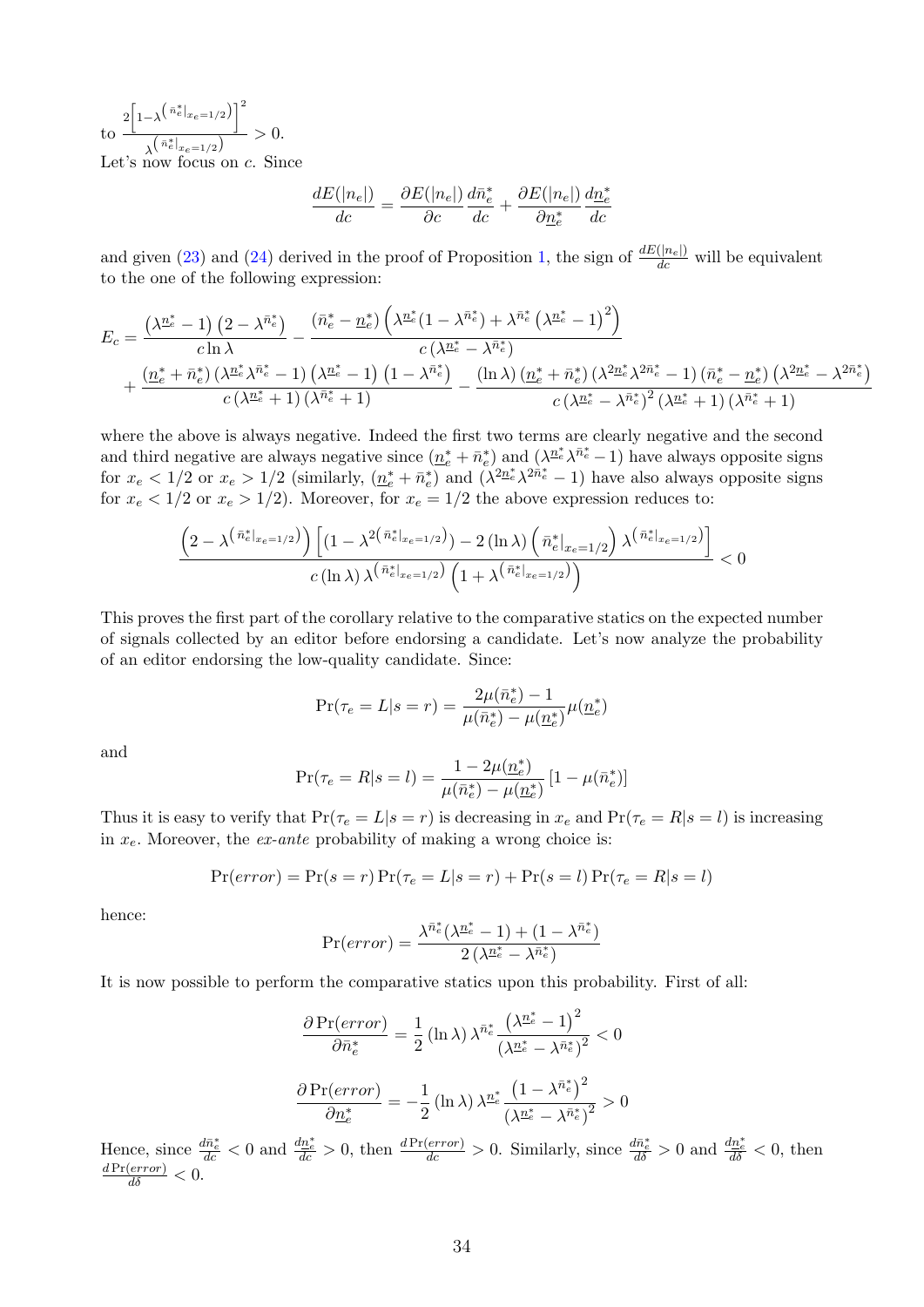to $\frac{2\left[1-\lambda^{\left(\bar{n}_e^*|_{x_e=1/2}\right)}\right]^2}{\lambda^{\left(\bar{n}_e^*|_{x_e=1/2}\right)}} > 0$.

Let's now focus on $c$. Since

$$\frac{dE(|n_e|)}{dc} = \frac{\partial E(|n_e|)}{\partial c}\frac{d\bar{n}_e^*}{dc} + \frac{\partial E(|n_e|)}{\partial \underline{n}_e^*}\frac{d\underline{n}_e^*}{dc}$$

and given (23) and (24) derived in the proof of Proposition 1, the sign of $\frac{dE(|n_e|)}{dc}$ will be equivalent to the one of the following expression:

$$E_c = \frac{\left(\lambda^{\underline{n}_e^*}-1\right)\left(2-\lambda^{\bar{n}_e^*}\right)}{c\ln\lambda} - \frac{\left(\bar{n}_e^*-\underline{n}_e^*\right)\left(\lambda^{\underline{n}_e^*}(1-\lambda^{\bar{n}_e^*})+\lambda^{\bar{n}_e^*}\left(\lambda^{\underline{n}_e^*}-1\right)^2\right)}{c\left(\lambda^{\underline{n}_e^*}-\lambda^{\bar{n}_e^*}\right)}$$
$$+ \frac{\left(\underline{n}_e^*+\bar{n}_e^*\right)\left(\lambda^{\underline{n}_e^*}\lambda^{\bar{n}_e^*}-1\right)\left(\lambda^{\underline{n}_e^*}-1\right)\left(1-\lambda^{\bar{n}_e^*}\right)}{c\left(\lambda^{\underline{n}_e^*}+1\right)\left(\lambda^{\bar{n}_e^*}+1\right)} - \frac{\left(\ln\lambda\right)\left(\underline{n}_e^*+\bar{n}_e^*\right)\left(\lambda^{2\underline{n}_e^*}\lambda^{2\bar{n}_e^*}-1\right)\left(\bar{n}_e^*-\underline{n}_e^*\right)\left(\lambda^{2\underline{n}_e^*}-\lambda^{2\bar{n}_e^*}\right)}{c\left(\lambda^{\underline{n}_e^*}-\lambda^{\bar{n}_e^*}\right)^2\left(\lambda^{\underline{n}_e^*}+1\right)\left(\lambda^{\bar{n}_e^*}+1\right)}$$

where the above is always negative. Indeed the first two terms are clearly negative and the second and third negative are always negative since $(\underline{n}_e^*+\bar{n}_e^*)$ and $(\lambda^{\underline{n}_e^*}\lambda^{\bar{n}_e^*}-1)$ have always opposite signs for $x_e < 1/2$ or $x_e > 1/2$ (similarly, $(\underline{n}_e^*+\bar{n}_e^*)$ and $(\lambda^{2\underline{n}_e^*}\lambda^{2\bar{n}_e^*}-1)$ have also always opposite signs for $x_e < 1/2$ or $x_e > 1/2$). Moreover, for $x_e = 1/2$ the above expression reduces to:

$$\frac{\left(2-\lambda^{\left(\bar{n}_e^*|_{x_e=1/2}\right)}\right)\left[\left(1-\lambda^{2\left(\bar{n}_e^*|_{x_e=1/2}\right)}\right)-2\left(\ln\lambda\right)\left(\bar{n}_e^*|_{x_e=1/2}\right)\lambda^{\left(\bar{n}_e^*|_{x_e=1/2}\right)}\right]}{c\left(\ln\lambda\right)\lambda^{\left(\bar{n}_e^*|_{x_e=1/2}\right)}\left(1+\lambda^{\left(\bar{n}_e^*|_{x_e=1/2}\right)}\right)} < 0$$

This proves the first part of the corollary relative to the comparative statics on the expected number of signals collected by an editor before endorsing a candidate. Let's now analyze the probability of an editor endorsing the low-quality candidate. Since:

$$\Pr(\tau_e = L|s=r) = \frac{2\mu(\bar{n}_e^*)-1}{\mu(\bar{n}_e^*)-\mu(\underline{n}_e^*)}\mu(\underline{n}_e^*)$$

and

$$\Pr(\tau_e = R|s=l) = \frac{1-2\mu(\underline{n}_e^*)}{\mu(\bar{n}_e^*)-\mu(\underline{n}_e^*)}\left[1-\mu(\bar{n}_e^*)\right]$$

Thus it is easy to verify that $\Pr(\tau_e = L|s=r)$ is decreasing in $x_e$ and $\Pr(\tau_e = R|s=l)$ is increasing in $x_e$. Moreover, the *ex-ante* probability of making a wrong choice is:

$$\Pr(error) = \Pr(s=r)\Pr(\tau_e = L|s=r) + \Pr(s=l)\Pr(\tau_e = R|s=l)$$

hence:

$$\Pr(error) = \frac{\lambda^{\bar{n}_e^*}(\lambda^{\underline{n}_e^*}-1)+(1-\lambda^{\bar{n}_e^*})}{2\left(\lambda^{\underline{n}_e^*}-\lambda^{\bar{n}_e^*}\right)}$$

It is now possible to perform the comparative statics upon this probability. First of all:

$$\frac{\partial\Pr(error)}{\partial\bar{n}_e^*} = \frac{1}{2}\left(\ln\lambda\right)\lambda^{\bar{n}_e^*}\frac{\left(\lambda^{\underline{n}_e^*}-1\right)^2}{\left(\lambda^{\underline{n}_e^*}-\lambda^{\bar{n}_e^*}\right)^2} < 0$$

$$\frac{\partial\Pr(error)}{\partial\underline{n}_e^*} = -\frac{1}{2}\left(\ln\lambda\right)\lambda^{\underline{n}_e^*}\frac{\left(1-\lambda^{\bar{n}_e^*}\right)^2}{\left(\lambda^{\underline{n}_e^*}-\lambda^{\bar{n}_e^*}\right)^2} > 0$$

Hence, since $\frac{d\bar{n}_e^*}{dc} < 0$ and $\frac{d\underline{n}_e^*}{dc} > 0$, then $\frac{d\Pr(error)}{dc} > 0$. Similarly, since $\frac{d\bar{n}_e^*}{d\delta} > 0$ and $\frac{d\underline{n}_e^*}{d\delta} < 0$, then $\frac{d\Pr(error)}{d\delta} < 0$.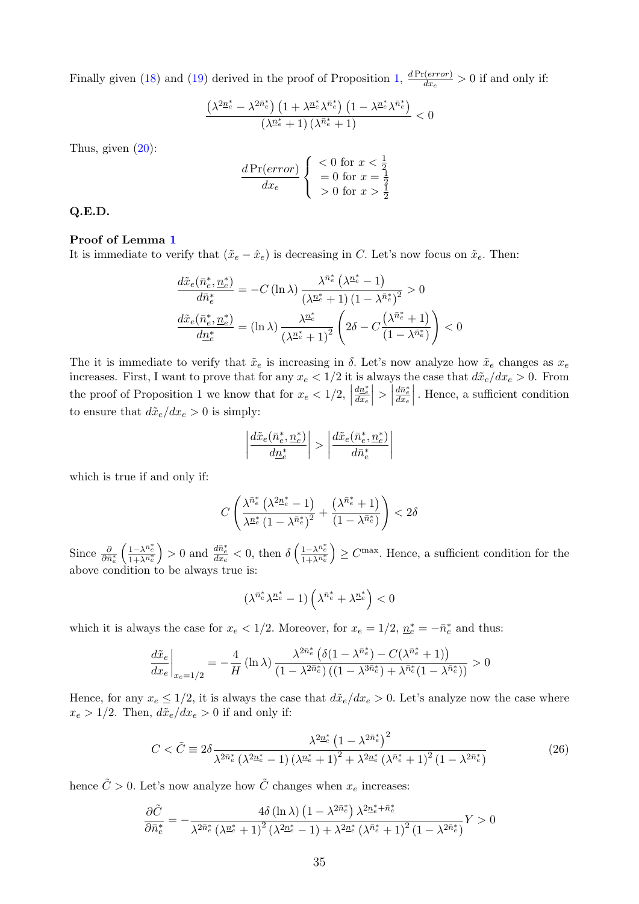Finally given (18) and (19) derived in the proof of Proposition 1, $\frac{d\Pr(error)}{dx_e} > 0$ if and only if:

$$\frac{\left(\lambda^{2\underline{n}_e^*} - \lambda^{2\bar{n}_e^*}\right)\left(1 + \lambda^{\underline{n}_e^*}\lambda^{\bar{n}_e^*}\right)\left(1 - \lambda^{\underline{n}_e^*}\lambda^{\bar{n}_e^*}\right)}{\left(\lambda^{\underline{n}_e^*} + 1\right)\left(\lambda^{\bar{n}_e^*} + 1\right)} < 0$$

Thus, given (20):

$$\frac{d\Pr(error)}{dx_e} \begin{cases} < 0 \text{ for } x < \frac{1}{2} \\ = 0 \text{ for } x = \frac{1}{2} \\ > 0 \text{ for } x > \frac{1}{2} \end{cases}$$

**Q.E.D.**

**Proof of Lemma 1**
It is immediate to verify that $(\tilde{x}_e - \hat{x}_e)$ is decreasing in $C$. Let's now focus on $\tilde{x}_e$. Then:

$$\frac{d\tilde{x}_e(\bar{n}_e^*, \underline{n}_e^*)}{d\bar{n}_e^*} = -C\left(\ln\lambda\right)\frac{\lambda^{\bar{n}_e^*}\left(\lambda^{\underline{n}_e^*} - 1\right)}{\left(\lambda^{\underline{n}_e^*} + 1\right)\left(1 - \lambda^{\bar{n}_e^*}\right)^2} > 0$$

$$\frac{d\tilde{x}_e(\bar{n}_e^*, \underline{n}_e^*)}{d\underline{n}_e^*} = \left(\ln\lambda\right)\frac{\lambda^{\underline{n}_e^*}}{\left(\lambda^{\underline{n}_e^*} + 1\right)^2}\left(2\delta - C\frac{\left(\lambda^{\bar{n}_e^*} + 1\right)}{\left(1 - \lambda^{\bar{n}_e^*}\right)}\right) < 0$$

The it is immediate to verify that $\tilde{x}_e$ is increasing in $\delta$. Let's now analyze how $\tilde{x}_e$ changes as $x_e$ increases. First, I want to prove that for any $x_e < 1/2$ it is always the case that $d\tilde{x}_e/dx_e > 0$. From the proof of Proposition 1 we know that for $x_e < 1/2$, $\left|\frac{d\underline{n}_e^*}{dx_e}\right| > \left|\frac{d\bar{n}_e^*}{dx_e}\right|$. Hence, a sufficient condition to ensure that $d\tilde{x}_e/dx_e > 0$ is simply:

$$\left|\frac{d\tilde{x}_e(\bar{n}_e^*, \underline{n}_e^*)}{d\underline{n}_e^*}\right| > \left|\frac{d\tilde{x}_e(\bar{n}_e^*, \underline{n}_e^*)}{d\bar{n}_e^*}\right|$$

which is true if and only if:

$$C\left(\frac{\lambda^{\bar{n}_e^*}\left(\lambda^{2\underline{n}_e^*} - 1\right)}{\lambda^{\underline{n}_e^*}\left(1 - \lambda^{\bar{n}_e^*}\right)^2} + \frac{\left(\lambda^{\bar{n}_e^*} + 1\right)}{\left(1 - \lambda^{\bar{n}_e^*}\right)}\right) < 2\delta$$

Since $\frac{\partial}{\partial \bar{n}_e^*}\left(\frac{1-\lambda^{\bar{n}_e^*}}{1+\lambda^{\bar{n}_e^*}}\right) > 0$ and $\frac{d\bar{n}_e^*}{dx_e} < 0$, then $\delta\left(\frac{1-\lambda^{\bar{n}_e^*}}{1+\lambda^{\bar{n}_e^*}}\right) \geq C^{\max}$. Hence, a sufficient condition for the above condition to be always true is:

$$\left(\lambda^{\bar{n}_e^*}\lambda^{\underline{n}_e^*} - 1\right)\left(\lambda^{\bar{n}_e^*} + \lambda^{\underline{n}_e^*}\right) < 0$$

which it is always the case for $x_e < 1/2$. Moreover, for $x_e = 1/2$, $\underline{n}_e^* = -\bar{n}_e^*$ and thus:

$$\left.\frac{d\tilde{x}_e}{dx_e}\right|_{x_e=1/2} = -\frac{4}{H}\left(\ln\lambda\right)\frac{\lambda^{2\bar{n}_e^*}\left(\delta(1 - \lambda^{\bar{n}_e^*}) - C(\lambda^{\bar{n}_e^*} + 1)\right)}{\left(1 - \lambda^{2\bar{n}_e^*}\right)\left((1 - \lambda^{3\bar{n}_e^*}) + \lambda^{\bar{n}_e^*}(1 - \lambda^{\bar{n}_e^*})\right)} > 0$$

Hence, for any $x_e \leq 1/2$, it is always the case that $d\tilde{x}_e/dx_e > 0$. Let's analyze now the case where $x_e > 1/2$. Then, $d\tilde{x}_e/dx_e > 0$ if and only if:

$$C < \tilde{C} \equiv 2\delta\frac{\lambda^{2\underline{n}_e^*}\left(1 - \lambda^{2\bar{n}_e^*}\right)^2}{\lambda^{2\bar{n}_e^*}\left(\lambda^{2\underline{n}_e^*} - 1\right)\left(\lambda^{\underline{n}_e^*} + 1\right)^2 + \lambda^{2\underline{n}_e^*}\left(\lambda^{\bar{n}_e^*} + 1\right)^2\left(1 - \lambda^{2\bar{n}_e^*}\right)} \tag{26}$$

hence $\tilde{C} > 0$. Let's now analyze how $\tilde{C}$ changes when $x_e$ increases:

$$\frac{\partial\tilde{C}}{\partial\bar{n}_e^*} = -\frac{4\delta\left(\ln\lambda\right)\left(1 - \lambda^{2\bar{n}_e^*}\right)\lambda^{2\underline{n}_e^* + \bar{n}_e^*}}{\lambda^{2\bar{n}_e^*}\left(\lambda^{\underline{n}_e^*} + 1\right)^2\left(\lambda^{2\underline{n}_e^*} - 1\right) + \lambda^{2\underline{n}_e^*}\left(\lambda^{\bar{n}_e^*} + 1\right)^2\left(1 - \lambda^{2\bar{n}_e^*}\right)}Y > 0$$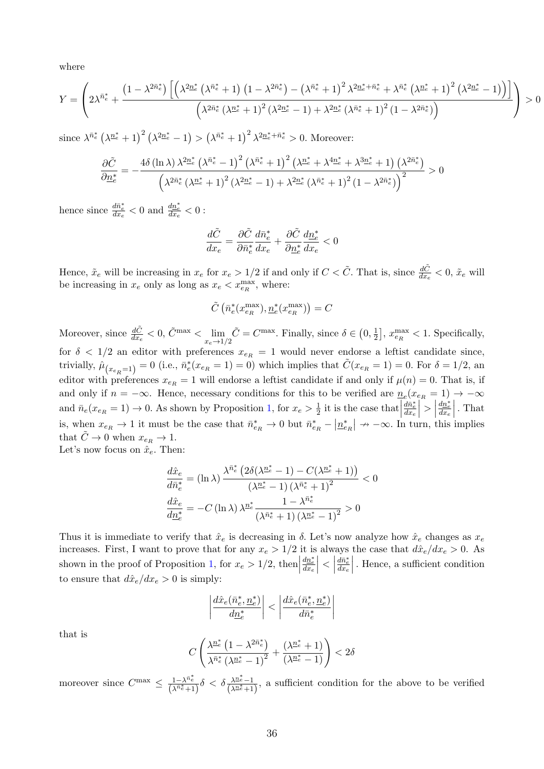where

$$Y=\left(2\lambda^{\bar{n}_e^*}+\frac{\left(1-\lambda^{2\bar{n}_e^*}\right)\left[\left(\lambda^{2\underline{n}_e^*}\left(\lambda^{\bar{n}_e^*}+1\right)\left(1-\lambda^{2\bar{n}_e^*}\right)-\left(\lambda^{\bar{n}_e^*}+1\right)^2\lambda^{2\underline{n}_e^*+\bar{n}_e^*}+\lambda^{\bar{n}_e^*}\left(\lambda^{\underline{n}_e^*}+1\right)^2\left(\lambda^{2\underline{n}_e^*}-1\right)\right)\right]}{\left(\lambda^{2\bar{n}_e^*}\left(\lambda^{\underline{n}_e^*}+1\right)^2\left(\lambda^{2\underline{n}_e^*}-1\right)+\lambda^{2\underline{n}_e^*}\left(\lambda^{\bar{n}_e^*}+1\right)^2\left(1-\lambda^{2\bar{n}_e^*}\right)\right)}\right)>0$$

since $\lambda^{\bar{n}_e^*}\left(\lambda^{\underline{n}_e^*}+1\right)^2\left(\lambda^{2\underline{n}_e^*}-1\right)>\left(\lambda^{\bar{n}_e^*}+1\right)^2\lambda^{2\underline{n}_e^*+\bar{n}_e^*}>0$. Moreover:

$$\frac{\partial\tilde{C}}{\partial\underline{n}_e^*}=-\frac{4\delta\left(\ln\lambda\right)\lambda^{2\underline{n}_e^*}\left(\lambda^{\bar{n}_e^*}-1\right)^2\left(\lambda^{\bar{n}_e^*}+1\right)^2\left(\lambda^{\underline{n}_e^*}+\lambda^{4\underline{n}_e^*}+\lambda^{3\underline{n}_e^*}+1\right)\left(\lambda^{2\bar{n}_e^*}\right)}{\left(\lambda^{2\bar{n}_e^*}\left(\lambda^{\underline{n}_e^*}+1\right)^2\left(\lambda^{2\underline{n}_e^*}-1\right)+\lambda^{2\underline{n}_e^*}\left(\lambda^{\bar{n}_e^*}+1\right)^2\left(1-\lambda^{2\bar{n}_e^*}\right)\right)^2}>0$$

hence since $\frac{d\bar{n}_e^*}{dx_e}<0$ and $\frac{d\underline{n}_e^*}{dx_e}<0$ :

$$\frac{d\tilde{C}}{dx_e}=\frac{\partial\tilde{C}}{\partial\bar{n}_e^*}\frac{d\bar{n}_e^*}{dx_e}+\frac{\partial\tilde{C}}{\partial\underline{n}_e^*}\frac{d\underline{n}_e^*}{dx_e}<0$$

Hence, $\tilde{x}_e$ will be increasing in $x_e$ for $x_e>1/2$ if and only if $C<\tilde{C}$. That is, since $\frac{d\tilde{C}}{dx_e}<0$, $\tilde{x}_e$ will be increasing in $x_e$ only as long as $x_e<x_{e_R}^{\max}$, where:

$$\tilde{C}\left(\bar{n}_e^*(x_{e_R}^{\max}),\underline{n}_e^*(x_{e_R}^{\max})\right)=C$$

Moreover, since $\frac{d\tilde{C}}{dx_e}<0$, $\tilde{C}^{\max}<\lim_{x_e\to 1/2}\tilde{C}=C^{\max}$. Finally, since $\delta\in\left(0,\frac{1}{2}\right]$, $x_{e_R}^{\max}<1$. Specifically, for $\delta<1/2$ an editor with preferences $x_{e_R}=1$ would never endorse a leftist candidate since, trivially, $\hat{\mu}_{\left(x_{e_R}=1\right)}=0$ (i.e., $\bar{n}_e^*(x_{e_R}=1)=0$) which implies that $\tilde{C}(x_{e_R}=1)=0$. For $\delta=1/2$, an editor with preferences $x_{e_R}=1$ will endorse a leftist candidate if and only if $\mu(n)=0$. That is, if and only if $n=-\infty$. Hence, necessary conditions for this to be verified are $\underline{n}_e(x_{e_R}=1)\to-\infty$ and $\bar{n}_e(x_{e_R}=1)\to 0$. As shown by Proposition 1, for $x_e>\frac{1}{2}$ it is the case that $\left|\frac{d\bar{n}_e^*}{dx_e}\right|>\left|\frac{d\underline{n}_e^*}{dx_e}\right|$. That is, when $x_{e_R}\to 1$ it must be the case that $\bar{n}_{e_R}^*\to 0$ but $\bar{n}_{e_R}^*-\left|\underline{n}_{e_R}^*\right|\nrightarrow-\infty$. In turn, this implies that $\tilde{C}\to 0$ when $x_{e_R}\to 1$.

Let's now focus on $\hat{x}_e$. Then:

$$\frac{d\hat{x}_e}{d\bar{n}_e^*}=\left(\ln\lambda\right)\frac{\lambda^{\bar{n}_e^*}\left(2\delta(\lambda^{\underline{n}_e^*}-1)-C(\lambda^{\underline{n}_e^*}+1)\right)}{\left(\lambda^{\underline{n}_e^*}-1\right)\left(\lambda^{\bar{n}_e^*}+1\right)^2}<0$$

$$\frac{d\hat{x}_e}{d\underline{n}_e^*}=-C\left(\ln\lambda\right)\lambda^{\underline{n}_e^*}\frac{1-\lambda^{\bar{n}_e^*}}{\left(\lambda^{\bar{n}_e^*}+1\right)\left(\lambda^{\underline{n}_e^*}-1\right)^2}>0$$

Thus it is immediate to verify that $\hat{x}_e$ is decreasing in $\delta$. Let's now analyze how $\hat{x}_e$ changes as $x_e$ increases. First, I want to prove that for any $x_e>1/2$ it is always the case that $d\hat{x}_e/dx_e>0$. As shown in the proof of Proposition 1, for $x_e>1/2$, then $\left|\frac{d\underline{n}_e^*}{dx_e}\right|<\left|\frac{d\bar{n}_e^*}{dx_e}\right|$. Hence, a sufficient condition to ensure that $d\hat{x}_e/dx_e>0$ is simply:

$$\left|\frac{d\hat{x}_e(\bar{n}_e^*,\underline{n}_e^*)}{d\underline{n}_e^*}\right|<\left|\frac{d\hat{x}_e(\bar{n}_e^*,\underline{n}_e^*)}{d\bar{n}_e^*}\right|$$

that is

$$C\left(\frac{\lambda^{\underline{n}_e^*}\left(1-\lambda^{2\bar{n}_e^*}\right)}{\lambda^{\bar{n}_e^*}\left(\lambda^{\underline{n}_e^*}-1\right)^2}+\frac{\left(\lambda^{\underline{n}_e^*}+1\right)}{\left(\lambda^{\underline{n}_e^*}-1\right)}\right)<2\delta$$

moreover since $C^{\max}\leq\frac{1-\lambda^{\bar{n}_e^*}}{\left(\lambda^{\bar{n}_e^*}+1\right)}\delta<\delta\frac{\lambda^{\underline{n}_e^*}-1}{\left(\lambda^{\underline{n}_e^*}+1\right)}$, a sufficient condition for the above to be verified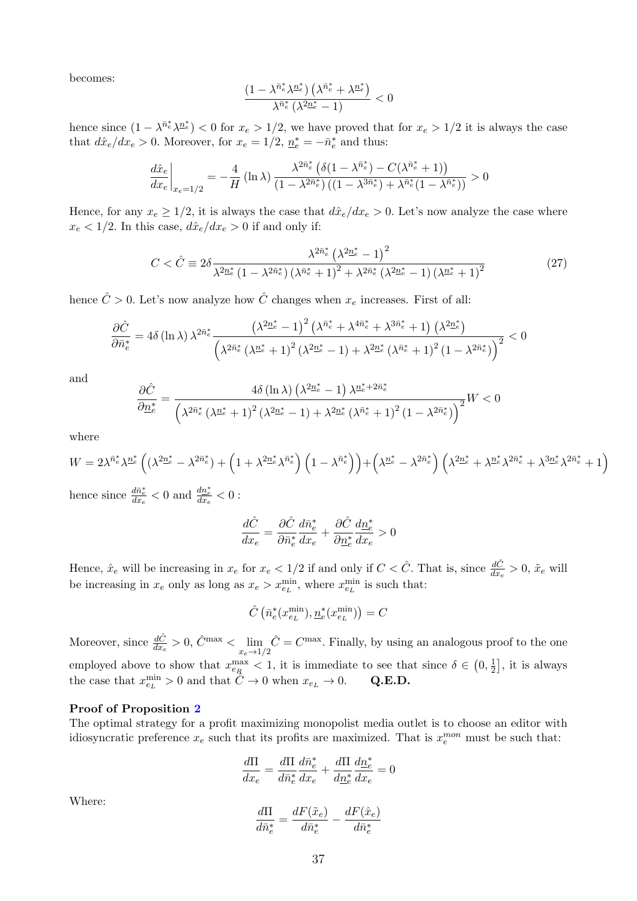becomes:

$$\frac{\left(1-\lambda^{\bar{n}_e^*}\lambda^{\underline{n}_e^*}\right)\left(\lambda^{\bar{n}_e^*}+\lambda^{\underline{n}_e^*}\right)}{\lambda^{\bar{n}_e^*}\left(\lambda^{2\underline{n}_e^*}-1\right)}<0$$

hence since $(1-\lambda^{\bar{n}_e^*}\lambda^{\underline{n}_e^*})<0$ for $x_e>1/2$, we have proved that for $x_e>1/2$ it is always the case that $d\hat{x}_e/dx_e>0$. Moreover, for $x_e=1/2$, $\underline{n}_e^*=-\bar{n}_e^*$ and thus:

$$\left.\frac{d\hat{x}_e}{dx_e}\right|_{x_e=1/2}=-\frac{4}{H}\left(\ln\lambda\right)\frac{\lambda^{2\bar{n}_e^*}\left(\delta(1-\lambda^{\bar{n}_e^*})-C(\lambda^{\bar{n}_e^*}+1)\right)}{(1-\lambda^{2\bar{n}_e^*})\left((1-\lambda^{3\bar{n}_e^*})+\lambda^{\bar{n}_e^*}(1-\lambda^{\bar{n}_e^*})\right)}>0$$

Hence, for any $x_e\geq 1/2$, it is always the case that $d\hat{x}_e/dx_e>0$. Let's now analyze the case where $x_e<1/2$. In this case, $d\hat{x}_e/dx_e>0$ if and only if:

$$C<\hat{C}\equiv 2\delta\frac{\lambda^{2\bar{n}_e^*}\left(\lambda^{2\underline{n}_e^*}-1\right)^2}{\lambda^{2\underline{n}_e^*}\left(1-\lambda^{2\bar{n}_e^*}\right)\left(\lambda^{\bar{n}_e^*}+1\right)^2+\lambda^{2\bar{n}_e^*}\left(\lambda^{2\underline{n}_e^*}-1\right)\left(\lambda^{\underline{n}_e^*}+1\right)^2} \tag{27}$$

hence $\hat{C}>0$. Let's now analyze how $\hat{C}$ changes when $x_e$ increases. First of all:

$$\frac{\partial\hat{C}}{\partial\bar{n}_e^*}=4\delta\left(\ln\lambda\right)\lambda^{2\bar{n}_e^*}\frac{\left(\lambda^{2\underline{n}_e^*}-1\right)^2\left(\lambda^{\bar{n}_e^*}+\lambda^{4\bar{n}_e^*}+\lambda^{3\bar{n}_e^*}+1\right)\left(\lambda^{2\underline{n}_e^*}\right)}{\left(\lambda^{2\bar{n}_e^*}\left(\lambda^{\underline{n}_e^*}+1\right)^2\left(\lambda^{2\underline{n}_e^*}-1\right)+\lambda^{2\underline{n}_e^*}\left(\lambda^{\bar{n}_e^*}+1\right)^2\left(1-\lambda^{2\bar{n}_e^*}\right)\right)^2}<0$$

and

$$\frac{\partial\hat{C}}{\partial\underline{n}_e^*}=\frac{4\delta\left(\ln\lambda\right)\left(\lambda^{2\underline{n}_e^*}-1\right)\lambda^{\underline{n}_e^*+2\bar{n}_e^*}}{\left(\lambda^{2\bar{n}_e^*}\left(\lambda^{\underline{n}_e^*}+1\right)^2\left(\lambda^{2\underline{n}_e^*}-1\right)+\lambda^{2\underline{n}_e^*}\left(\lambda^{\bar{n}_e^*}+1\right)^2\left(1-\lambda^{2\bar{n}_e^*}\right)\right)^2}W<0$$

where

$$W=2\lambda^{\bar{n}_e^*}\lambda^{\underline{n}_e^*}\left((\lambda^{2\underline{n}_e^*}-\lambda^{2\bar{n}_e^*})+\left(1+\lambda^{2\underline{n}_e^*}\lambda^{\bar{n}_e^*}\right)\left(1-\lambda^{\bar{n}_e^*}\right)\right)+\left(\lambda^{\underline{n}_e^*}-\lambda^{2\bar{n}_e^*}\right)\left(\lambda^{2\underline{n}_e^*}+\lambda^{\underline{n}_e^*}\lambda^{2\bar{n}_e^*}+\lambda^{3\underline{n}_e^*}\lambda^{2\bar{n}_e^*}+1\right)$$

hence since $\frac{d\bar{n}_e^*}{dx_e}<0$ and $\frac{d\underline{n}_e^*}{dx_e}<0$ :

$$\frac{d\hat{C}}{dx_e}=\frac{\partial\hat{C}}{\partial\bar{n}_e^*}\frac{d\bar{n}_e^*}{dx_e}+\frac{\partial\hat{C}}{\partial\underline{n}_e^*}\frac{d\underline{n}_e^*}{dx_e}>0$$

Hence, $\hat{x}_e$ will be increasing in $x_e$ for $x_e<1/2$ if and only if $C<\hat{C}$. That is, since $\frac{d\hat{C}}{dx_e}>0$, $\tilde{x}_e$ will be increasing in $x_e$ only as long as $x_e>x_{e_L}^{\min}$, where $x_{e_L}^{\min}$ is such that:

$$\hat{C}\left(\bar{n}_e^*(x_{e_L}^{\min}),\underline{n}_e^*(x_{e_L}^{\min})\right)=C$$

Moreover, since $\frac{d\hat{C}}{dx_e}>0$, $\hat{C}^{\max}<\lim_{x_e\to 1/2}\hat{C}=C^{\max}$. Finally, by using an analogous proof to the one employed above to show that $x_{e_R}^{\max}<1$, it is immediate to see that since $\delta\in\left(0,\frac{1}{2}\right]$, it is always the case that $x_{e_L}^{\min}>0$ and that $\hat{C}\to 0$ when $x_{e_L}\to 0$. **Q.E.D.**

**Proof of Proposition 2**

The optimal strategy for a profit maximizing monopolist media outlet is to choose an editor with idiosyncratic preference $x_e$ such that its profits are maximized. That is $x_e^{mon}$ must be such that:

$$\frac{d\Pi}{dx_e}=\frac{d\Pi}{d\bar{n}_e^*}\frac{d\bar{n}_e^*}{dx_e}+\frac{d\Pi}{d\underline{n}_e^*}\frac{d\underline{n}_e^*}{dx_e}=0$$

Where:

$$\frac{d\Pi}{d\bar{n}_e^*}=\frac{dF(\tilde{x}_e)}{d\bar{n}_e^*}-\frac{dF(\hat{x}_e)}{d\bar{n}_e^*}$$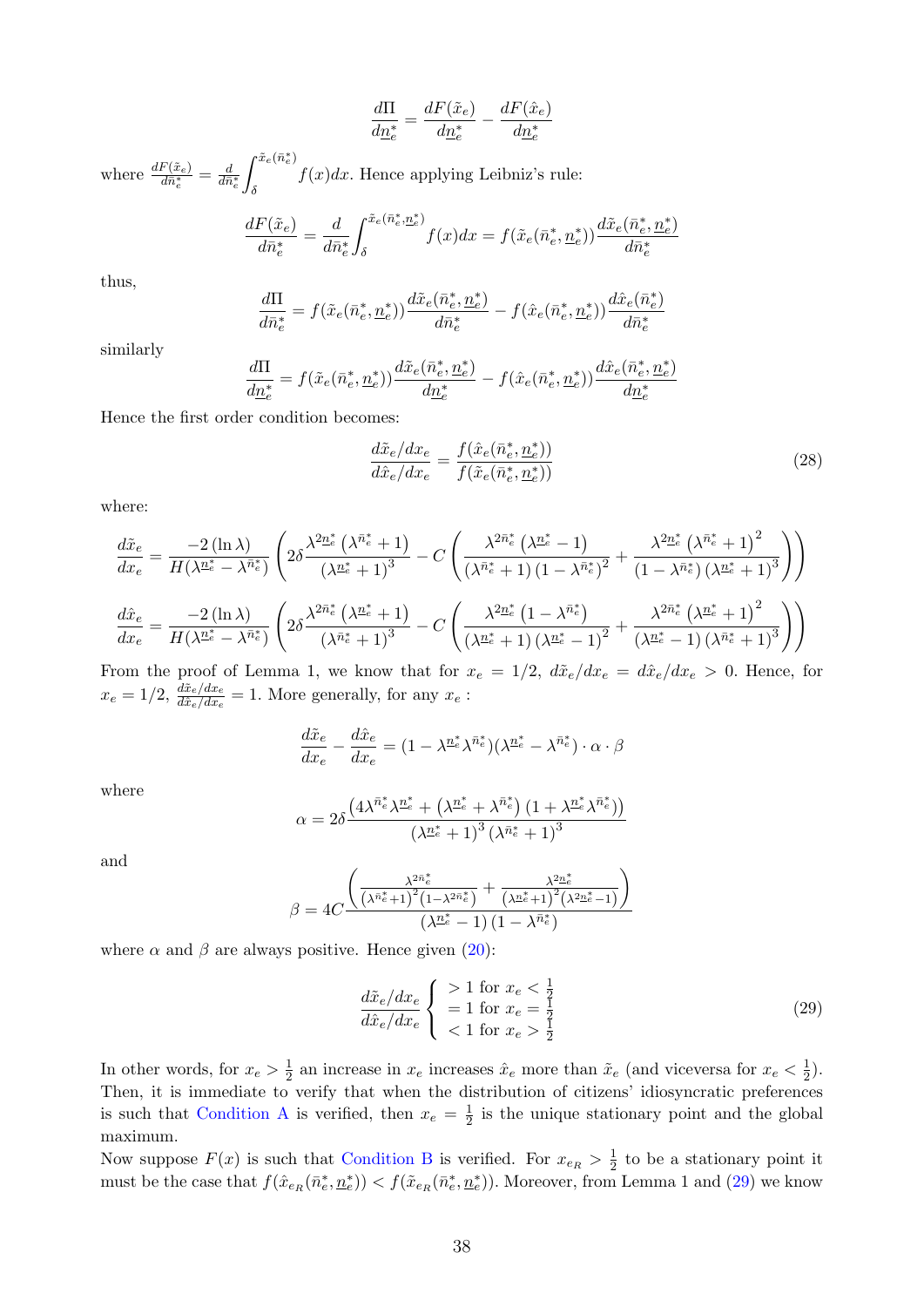$$\frac{d\Pi}{d\underline{n}_e^*} = \frac{dF(\tilde{x}_e)}{d\underline{n}_e^*} - \frac{dF(\hat{x}_e)}{d\underline{n}_e^*}$$

where $\frac{dF(\tilde{x}_e)}{d\bar{n}_e^*} = \frac{d}{d\bar{n}_e^*}\int_\delta^{\tilde{x}_e(\bar{n}_e^*)} f(x)dx$. Hence applying Leibniz's rule:

$$\frac{dF(\tilde{x}_e)}{d\bar{n}_e^*} = \frac{d}{d\bar{n}_e^*}\int_\delta^{\tilde{x}_e(\bar{n}_e^*,\underline{n}_e^*)} f(x)dx = f(\tilde{x}_e(\bar{n}_e^*,\underline{n}_e^*))\frac{d\tilde{x}_e(\bar{n}_e^*,\underline{n}_e^*)}{d\bar{n}_e^*}$$

thus,

$$\frac{d\Pi}{d\bar{n}_e^*} = f(\tilde{x}_e(\bar{n}_e^*,\underline{n}_e^*))\frac{d\tilde{x}_e(\bar{n}_e^*,\underline{n}_e^*)}{d\bar{n}_e^*} - f(\hat{x}_e(\bar{n}_e^*,\underline{n}_e^*))\frac{d\hat{x}_e(\bar{n}_e^*)}{d\bar{n}_e^*}$$

similarly

$$\frac{d\Pi}{d\underline{n}_e^*} = f(\tilde{x}_e(\bar{n}_e^*,\underline{n}_e^*))\frac{d\tilde{x}_e(\bar{n}_e^*,\underline{n}_e^*)}{d\underline{n}_e^*} - f(\hat{x}_e(\bar{n}_e^*,\underline{n}_e^*))\frac{d\hat{x}_e(\bar{n}_e^*,\underline{n}_e^*)}{d\underline{n}_e^*}$$

Hence the first order condition becomes:

$$\frac{d\tilde{x}_e/dx_e}{d\hat{x}_e/dx_e} = \frac{f(\hat{x}_e(\bar{n}_e^*,\underline{n}_e^*))}{f(\tilde{x}_e(\bar{n}_e^*,\underline{n}_e^*))} \tag{28}$$

where:

$$\frac{d\tilde{x}_e}{dx_e} = \frac{-2(\ln\lambda)}{H(\lambda^{\underline{n}_e^*}-\lambda^{\bar{n}_e^*})}\left(2\delta\frac{\lambda^{2\underline{n}_e^*}\left(\lambda^{\bar{n}_e^*}+1\right)}{\left(\lambda^{\underline{n}_e^*}+1\right)^3} - C\left(\frac{\lambda^{2\bar{n}_e^*}\left(\lambda^{\underline{n}_e^*}-1\right)}{\left(\lambda^{\bar{n}_e^*}+1\right)\left(1-\lambda^{\bar{n}_e^*}\right)^2} + \frac{\lambda^{2\underline{n}_e^*}\left(\lambda^{\bar{n}_e^*}+1\right)^2}{\left(1-\lambda^{\bar{n}_e^*}\right)\left(\lambda^{\underline{n}_e^*}+1\right)^3}\right)\right)$$

$$\frac{d\hat{x}_e}{dx_e} = \frac{-2(\ln\lambda)}{H(\lambda^{\underline{n}_e^*}-\lambda^{\bar{n}_e^*})}\left(2\delta\frac{\lambda^{2\bar{n}_e^*}\left(\lambda^{\underline{n}_e^*}+1\right)}{\left(\lambda^{\bar{n}_e^*}+1\right)^3} - C\left(\frac{\lambda^{2\underline{n}_e^*}\left(1-\lambda^{\bar{n}_e^*}\right)}{\left(\lambda^{\underline{n}_e^*}+1\right)\left(\lambda^{\underline{n}_e^*}-1\right)^2} + \frac{\lambda^{2\bar{n}_e^*}\left(\lambda^{\underline{n}_e^*}+1\right)^2}{\left(\lambda^{\underline{n}_e^*}-1\right)\left(\lambda^{\bar{n}_e^*}+1\right)^3}\right)\right)$$

From the proof of Lemma 1, we know that for $x_e = 1/2$, $d\tilde{x}_e/dx_e = d\hat{x}_e/dx_e > 0$. Hence, for $x_e = 1/2$, $\frac{d\tilde{x}_e/dx_e}{d\hat{x}_e/dx_e} = 1$. More generally, for any $x_e$ :

$$\frac{d\tilde{x}_e}{dx_e} - \frac{d\hat{x}_e}{dx_e} = (1-\lambda^{\underline{n}_e^*}\lambda^{\bar{n}_e^*})(\lambda^{\underline{n}_e^*}-\lambda^{\bar{n}_e^*})\cdot\alpha\cdot\beta$$

where

$$\alpha = 2\delta\frac{\left(4\lambda^{\bar{n}_e^*}\lambda^{\underline{n}_e^*} + \left(\lambda^{\underline{n}_e^*}+\lambda^{\bar{n}_e^*}\right)\left(1+\lambda^{\underline{n}_e^*}\lambda^{\bar{n}_e^*}\right)\right)}{\left(\lambda^{\underline{n}_e^*}+1\right)^3\left(\lambda^{\bar{n}_e^*}+1\right)^3}$$

and

$$\beta = 4C\frac{\left(\frac{\lambda^{2\bar{n}_e^*}}{\left(\lambda^{\bar{n}_e^*}+1\right)^2\left(1-\lambda^{2\bar{n}_e^*}\right)} + \frac{\lambda^{2\underline{n}_e^*}}{\left(\lambda^{\underline{n}_e^*}+1\right)^2\left(\lambda^{2\underline{n}_e^*}-1\right)}\right)}{\left(\lambda^{\underline{n}_e^*}-1\right)\left(1-\lambda^{\bar{n}_e^*}\right)}$$

where $\alpha$ and $\beta$ are always positive. Hence given (20):

$$\frac{d\tilde{x}_e/dx_e}{d\hat{x}_e/dx_e}\begin{cases} >1 \text{ for } x_e < \frac{1}{2} \\ =1 \text{ for } x_e = \frac{1}{2} \\ <1 \text{ for } x_e > \frac{1}{2}\end{cases} \tag{29}$$

In other words, for $x_e > \frac{1}{2}$ an increase in $x_e$ increases $\hat{x}_e$ more than $\tilde{x}_e$ (and viceversa for $x_e < \frac{1}{2}$). Then, it is immediate to verify that when the distribution of citizens' idiosyncratic preferences is such that Condition A is verified, then $x_e = \frac{1}{2}$ is the unique stationary point and the global maximum.

Now suppose $F(x)$ is such that Condition B is verified. For $x_{e_R} > \frac{1}{2}$ to be a stationary point it must be the case that $f(\hat{x}_{e_R}(\bar{n}_e^*,\underline{n}_e^*)) < f(\tilde{x}_{e_R}(\bar{n}_e^*,\underline{n}_e^*))$. Moreover, from Lemma 1 and (29) we know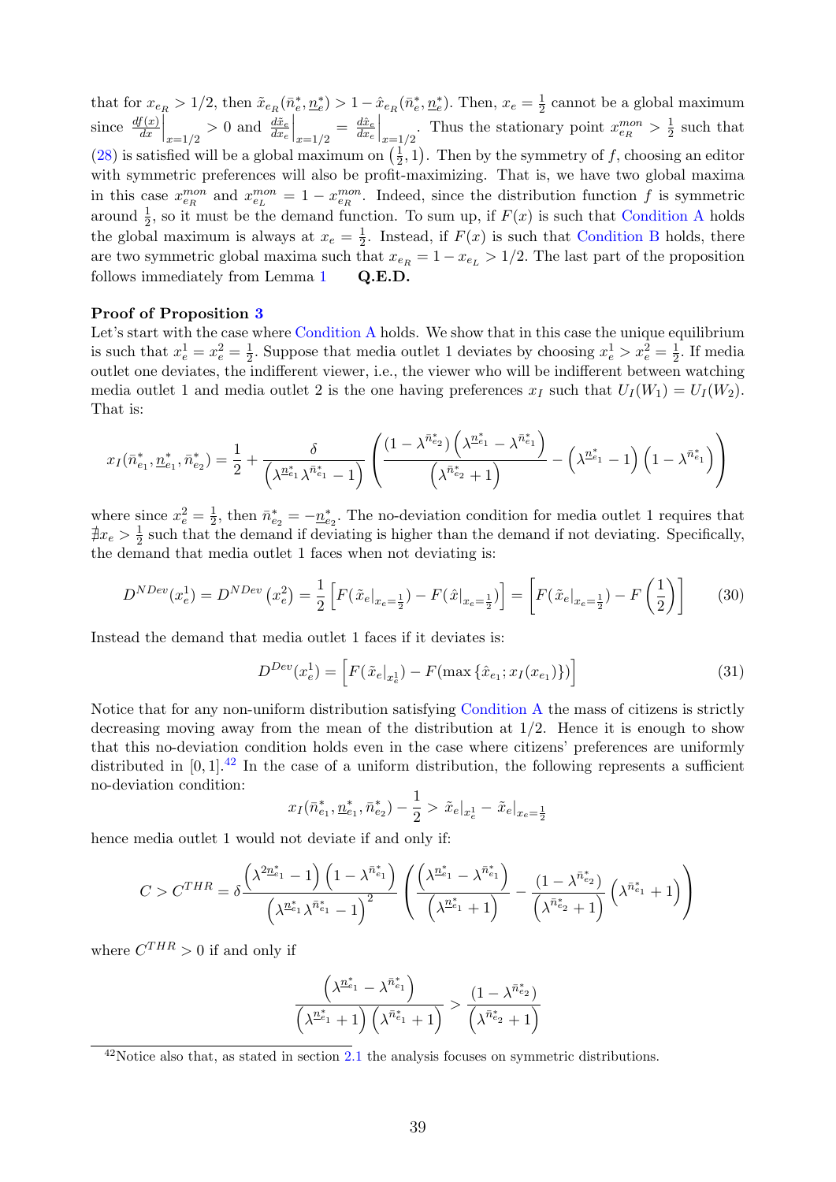that for $x_{e_R} > 1/2$, then $\tilde{x}_{e_R}(\bar{n}^*_e, \underline{n}^*_e) > 1 - \hat{x}_{e_R}(\bar{n}^*_e, \underline{n}^*_e)$. Then, $x_e = \frac{1}{2}$ cannot be a global maximum since $\left.\frac{df(x)}{dx}\right|_{x=1/2} > 0$ and $\left.\frac{d\tilde{x}_e}{dx_e}\right|_{x=1/2} = \left.\frac{d\hat{x}_e}{dx_e}\right|_{x=1/2}$. Thus the stationary point $x^{mon}_{e_R} > \frac{1}{2}$ such that (28) is satisfied will be a global maximum on $\left(\frac{1}{2}, 1\right)$. Then by the symmetry of $f$, choosing an editor with symmetric preferences will also be profit-maximizing. That is, we have two global maxima in this case $x^{mon}_{e_R}$ and $x^{mon}_{e_L} = 1 - x^{mon}_{e_R}$. Indeed, since the distribution function $f$ is symmetric around $\frac{1}{2}$, so it must be the demand function. To sum up, if $F(x)$ is such that Condition A holds the global maximum is always at $x_e = \frac{1}{2}$. Instead, if $F(x)$ is such that Condition B holds, there are two symmetric global maxima such that $x_{e_R} = 1 - x_{e_L} > 1/2$. The last part of the proposition follows immediately from Lemma 1 **Q.E.D.**

**Proof of Proposition 3**
Let's start with the case where Condition A holds. We show that in this case the unique equilibrium is such that $x^1_e = x^2_e = \frac{1}{2}$. Suppose that media outlet 1 deviates by choosing $x^1_e > x^2_e = \frac{1}{2}$. If media outlet one deviates, the indifferent viewer, i.e., the viewer who will be indifferent between watching media outlet 1 and media outlet 2 is the one having preferences $x_I$ such that $U_I(W_1) = U_I(W_2)$. That is:

$$x_I(\bar{n}^*_{e_1}, \underline{n}^*_{e_1}, \bar{n}^*_{e_2}) = \frac{1}{2} + \frac{\delta}{\left(\lambda^{\underline{n}^*_{e_1}}\lambda^{\bar{n}^*_{e_1}} - 1\right)} \left( \frac{(1-\lambda^{\bar{n}^*_{e_2}})\left(\lambda^{\underline{n}^*_{e_1}} - \lambda^{\bar{n}^*_{e_1}}\right)}{\left(\lambda^{\bar{n}^*_{e_2}} + 1\right)} - \left(\lambda^{\underline{n}^*_{e_1}} - 1\right)\left(1 - \lambda^{\bar{n}^*_{e_1}}\right) \right)$$

where since $x^2_e = \frac{1}{2}$, then $\bar{n}^*_{e_2} = -\underline{n}^*_{e_2}$. The no-deviation condition for media outlet 1 requires that $\nexists x_e > \frac{1}{2}$ such that the demand if deviating is higher than the demand if not deviating. Specifically, the demand that media outlet 1 faces when not deviating is:

$$D^{NDev}(x^1_e) = D^{NDev}\left(x^2_e\right) = \frac{1}{2}\left[F(\tilde{x}_e|_{x_e=\frac{1}{2}}) - F(\hat{x}|_{x_e=\frac{1}{2}})\right] = \left[F(\tilde{x}_e|_{x_e=\frac{1}{2}}) - F\left(\frac{1}{2}\right)\right] \tag{30}$$

Instead the demand that media outlet 1 faces if it deviates is:

$$D^{Dev}(x^1_e) = \left[F(\tilde{x}_e|_{x^1_e}) - F(\max\{\hat{x}_{e_1}; x_I(x_{e_1})\})\right] \tag{31}$$

Notice that for any non-uniform distribution satisfying Condition A the mass of citizens is strictly decreasing moving away from the mean of the distribution at 1/2. Hence it is enough to show that this no-deviation condition holds even in the case where citizens' preferences are uniformly distributed in $[0, 1]$.[42] In the case of a uniform distribution, the following represents a sufficient no-deviation condition:

$$x_I(\bar{n}^*_{e_1}, \underline{n}^*_{e_1}, \bar{n}^*_{e_2}) - \frac{1}{2} > \tilde{x}_e|_{x^1_e} - \tilde{x}_e|_{x_e=\frac{1}{2}}$$

hence media outlet 1 would not deviate if and only if:

$$C > C^{THR} = \delta \frac{\left(\lambda^{2\underline{n}^*_{e_1}} - 1\right)\left(1 - \lambda^{\bar{n}^*_{e_1}}\right)}{\left(\lambda^{\underline{n}^*_{e_1}}\lambda^{\bar{n}^*_{e_1}} - 1\right)^2} \left( \frac{\left(\lambda^{\underline{n}^*_{e_1}} - \lambda^{\bar{n}^*_{e_1}}\right)}{\left(\lambda^{\underline{n}^*_{e_1}} + 1\right)} - \frac{(1-\lambda^{\bar{n}^*_{e_2}})}{\left(\lambda^{\bar{n}^*_{e_2}} + 1\right)}\left(\lambda^{\bar{n}^*_{e_1}} + 1\right) \right)$$

where $C^{THR} > 0$ if and only if

$$\frac{\left(\lambda^{\underline{n}^*_{e_1}} - \lambda^{\bar{n}^*_{e_1}}\right)}{\left(\lambda^{\underline{n}^*_{e_1}} + 1\right)\left(\lambda^{\bar{n}^*_{e_1}} + 1\right)} > \frac{(1-\lambda^{\bar{n}^*_{e_2}})}{\left(\lambda^{\bar{n}^*_{e_2}} + 1\right)}$$

[42] Notice also that, as stated in section 2.1 the analysis focuses on symmetric distributions.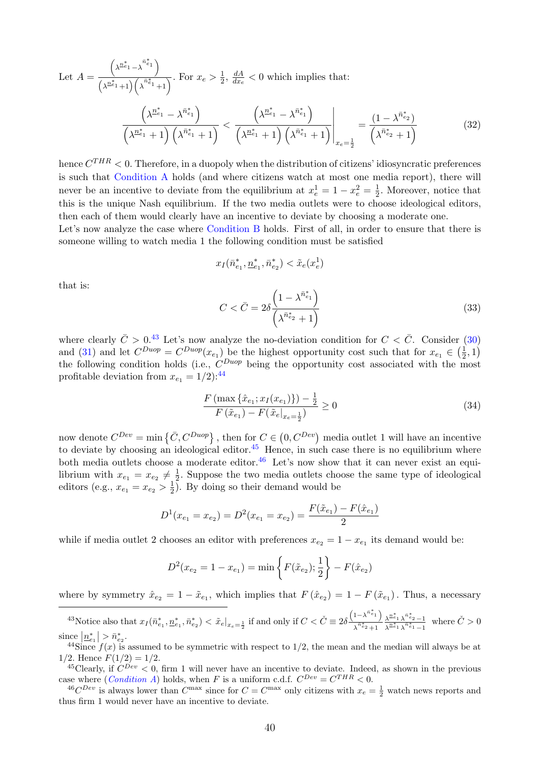Let $A = \frac{\left(\lambda^{\underline{n}^*_{e_1}} - \lambda^{\bar{n}^*_{e_1}}\right)}{\left(\lambda^{\underline{n}^*_{e_1}}+1\right)\left(\lambda^{\bar{n}^*_{e_1}}+1\right)}$. For $x_e > \frac{1}{2}$, $\frac{dA}{dx_e} < 0$ which implies that:

$$\frac{\left(\lambda^{\underline{n}^*_{e_1}} - \lambda^{\bar{n}^*_{e_1}}\right)}{\left(\lambda^{\underline{n}^*_{e_1}}+1\right)\left(\lambda^{\bar{n}^*_{e_1}}+1\right)} < \left.\frac{\left(\lambda^{\underline{n}^*_{e_1}} - \lambda^{\bar{n}^*_{e_1}}\right)}{\left(\lambda^{\underline{n}^*_{e_1}}+1\right)\left(\lambda^{\bar{n}^*_{e_1}}+1\right)}\right|_{x_e=\frac{1}{2}} = \frac{\left(1-\lambda^{\bar{n}^*_{e_2}}\right)}{\left(\lambda^{\bar{n}^*_{e_2}}+1\right)} \tag{32}$$

hence $C^{THR} < 0$. Therefore, in a duopoly when the distribution of citizens' idiosyncratic preferences is such that Condition A holds (and where citizens watch at most one media report), there will never be an incentive to deviate from the equilibrium at $x^1_e = 1 - x^2_e = \frac{1}{2}$. Moreover, notice that this is the unique Nash equilibrium. If the two media outlets were to choose ideological editors, then each of them would clearly have an incentive to deviate by choosing a moderate one.

Let's now analyze the case where Condition B holds. First of all, in order to ensure that there is someone willing to watch media 1 the following condition must be satisfied

$$x_I(\bar{n}^*_{e_1}, \underline{n}^*_{e_1}, \bar{n}^*_{e_2}) < \tilde{x}_e(x^1_e)$$

that is:

$$C < \bar{C} = 2\delta\frac{\left(1-\lambda^{\bar{n}^*_{e_1}}\right)}{\left(\lambda^{\bar{n}^*_{e_2}}+1\right)} \tag{33}$$

where clearly $\bar{C} > 0$.[43] Let's now analyze the no-deviation condition for $C < \bar{C}$. Consider (30) and (31) and let $C^{Duop} = C^{Duop}(x_{e_1})$ be the highest opportunity cost such that for $x_{e_1} \in \left(\frac{1}{2}, 1\right)$ the following condition holds (i.e., $C^{Duop}$ being the opportunity cost associated with the most profitable deviation from $x_{e_1} = 1/2$):[44]

$$\frac{F\left(\max\left\{\hat{x}_{e_1}; x_I(x_{e_1})\right\}\right) - \frac{1}{2}}{F\left(\tilde{x}_{e_1}\right) - F(\tilde{x}_e|_{x_e=\frac{1}{2}})} \geq 0 \tag{34}$$

now denote $C^{Dev} = \min\left\{\bar{C}, C^{Duop}\right\}$, then for $C \in \left(0, C^{Dev}\right)$ media outlet 1 will have an incentive to deviate by choosing an ideological editor.[45] Hence, in such case there is no equilibrium where both media outlets choose a moderate editor.[46] Let's now show that it can never exist an equilibrium with $x_{e_1} = x_{e_2} \neq \frac{1}{2}$. Suppose the two media outlets choose the same type of ideological editors (e.g., $x_{e_1} = x_{e_2} > \frac{1}{2}$). By doing so their demand would be

$$D^1(x_{e_1} = x_{e_2}) = D^2(x_{e_1} = x_{e_2}) = \frac{F(\tilde{x}_{e_1}) - F(\hat{x}_{e_1})}{2}$$

while if media outlet 2 chooses an editor with preferences $x_{e_2} = 1 - x_{e_1}$ its demand would be:

$$D^2(x_{e_2} = 1 - x_{e_1}) = \min\left\{F(\tilde{x}_{e_2}); \frac{1}{2}\right\} - F(\hat{x}_{e_2})$$

where by symmetry $\hat{x}_{e_2} = 1 - \tilde{x}_{e_1}$, which implies that $F\left(\hat{x}_{e_2}\right) = 1 - F\left(\tilde{x}_{e_1}\right)$. Thus, a necessary

---

[43] Notice also that $x_I(\bar{n}^*_{e_1}, \underline{n}^*_{e_1}, \bar{n}^*_{e_2}) < \tilde{x}_e|_{x_e=\frac{1}{2}}$ if and only if $C < \check{C} \equiv 2\delta\frac{\left(1-\lambda^{\bar{n}^*_{e_1}}\right)}{\lambda^{\bar{n}^*_{e_2}}+1}\frac{\lambda^{\underline{n}^*_{e_1}}\lambda^{\bar{n}^*_{e_2}}-1}{\lambda^{\underline{n}^*_{e_1}}\lambda^{\bar{n}^*_{e_1}}-1}$ where $\check{C} > 0$ since $\left|\underline{n}^*_{e_1}\right| > \bar{n}^*_{e_2}$.

[44] Since $f(x)$ is assumed to be symmetric with respect to 1/2, the mean and the median will always be at 1/2. Hence $F(1/2) = 1/2$.

[45] Clearly, if $C^{Dev} < 0$, firm 1 will never have an incentive to deviate. Indeed, as shown in the previous case where (*Condition A*) holds, when $F$ is a uniform c.d.f. $C^{Dev} = C^{THR} < 0$.

[46] $C^{Dev}$ is always lower than $C^{\max}$ since for $C = C^{\max}$ only citizens with $x_e = \frac{1}{2}$ watch news reports and thus firm 1 would never have an incentive to deviate.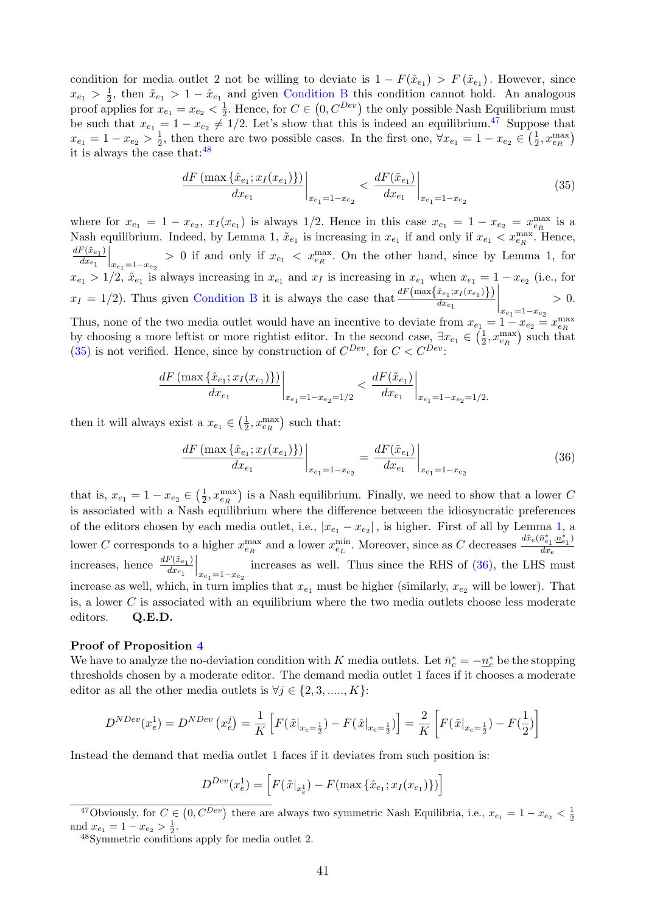condition for media outlet 2 not be willing to deviate is $1 - F(\hat{x}_{e_1}) > F(\tilde{x}_{e_1})$. However, since $x_{e_1} > \frac{1}{2}$, then $\tilde{x}_{e_1} > 1 - \hat{x}_{e_1}$ and given Condition B this condition cannot hold. An analogous proof applies for $x_{e_1} = x_{e_2} < \frac{1}{2}$. Hence, for $C \in (0, C^{Dev})$ the only possible Nash Equilibrium must be such that $x_{e_1} = 1 - x_{e_2} \neq 1/2$. Let's show that this is indeed an equilibrium.[47] Suppose that $x_{e_1} = 1 - x_{e_2} > \frac{1}{2}$, then there are two possible cases. In the first one, $\forall x_{e_1} = 1 - x_{e_2} \in \left(\frac{1}{2}, x_{e_R}^{\max}\right)$ it is always the case that:[48]

$$\left.\frac{dF\left(\max\{\hat{x}_{e_1}; x_I(x_{e_1})\}\right)}{dx_{e_1}}\right|_{x_{e_1}=1-x_{e_2}} < \left.\frac{dF(\tilde{x}_{e_1})}{dx_{e_1}}\right|_{x_{e_1}=1-x_{e_2}} \tag{35}$$

where for $x_{e_1} = 1 - x_{e_2}$, $x_I(x_{e_1})$ is always 1/2. Hence in this case $x_{e_1} = 1 - x_{e_2} = x_{e_R}^{\max}$ is a Nash equilibrium. Indeed, by Lemma 1, $\tilde{x}_{e_1}$ is increasing in $x_{e_1}$ if and only if $x_{e_1} < x_{e_R}^{\max}$. Hence, $\left.\frac{dF(\tilde{x}_{e_1})}{dx_{e_1}}\right|_{x_{e_1}=1-x_{e_2}} > 0$ if and only if $x_{e_1} < x_{e_R}^{\max}$. On the other hand, since by Lemma 1, for $x_{e_1} > 1/2$, $\hat{x}_{e_1}$ is always increasing in $x_{e_1}$ and $x_I$ is increasing in $x_{e_1}$ when $x_{e_1} = 1 - x_{e_2}$ (i.e., for $x_I = 1/2$). Thus given Condition B it is always the case that $\left.\frac{dF\left(\max\{\hat{x}_{e_1}; x_I(x_{e_1})\}\right)}{dx_{e_1}}\right|_{x_{e_1}=1-x_{e_2}} > 0$. Thus, none of the two media outlet would have an incentive to deviate from $x_{e_1} = 1 - x_{e_2} = x_{e_R}^{\max}$ by choosing a more leftist or more rightist editor. In the second case, $\exists x_{e_1} \in \left(\frac{1}{2}, x_{e_R}^{\max}\right)$ such that (35) is not verified. Hence, since by construction of $C^{Dev}$, for $C < C^{Dev}$:

$$\left.\frac{dF\left(\max\{\hat{x}_{e_1}; x_I(x_{e_1})\}\right)}{dx_{e_1}}\right|_{x_{e_1}=1-x_{e_2}=1/2} < \left.\frac{dF(\tilde{x}_{e_1})}{dx_{e_1}}\right|_{x_{e_1}=1-x_{e_2}=1/2.}$$

then it will always exist a $x_{e_1} \in \left(\frac{1}{2}, x_{e_R}^{\max}\right)$ such that:

$$\left.\frac{dF\left(\max\{\hat{x}_{e_1}; x_I(x_{e_1})\}\right)}{dx_{e_1}}\right|_{x_{e_1}=1-x_{e_2}} = \left.\frac{dF(\tilde{x}_{e_1})}{dx_{e_1}}\right|_{x_{e_1}=1-x_{e_2}} \tag{36}$$

that is, $x_{e_1} = 1 - x_{e_2} \in \left(\frac{1}{2}, x_{e_R}^{\max}\right)$ is a Nash equilibrium. Finally, we need to show that a lower $C$ is associated with a Nash equilibrium where the difference between the idiosyncratic preferences of the editors chosen by each media outlet, i.e., $|x_{e_1} - x_{e_2}|$, is higher. First of all by Lemma 1, a lower $C$ corresponds to a higher $x_{e_R}^{\max}$ and a lower $x_{e_L}^{\min}$. Moreover, since as $C$ decreases $\frac{d\tilde{x}_e(\bar{n}^*_{e_1}, \underline{n}^*_{e_1})}{dx_e}$ increases, hence $\left.\frac{dF(\tilde{x}_{e_1})}{dx_{e_1}}\right|_{x_{e_1}=1-x_{e_2}}$ increases as well. Thus since the RHS of (36), the LHS must increase as well, which, in turn implies that $x_{e_1}$ must be higher (similarly, $x_{e_2}$ will be lower). That is, a lower $C$ is associated with an equilibrium where the two media outlets choose less moderate editors. **Q.E.D.**

**Proof of Proposition 4**

We have to analyze the no-deviation condition with $K$ media outlets. Let $\bar{n}^*_e = -\underline{n}^*_e$ be the stopping thresholds chosen by a moderate editor. The demand media outlet 1 faces if it chooses a moderate editor as all the other media outlets is $\forall j \in \{2, 3, ....., K\}$:

$$D^{NDev}(x_e^1) = D^{NDev}\left(x_e^j\right) = \frac{1}{K}\left[F(\tilde{x}|_{x_e=\frac{1}{2}}) - F(\hat{x}|_{x_e=\frac{1}{2}})\right] = \frac{2}{K}\left[F(\tilde{x}|_{x_e=\frac{1}{2}}) - F(\frac{1}{2})\right]$$

Instead the demand that media outlet 1 faces if it deviates from such position is:

$$D^{Dev}(x_e^1) = \left[F(\tilde{x}|_{x_e^1}) - F(\max\{\hat{x}_{e_1}; x_I(x_{e_1})\})\right]$$

[47] Obviously, for $C \in (0, C^{Dev})$ there are always two symmetric Nash Equilibria, i.e., $x_{e_1} = 1 - x_{e_2} < \frac{1}{2}$ and $x_{e_1} = 1 - x_{e_2} > \frac{1}{2}$.

[48] Symmetric conditions apply for media outlet 2.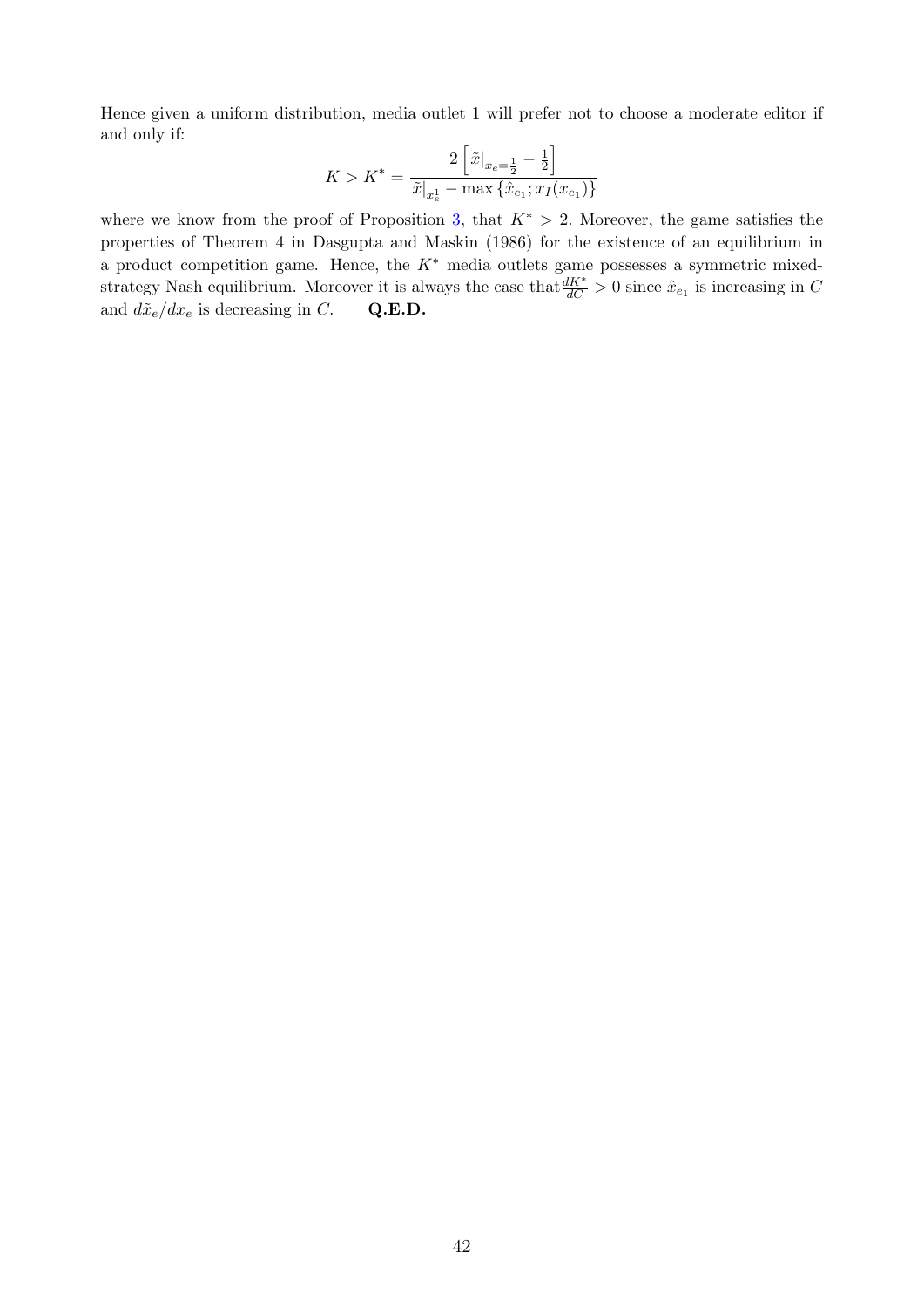Hence given a uniform distribution, media outlet 1 will prefer not to choose a moderate editor if and only if:

$$K > K^* = \frac{2\left[\tilde{x}|_{x_e=\frac{1}{2}} - \frac{1}{2}\right]}{\tilde{x}|_{x_e^1} - \max\{\hat{x}_{e_1}; x_I(x_{e_1})\}}$$

where we know from the proof of Proposition 3, that $K^* > 2$. Moreover, the game satisfies the properties of Theorem 4 in Dasgupta and Maskin (1986) for the existence of an equilibrium in a product competition game. Hence, the $K^*$ media outlets game possesses a symmetric mixed-strategy Nash equilibrium. Moreover it is always the case that $\frac{dK^*}{dC} > 0$ since $\hat{x}_{e_1}$ is increasing in $C$ and $d\tilde{x}_e/dx_e$ is decreasing in $C$. **Q.E.D.**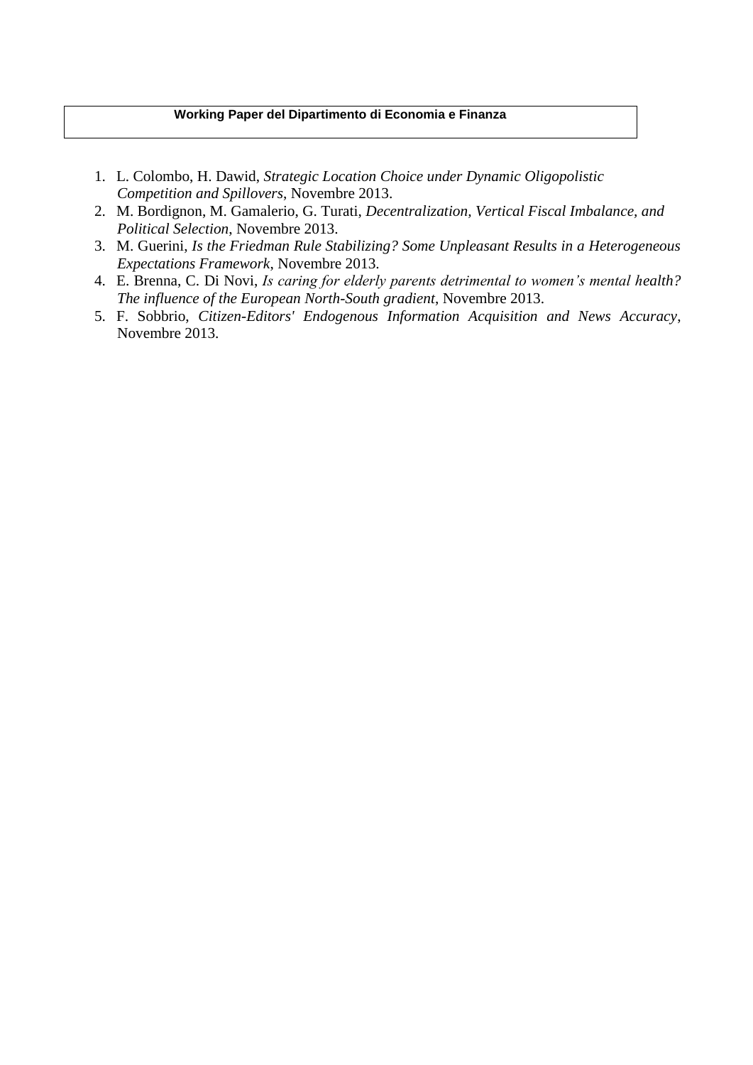**Working Paper del Dipartimento di Economia e Finanza**

1. L. Colombo, H. Dawid, *Strategic Location Choice under Dynamic Oligopolistic Competition and Spillovers*, Novembre 2013.
2. M. Bordignon, M. Gamalerio, G. Turati, *Decentralization, Vertical Fiscal Imbalance, and Political Selection*, Novembre 2013.
3. M. Guerini, *Is the Friedman Rule Stabilizing? Some Unpleasant Results in a Heterogeneous Expectations Framework*, Novembre 2013.
4. E. Brenna, C. Di Novi, *Is caring for elderly parents detrimental to women's mental health? The influence of the European North-South gradient*, Novembre 2013.
5. F. Sobbrio, *Citizen-Editors' Endogenous Information Acquisition and News Accuracy*, Novembre 2013.